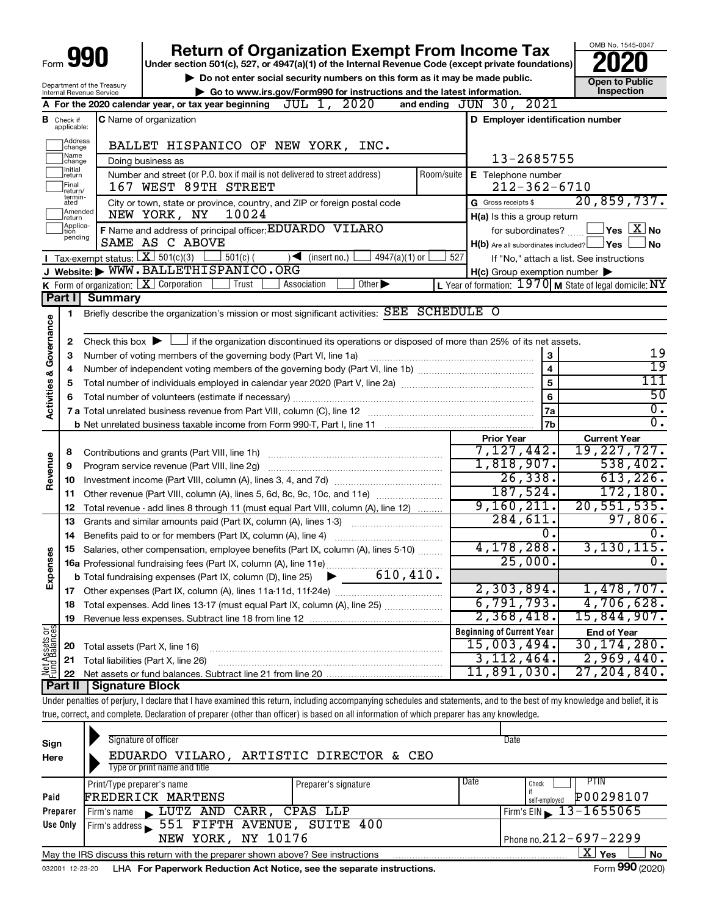Form **990**

# Return of Organization Exempt From Income Tax

**Under section 501(c), 527, or 4947(a)(1) of the Internal Revenue Code (except private foundations)**

▶ Do not enter social security numbers on this form as it may be made public.

▶ Go to www.irs.gov/Form990 for instructions and the latest information.

OMB No. 1545-0047

**2020**

**Open to Public Inspection**

Department of the Treasury
Internal Revenue Service

**A** For the 2020 calendar year, or tax year beginning JUL 1, 2020 and ending JUN 30, 2021

**B** Check if applicable: Address change, Name change, Initial return, Final return/terminated, Amended return, Application pending

**C** Name of organization: BALLET HISPANICO OF NEW YORK, INC.

Doing business as

Number and street (or P.O. box if mail is not delivered to street address): 167 WEST 89TH STREET | Room/suite

City or town, state or province, country, and ZIP or foreign postal code: NEW YORK, NY 10024

**D** Employer identification number: 13-2685755

**E** Telephone number: 212-362-6710

**G** Gross receipts $ 20,859,737.

**F** Name and address of principal officer: EDUARDO VILARO, SAME AS C ABOVE

**H(a)** Is this a group return for subordinates? Yes [ ] No [X]

**H(b)** Are all subordinates included? Yes [ ] No [ ]
If "No," attach a list. See instructions

**H(c)** Group exemption number ▶

**I** Tax-exempt status: [X] 501(c)(3) [ ] 501(c) ( ) ◀ (insert no.) [ ] 4947(a)(1) or [ ] 527

**J** Website: ▶ WWW.BALLETHISPANICO.ORG

**K** Form of organization: [X] Corporation [ ] Trust [ ] Association [ ] Other ▶

**L** Year of formation: 1970 **M** State of legal domicile: NY

## Part I Summary

**Activities & Governance**

1. Briefly describe the organization's mission or most significant activities: SEE SCHEDULE O
2. Check this box ▶ [ ] if the organization discontinued its operations or disposed of more than 25% of its net assets.

| | | | |
|---|---|---|---|
| 3 | Number of voting members of the governing body (Part VI, line 1a) | 3 | 19 |
| 4 | Number of independent voting members of the governing body (Part VI, line 1b) | 4 | 19 |
| 5 | Total number of individuals employed in calendar year 2020 (Part V, line 2a) | 5 | 111 |
| 6 | Total number of volunteers (estimate if necessary) | 6 | 50 |
| 7a | Total unrelated business revenue from Part VIII, column (C), line 12 | 7a | 0. |
| b | Net unrelated business taxable income from Form 990-T, Part I, line 11 | 7b | 0. |

| | | | Prior Year | Current Year |
|---|---|---|---|---|
| **Revenue** | 8 | Contributions and grants (Part VIII, line 1h) | 7,127,442. | 19,227,727. |
| | 9 | Program service revenue (Part VIII, line 2g) | 1,818,907. | 538,402. |
| | 10 | Investment income (Part VIII, column (A), lines 3, 4, and 7d) | 26,338. | 613,226. |
| | 11 | Other revenue (Part VIII, column (A), lines 5, 6d, 8c, 9c, 10c, and 11e) | 187,524. | 172,180. |
| | 12 | Total revenue - add lines 8 through 11 (must equal Part VIII, column (A), line 12) | 9,160,211. | 20,551,535. |
| **Expenses** | 13 | Grants and similar amounts paid (Part IX, column (A), lines 1-3) | 284,611. | 97,806. |
| | 14 | Benefits paid to or for members (Part IX, column (A), line 4) | 0. | 0. |
| | 15 | Salaries, other compensation, employee benefits (Part IX, column (A), lines 5-10) | 4,178,288. | 3,130,115. |
| | 16a | Professional fundraising fees (Part IX, column (A), line 11e) | 25,000. | 0. |
| | b | Total fundraising expenses (Part IX, column (D), line 25) ▶ 610,410. | | |
| | 17 | Other expenses (Part IX, column (A), lines 11a-11d, 11f-24e) | 2,303,894. | 1,478,707. |
| | 18 | Total expenses. Add lines 13-17 (must equal Part IX, column (A), line 25) | 6,791,793. | 4,706,628. |
| | 19 | Revenue less expenses. Subtract line 18 from line 12 | 2,368,418. | 15,844,907. |

| | | | Beginning of Current Year | End of Year |
|---|---|---|---|---|
| **Net Assets or Fund Balances** | 20 | Total assets (Part X, line 16) | 15,003,494. | 30,174,280. |
| | 21 | Total liabilities (Part X, line 26) | 3,112,464. | 2,969,440. |
| | 22 | Net assets or fund balances. Subtract line 21 from line 20 | 11,891,030. | 27,204,840. |

## Part II Signature Block

Under penalties of perjury, I declare that I have examined this return, including accompanying schedules and statements, and to the best of my knowledge and belief, it is true, correct, and complete. Declaration of preparer (other than officer) is based on all information of which preparer has any knowledge.

**Sign Here**

Signature of officer | Date

EDUARDO VILARO, ARTISTIC DIRECTOR & CEO
Type or print name and title

**Paid Preparer Use Only**

| Print/Type preparer's name | Preparer's signature | Date | Check [ ] if self-employed | PTIN |
|---|---|---|---|---|
| FREDERICK MARTENS | | | | P00298107 |

Firm's name ▶ LUTZ AND CARR, CPAS LLP | Firm's EIN ▶ 13-1655065

Firm's address ▶ 551 FIFTH AVENUE, SUITE 400, NEW YORK, NY 10176 | Phone no. 212-697-2299

May the IRS discuss this return with the preparer shown above? See instructions [X] Yes [ ] No

032001 12-23-20 LHA **For Paperwork Reduction Act Notice, see the separate instructions.** Form **990** (2020)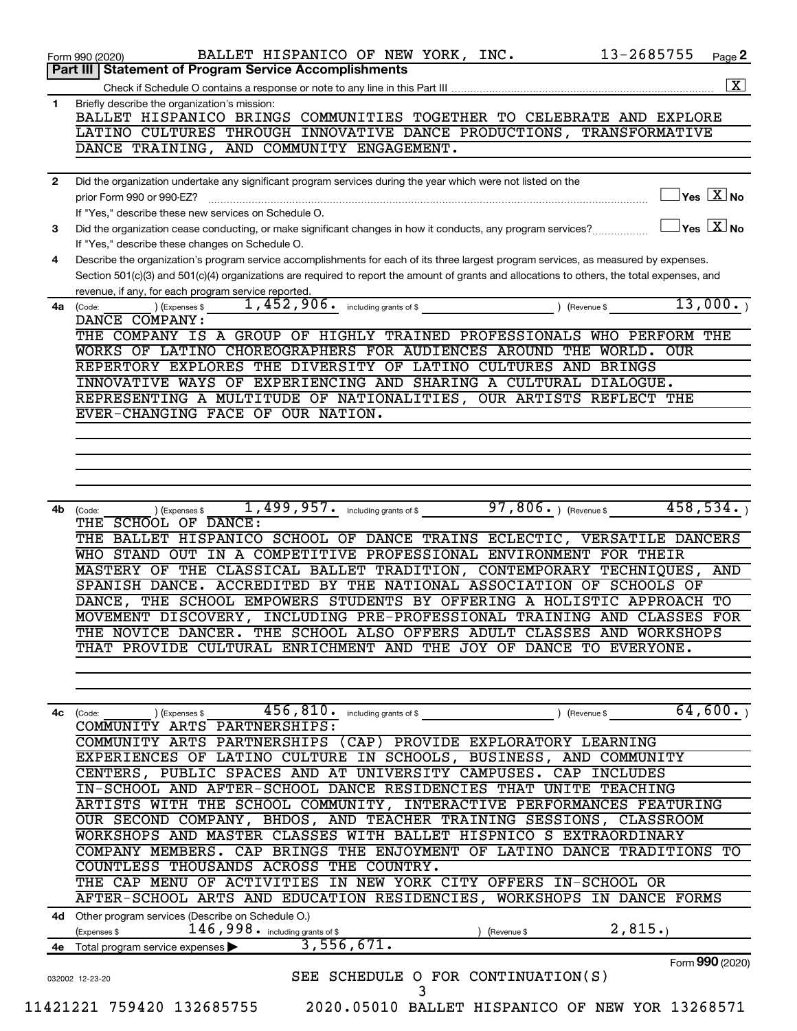Form 990 (2020) BALLET HISPANICO OF NEW YORK, INC. 13-2685755 Page 2

## Part III | Statement of Program Service Accomplishments

Check if Schedule O contains a response or note to any line in this Part III ..... [X]

**1** Briefly describe the organization's mission:

BALLET HISPANICO BRINGS COMMUNITIES TOGETHER TO CELEBRATE AND EXPLORE LATINO CULTURES THROUGH INNOVATIVE DANCE PRODUCTIONS, TRANSFORMATIVE DANCE TRAINING, AND COMMUNITY ENGAGEMENT.

**2** Did the organization undertake any significant program services during the year which were not listed on the prior Form 990 or 990-EZ? ..... [ ] Yes [X] No

If "Yes," describe these new services on Schedule O.

**3** Did the organization cease conducting, or make significant changes in how it conducts, any program services? ..... [ ] Yes [X] No

If "Yes," describe these changes on Schedule O.

**4** Describe the organization's program service accomplishments for each of its three largest program services, as measured by expenses. Section 501(c)(3) and 501(c)(4) organizations are required to report the amount of grants and allocations to others, the total expenses, and revenue, if any, for each program service reported.

**4a** (Code: ) (Expenses $ 1,452,906. including grants of $ ) (Revenue $ 13,000.)

DANCE COMPANY:

THE COMPANY IS A GROUP OF HIGHLY TRAINED PROFESSIONALS WHO PERFORM THE WORKS OF LATINO CHOREOGRAPHERS FOR AUDIENCES AROUND THE WORLD. OUR REPERTORY EXPLORES THE DIVERSITY OF LATINO CULTURES AND BRINGS INNOVATIVE WAYS OF EXPERIENCING AND SHARING A CULTURAL DIALOGUE. REPRESENTING A MULTITUDE OF NATIONALITIES, OUR ARTISTS REFLECT THE EVER-CHANGING FACE OF OUR NATION.

**4b** (Code: ) (Expenses $ 1,499,957. including grants of $ 97,806.) (Revenue $ 458,534.)

THE SCHOOL OF DANCE:

THE BALLET HISPANICO SCHOOL OF DANCE TRAINS ECLECTIC, VERSATILE DANCERS WHO STAND OUT IN A COMPETITIVE PROFESSIONAL ENVIRONMENT FOR THEIR MASTERY OF THE CLASSICAL BALLET TRADITION, CONTEMPORARY TECHNIQUES, AND SPANISH DANCE. ACCREDITED BY THE NATIONAL ASSOCIATION OF SCHOOLS OF DANCE, THE SCHOOL EMPOWERS STUDENTS BY OFFERING A HOLISTIC APPROACH TO MOVEMENT DISCOVERY, INCLUDING PRE-PROFESSIONAL TRAINING AND CLASSES FOR THE NOVICE DANCER. THE SCHOOL ALSO OFFERS ADULT CLASSES AND WORKSHOPS THAT PROVIDE CULTURAL ENRICHMENT AND THE JOY OF DANCE TO EVERYONE.

**4c** (Code: ) (Expenses $ 456,810. including grants of $ ) (Revenue $ 64,600.)

COMMUNITY ARTS PARTNERSHIPS:

COMMUNITY ARTS PARTNERSHIPS (CAP) PROVIDE EXPLORATORY LEARNING EXPERIENCES OF LATINO CULTURE IN SCHOOLS, BUSINESS, AND COMMUNITY CENTERS, PUBLIC SPACES AND AT UNIVERSITY CAMPUSES. CAP INCLUDES IN-SCHOOL AND AFTER-SCHOOL DANCE RESIDENCIES THAT UNITE TEACHING ARTISTS WITH THE SCHOOL COMMUNITY, INTERACTIVE PERFORMANCES FEATURING OUR SECOND COMPANY, BHDOS, AND TEACHER TRAINING SESSIONS, CLASSROOM WORKSHOPS AND MASTER CLASSES WITH BALLET HISPNICO S EXTRAORDINARY COMPANY MEMBERS. CAP BRINGS THE ENJOYMENT OF LATINO DANCE TRADITIONS TO COUNTLESS THOUSANDS ACROSS THE COUNTRY.

THE CAP MENU OF ACTIVITIES IN NEW YORK CITY OFFERS IN-SCHOOL OR AFTER-SCHOOL ARTS AND EDUCATION RESIDENCIES, WORKSHOPS IN DANCE FORMS

**4d** Other program services (Describe on Schedule O.)

(Expenses $ 146,998. including grants of $ ) (Revenue $ 2,815.)

**4e** Total program service expenses ▶ 3,556,671.

SEE SCHEDULE O FOR CONTINUATION(S)

Form **990** (2020)

032002 12-23-20

11421221 759420 132685755 2020.05010 BALLET HISPANICO OF NEW YOR 13268571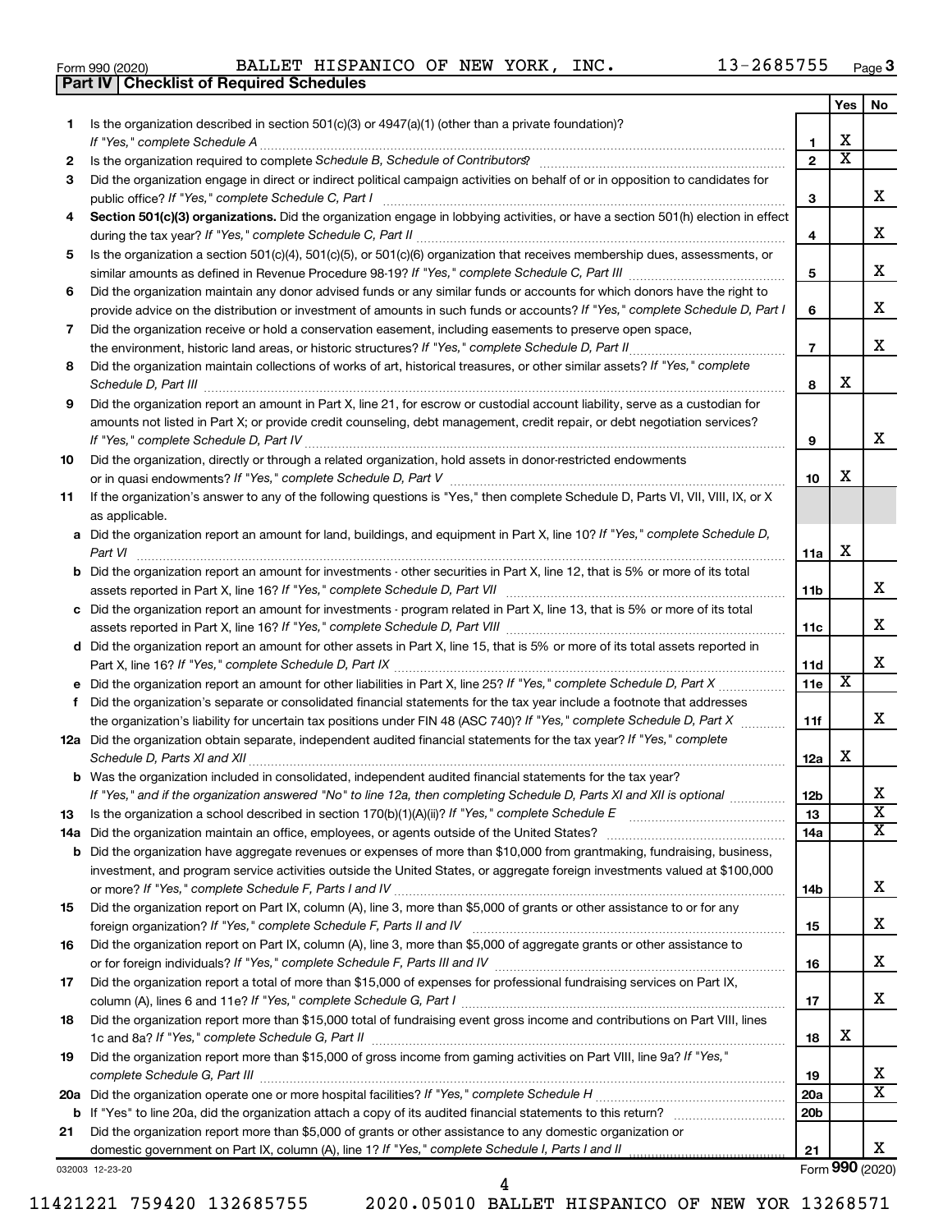Form 990 (2020) BALLET HISPANICO OF NEW YORK, INC. 13-2685755 Page 3

**Part IV | Checklist of Required Schedules**

| | | | Yes | No |
|---|---|---|---|---|
| 1 | Is the organization described in section 501(c)(3) or 4947(a)(1) (other than a private foundation)? *If "Yes," complete Schedule A* | 1 | X | |
| 2 | Is the organization required to complete *Schedule B, Schedule of Contributors*? | 2 | X | |
| 3 | Did the organization engage in direct or indirect political campaign activities on behalf of or in opposition to candidates for public office? *If "Yes," complete Schedule C, Part I* | 3 | | X |
| 4 | **Section 501(c)(3) organizations.** Did the organization engage in lobbying activities, or have a section 501(h) election in effect during the tax year? *If "Yes," complete Schedule C, Part II* | 4 | | X |
| 5 | Is the organization a section 501(c)(4), 501(c)(5), or 501(c)(6) organization that receives membership dues, assessments, or similar amounts as defined in Revenue Procedure 98-19? *If "Yes," complete Schedule C, Part III* | 5 | | X |
| 6 | Did the organization maintain any donor advised funds or any similar funds or accounts for which donors have the right to provide advice on the distribution or investment of amounts in such funds or accounts? *If "Yes," complete Schedule D, Part I* | 6 | | X |
| 7 | Did the organization receive or hold a conservation easement, including easements to preserve open space, the environment, historic land areas, or historic structures? *If "Yes," complete Schedule D, Part II* | 7 | | X |
| 8 | Did the organization maintain collections of works of art, historical treasures, or other similar assets? *If "Yes," complete Schedule D, Part III* | 8 | X | |
| 9 | Did the organization report an amount in Part X, line 21, for escrow or custodial account liability, serve as a custodian for amounts not listed in Part X; or provide credit counseling, debt management, credit repair, or debt negotiation services? *If "Yes," complete Schedule D, Part IV* | 9 | | X |
| 10 | Did the organization, directly or through a related organization, hold assets in donor-restricted endowments or in quasi endowments? *If "Yes," complete Schedule D, Part V* | 10 | X | |
| 11 | If the organization's answer to any of the following questions is "Yes," then complete Schedule D, Parts VI, VII, VIII, IX, or X as applicable. | | | |
| a | Did the organization report an amount for land, buildings, and equipment in Part X, line 10? *If "Yes," complete Schedule D, Part VI* | 11a | X | |
| b | Did the organization report an amount for investments - other securities in Part X, line 12, that is 5% or more of its total assets reported in Part X, line 16? *If "Yes," complete Schedule D, Part VII* | 11b | | X |
| c | Did the organization report an amount for investments - program related in Part X, line 13, that is 5% or more of its total assets reported in Part X, line 16? *If "Yes," complete Schedule D, Part VIII* | 11c | | X |
| d | Did the organization report an amount for other assets in Part X, line 15, that is 5% or more of its total assets reported in Part X, line 16? *If "Yes," complete Schedule D, Part IX* | 11d | | X |
| e | Did the organization report an amount for other liabilities in Part X, line 25? *If "Yes," complete Schedule D, Part X* | 11e | X | |
| f | Did the organization's separate or consolidated financial statements for the tax year include a footnote that addresses the organization's liability for uncertain tax positions under FIN 48 (ASC 740)? *If "Yes," complete Schedule D, Part X* | 11f | | X |
| 12a | Did the organization obtain separate, independent audited financial statements for the tax year? *If "Yes," complete Schedule D, Parts XI and XII* | 12a | X | |
| b | Was the organization included in consolidated, independent audited financial statements for the tax year? *If "Yes," and if the organization answered "No" to line 12a, then completing Schedule D, Parts XI and XII is optional* | 12b | | X |
| 13 | Is the organization a school described in section 170(b)(1)(A)(ii)? *If "Yes," complete Schedule E* | 13 | | X |
| 14a | Did the organization maintain an office, employees, or agents outside of the United States? | 14a | | X |
| b | Did the organization have aggregate revenues or expenses of more than $10,000 from grantmaking, fundraising, business, investment, and program service activities outside the United States, or aggregate foreign investments valued at $100,000 or more? *If "Yes," complete Schedule F, Parts I and IV* | 14b | | X |
| 15 | Did the organization report on Part IX, column (A), line 3, more than $5,000 of grants or other assistance to or for any foreign organization? *If "Yes," complete Schedule F, Parts II and IV* | 15 | | X |
| 16 | Did the organization report on Part IX, column (A), line 3, more than $5,000 of aggregate grants or other assistance to or for foreign individuals? *If "Yes," complete Schedule F, Parts III and IV* | 16 | | X |
| 17 | Did the organization report a total of more than $15,000 of expenses for professional fundraising services on Part IX, column (A), lines 6 and 11e? *If "Yes," complete Schedule G, Part I* | 17 | | X |
| 18 | Did the organization report more than $15,000 total of fundraising event gross income and contributions on Part VIII, lines 1c and 8a? *If "Yes," complete Schedule G, Part II* | 18 | X | |
| 19 | Did the organization report more than $15,000 of gross income from gaming activities on Part VIII, line 9a? *If "Yes," complete Schedule G, Part III* | 19 | | X |
| 20a | Did the organization operate one or more hospital facilities? *If "Yes," complete Schedule H* | 20a | | X |
| b | If "Yes" to line 20a, did the organization attach a copy of its audited financial statements to this return? | 20b | | |
| 21 | Did the organization report more than $5,000 of grants or other assistance to any domestic organization or domestic government on Part IX, column (A), line 1? *If "Yes," complete Schedule I, Parts I and II* | 21 | | X |

032003 12-23-20 Form 990 (2020)

11421221 759420 132685755 2020.05010 BALLET HISPANICO OF NEW YOR 13268571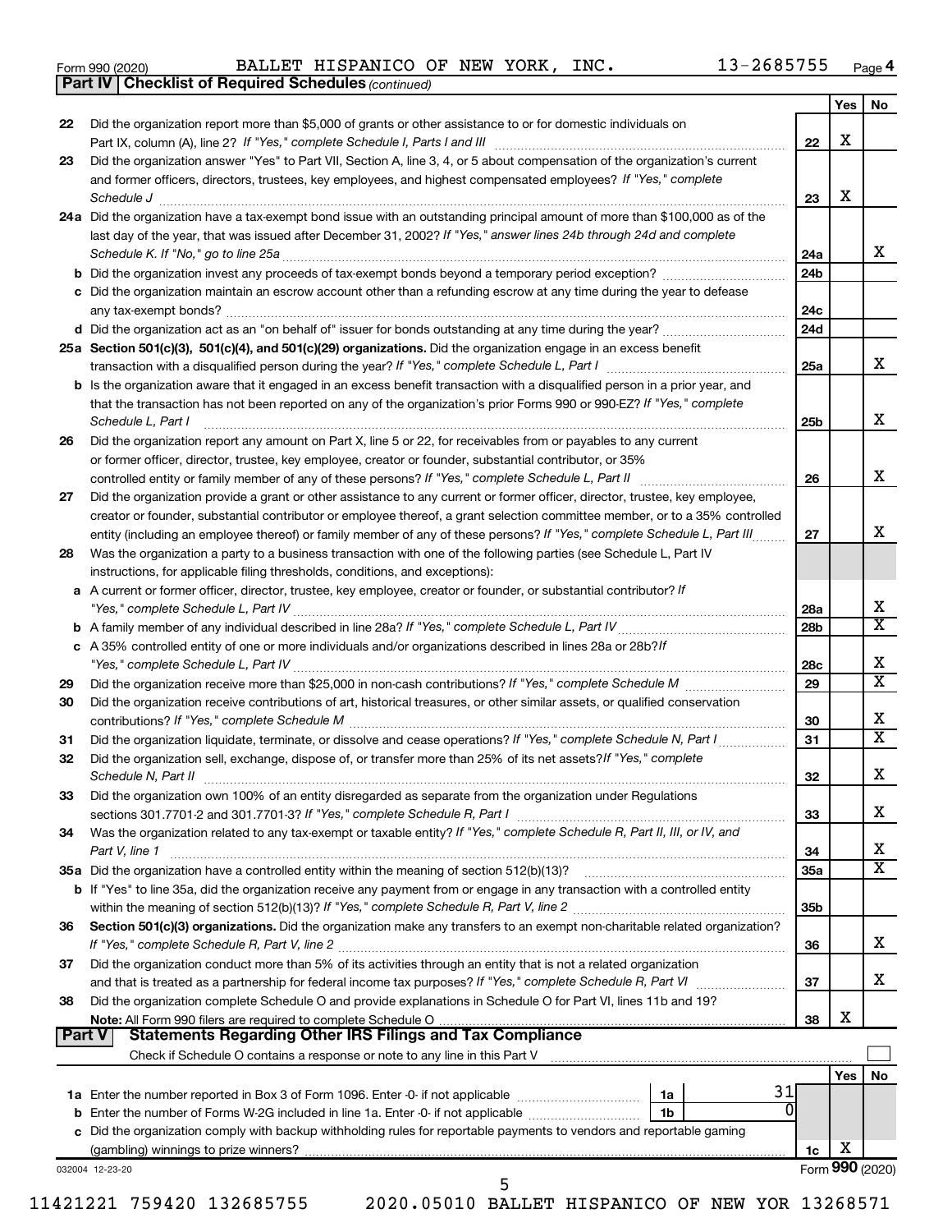Form 990 (2020) BALLET HISPANICO OF NEW YORK, INC. 13-2685755 Page 4

**Part IV | Checklist of Required Schedules** *(continued)*

| | | | Yes | No |
|---|---|---|---|---|
| 22 | Did the organization report more than $5,000 of grants or other assistance to or for domestic individuals on Part IX, column (A), line 2? *If "Yes," complete Schedule I, Parts I and III* | 22 | X | |
| 23 | Did the organization answer "Yes" to Part VII, Section A, line 3, 4, or 5 about compensation of the organization's current and former officers, directors, trustees, key employees, and highest compensated employees? *If "Yes," complete Schedule J* | 23 | X | |
| 24a | Did the organization have a tax-exempt bond issue with an outstanding principal amount of more than $100,000 as of the last day of the year, that was issued after December 31, 2002? *If "Yes," answer lines 24b through 24d and complete Schedule K. If "No," go to line 25a* | 24a | | X |
| b | Did the organization invest any proceeds of tax-exempt bonds beyond a temporary period exception? | 24b | | |
| c | Did the organization maintain an escrow account other than a refunding escrow at any time during the year to defease any tax-exempt bonds? | 24c | | |
| d | Did the organization act as an "on behalf of" issuer for bonds outstanding at any time during the year? | 24d | | |
| 25a | **Section 501(c)(3), 501(c)(4), and 501(c)(29) organizations.** Did the organization engage in an excess benefit transaction with a disqualified person during the year? *If "Yes," complete Schedule L, Part I* | 25a | | X |
| b | Is the organization aware that it engaged in an excess benefit transaction with a disqualified person in a prior year, and that the transaction has not been reported on any of the organization's prior Forms 990 or 990-EZ? *If "Yes," complete Schedule L, Part I* | 25b | | X |
| 26 | Did the organization report any amount on Part X, line 5 or 22, for receivables from or payables to any current or former officer, director, trustee, key employee, creator or founder, substantial contributor, or 35% controlled entity or family member of any of these persons? *If "Yes," complete Schedule L, Part II* | 26 | | X |
| 27 | Did the organization provide a grant or other assistance to any current or former officer, director, trustee, key employee, creator or founder, substantial contributor or employee thereof, a grant selection committee member, or to a 35% controlled entity (including an employee thereof) or family member of any of these persons? *If "Yes," complete Schedule L, Part III* | 27 | | X |
| 28 | Was the organization a party to a business transaction with one of the following parties (see Schedule L, Part IV instructions, for applicable filing thresholds, conditions, and exceptions): | | | |
| a | A current or former officer, director, trustee, key employee, creator or founder, or substantial contributor? *If "Yes," complete Schedule L, Part IV* | 28a | | X |
| b | A family member of any individual described in line 28a? *If "Yes," complete Schedule L, Part IV* | 28b | | X |
| c | A 35% controlled entity of one or more individuals and/or organizations described in lines 28a or 28b? *If "Yes," complete Schedule L, Part IV* | 28c | | X |
| 29 | Did the organization receive more than $25,000 in non-cash contributions? *If "Yes," complete Schedule M* | 29 | | X |
| 30 | Did the organization receive contributions of art, historical treasures, or other similar assets, or qualified conservation contributions? *If "Yes," complete Schedule M* | 30 | | X |
| 31 | Did the organization liquidate, terminate, or dissolve and cease operations? *If "Yes," complete Schedule N, Part I* | 31 | | X |
| 32 | Did the organization sell, exchange, dispose of, or transfer more than 25% of its net assets? *If "Yes," complete Schedule N, Part II* | 32 | | X |
| 33 | Did the organization own 100% of an entity disregarded as separate from the organization under Regulations sections 301.7701-2 and 301.7701-3? *If "Yes," complete Schedule R, Part I* | 33 | | X |
| 34 | Was the organization related to any tax-exempt or taxable entity? *If "Yes," complete Schedule R, Part II, III, or IV, and Part V, line 1* | 34 | | X |
| 35a | Did the organization have a controlled entity within the meaning of section 512(b)(13)? | 35a | | X |
| b | If "Yes" to line 35a, did the organization receive any payment from or engage in any transaction with a controlled entity within the meaning of section 512(b)(13)? *If "Yes," complete Schedule R, Part V, line 2* | 35b | | |
| 36 | **Section 501(c)(3) organizations.** Did the organization make any transfers to an exempt non-charitable related organization? *If "Yes," complete Schedule R, Part V, line 2* | 36 | | X |
| 37 | Did the organization conduct more than 5% of its activities through an entity that is not a related organization and that is treated as a partnership for federal income tax purposes? *If "Yes," complete Schedule R, Part VI* | 37 | | X |
| 38 | Did the organization complete Schedule O and provide explanations in Schedule O for Part VI, lines 11b and 19? **Note:** All Form 990 filers are required to complete Schedule O | 38 | X | |

**Part V | Statements Regarding Other IRS Filings and Tax Compliance**

Check if Schedule O contains a response or note to any line in this Part V ☐

| | | | | Yes | No |
|---|---|---|---|---|---|
| 1a | Enter the number reported in Box 3 of Form 1096. Enter -0- if not applicable | 1a | 31 | | |
| b | Enter the number of Forms W-2G included in line 1a. Enter -0- if not applicable | 1b | 0 | | |
| c | Did the organization comply with backup withholding rules for reportable payments to vendors and reportable gaming (gambling) winnings to prize winners? | | 1c | X | |

032004 12-23-20 Form **990** (2020)

11421221 759420 132685755 2020.05010 BALLET HISPANICO OF NEW YOR 13268571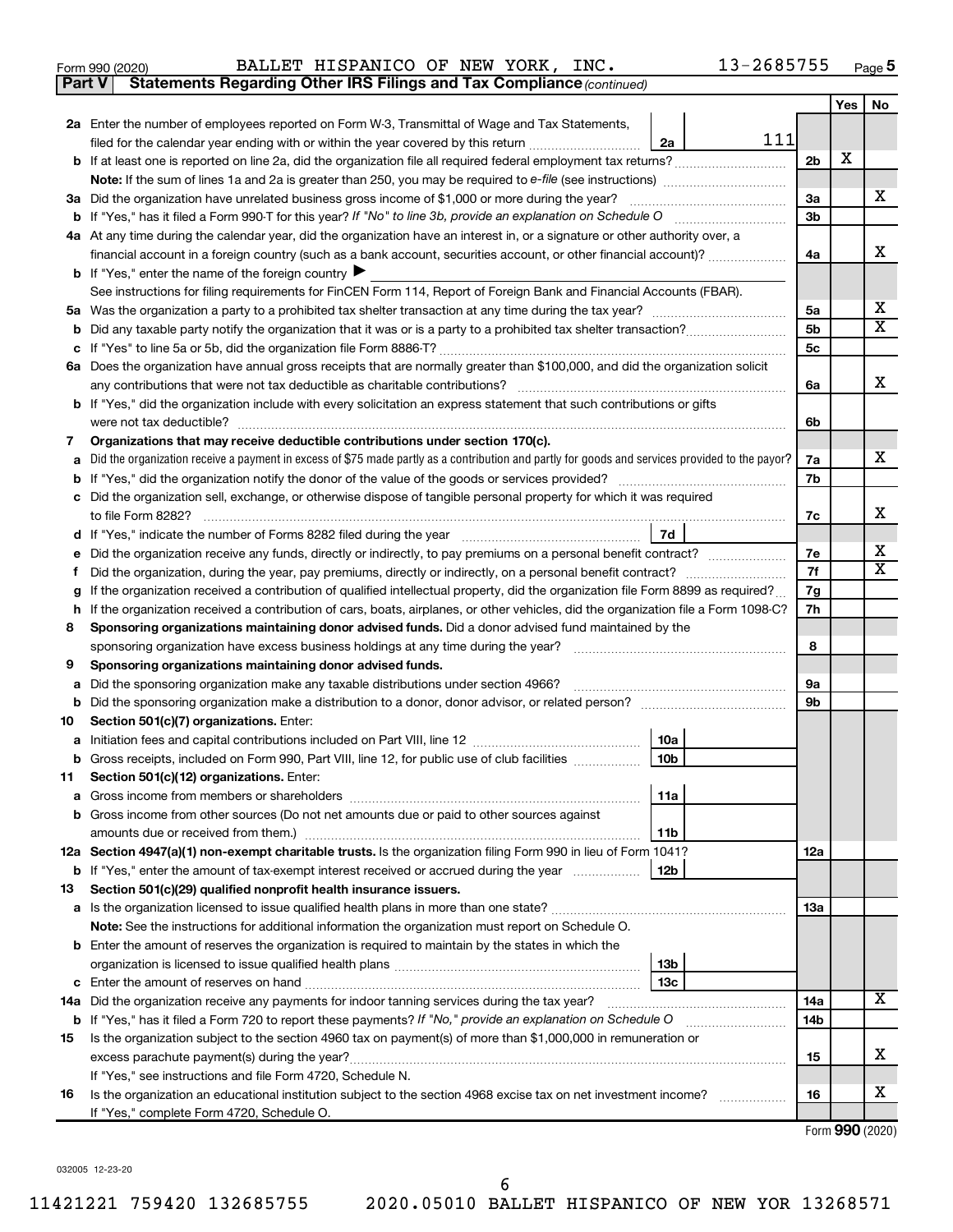Form 990 (2020) BALLET HISPANICO OF NEW YORK, INC. 13-2685755 Page 5

**Part V Statements Regarding Other IRS Filings and Tax Compliance** *(continued)*

| | | | | Yes | No |
|---|---|---|---|---|---|
| **2a** | Enter the number of employees reported on Form W-3, Transmittal of Wage and Tax Statements, filed for the calendar year ending with or within the year covered by this return | 2a 111 | | | |
| **b** | If at least one is reported on line 2a, did the organization file all required federal employment tax returns? | | 2b | X | |
| | **Note:** If the sum of lines 1a and 2a is greater than 250, you may be required to *e-file* (see instructions) | | | | |
| **3a** | Did the organization have unrelated business gross income of $1,000 or more during the year? | | 3a | | X |
| **b** | If "Yes," has it filed a Form 990-T for this year? *If "No" to line 3b, provide an explanation on Schedule O* | | 3b | | |
| **4a** | At any time during the calendar year, did the organization have an interest in, or a signature or other authority over, a financial account in a foreign country (such as a bank account, securities account, or other financial account)? | | 4a | | X |
| **b** | If "Yes," enter the name of the foreign country ▶ | | | | |
| | See instructions for filing requirements for FinCEN Form 114, Report of Foreign Bank and Financial Accounts (FBAR). | | | | |
| **5a** | Was the organization a party to a prohibited tax shelter transaction at any time during the tax year? | | 5a | | X |
| **b** | Did any taxable party notify the organization that it was or is a party to a prohibited tax shelter transaction? | | 5b | | X |
| **c** | If "Yes" to line 5a or 5b, did the organization file Form 8886-T? | | 5c | | |
| **6a** | Does the organization have annual gross receipts that are normally greater than $100,000, and did the organization solicit any contributions that were not tax deductible as charitable contributions? | | 6a | | X |
| **b** | If "Yes," did the organization include with every solicitation an express statement that such contributions or gifts were not tax deductible? | | 6b | | |
| **7** | **Organizations that may receive deductible contributions under section 170(c).** | | | | |
| **a** | Did the organization receive a payment in excess of $75 made partly as a contribution and partly for goods and services provided to the payor? | | 7a | | X |
| **b** | If "Yes," did the organization notify the donor of the value of the goods or services provided? | | 7b | | |
| **c** | Did the organization sell, exchange, or otherwise dispose of tangible personal property for which it was required to file Form 8282? | | 7c | | X |
| **d** | If "Yes," indicate the number of Forms 8282 filed during the year | 7d | | | |
| **e** | Did the organization receive any funds, directly or indirectly, to pay premiums on a personal benefit contract? | | 7e | | X |
| **f** | Did the organization, during the year, pay premiums, directly or indirectly, on a personal benefit contract? | | 7f | | X |
| **g** | If the organization received a contribution of qualified intellectual property, did the organization file Form 8899 as required? | | 7g | | |
| **h** | If the organization received a contribution of cars, boats, airplanes, or other vehicles, did the organization file a Form 1098-C? | | 7h | | |
| **8** | **Sponsoring organizations maintaining donor advised funds.** Did a donor advised fund maintained by the sponsoring organization have excess business holdings at any time during the year? | | 8 | | |
| **9** | **Sponsoring organizations maintaining donor advised funds.** | | | | |
| **a** | Did the sponsoring organization make any taxable distributions under section 4966? | | 9a | | |
| **b** | Did the sponsoring organization make a distribution to a donor, donor advisor, or related person? | | 9b | | |
| **10** | **Section 501(c)(7) organizations.** Enter: | | | | |
| **a** | Initiation fees and capital contributions included on Part VIII, line 12 | 10a | | | |
| **b** | Gross receipts, included on Form 990, Part VIII, line 12, for public use of club facilities | 10b | | | |
| **11** | **Section 501(c)(12) organizations.** Enter: | | | | |
| **a** | Gross income from members or shareholders | 11a | | | |
| **b** | Gross income from other sources (Do not net amounts due or paid to other sources against amounts due or received from them.) | 11b | | | |
| **12a** | **Section 4947(a)(1) non-exempt charitable trusts.** Is the organization filing Form 990 in lieu of Form 1041? | | 12a | | |
| **b** | If "Yes," enter the amount of tax-exempt interest received or accrued during the year | 12b | | | |
| **13** | **Section 501(c)(29) qualified nonprofit health insurance issuers.** | | | | |
| **a** | Is the organization licensed to issue qualified health plans in more than one state? | | 13a | | |
| | **Note:** See the instructions for additional information the organization must report on Schedule O. | | | | |
| **b** | Enter the amount of reserves the organization is required to maintain by the states in which the organization is licensed to issue qualified health plans | 13b | | | |
| **c** | Enter the amount of reserves on hand | 13c | | | |
| **14a** | Did the organization receive any payments for indoor tanning services during the tax year? | | 14a | | X |
| **b** | If "Yes," has it filed a Form 720 to report these payments? *If "No," provide an explanation on Schedule O* | | 14b | | |
| **15** | Is the organization subject to the section 4960 tax on payment(s) of more than $1,000,000 in remuneration or excess parachute payment(s) during the year? | | 15 | | X |
| | If "Yes," see instructions and file Form 4720, Schedule N. | | | | |
| **16** | Is the organization an educational institution subject to the section 4968 excise tax on net investment income? | | 16 | | X |
| | If "Yes," complete Form 4720, Schedule O. | | | | |

Form **990** (2020)

032005 12-23-20

11421221 759420 132685755 2020.05010 BALLET HISPANICO OF NEW YOR 13268571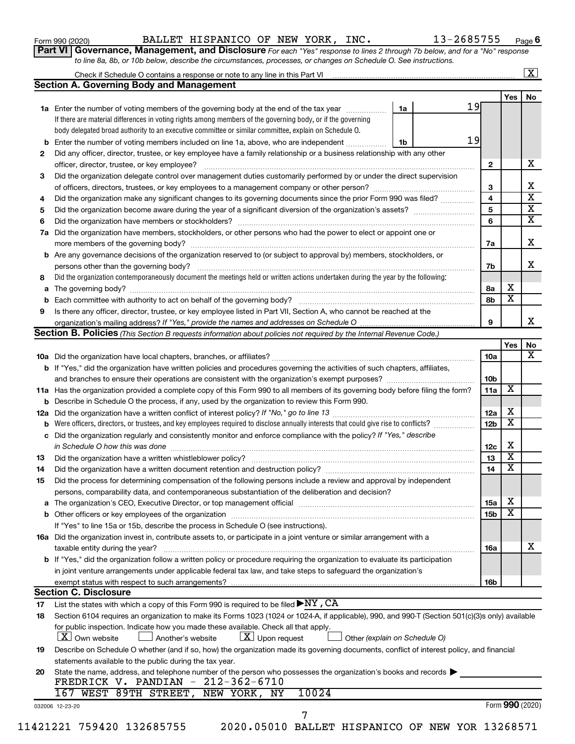Form 990 (2020) BALLET HISPANICO OF NEW YORK, INC. 13-2685755 Page 6

**Part VI Governance, Management, and Disclosure** *For each "Yes" response to lines 2 through 7b below, and for a "No" response to line 8a, 8b, or 10b below, describe the circumstances, processes, or changes on Schedule O. See instructions.*

Check if Schedule O contains a response or note to any line in this Part VI [X]

## Section A. Governing Body and Management

| | | | | Yes | No |
|---|---|---|---|---|---|
| **1a** | Enter the number of voting members of the governing body at the end of the tax year. If there are material differences in voting rights among members of the governing body, or if the governing body delegated broad authority to an executive committee or similar committee, explain on Schedule O. | 1a: 19 | | | |
| **b** | Enter the number of voting members included on line 1a, above, who are independent | 1b: 19 | | | |
| **2** | Did any officer, director, trustee, or key employee have a family relationship or a business relationship with any other officer, director, trustee, or key employee? | | 2 | | X |
| **3** | Did the organization delegate control over management duties customarily performed by or under the direct supervision of officers, directors, trustees, or key employees to a management company or other person? | | 3 | | X |
| **4** | Did the organization make any significant changes to its governing documents since the prior Form 990 was filed? | | 4 | | X |
| **5** | Did the organization become aware during the year of a significant diversion of the organization's assets? | | 5 | | X |
| **6** | Did the organization have members or stockholders? | | 6 | | X |
| **7a** | Did the organization have members, stockholders, or other persons who had the power to elect or appoint one or more members of the governing body? | | 7a | | X |
| **b** | Are any governance decisions of the organization reserved to (or subject to approval by) members, stockholders, or persons other than the governing body? | | 7b | | X |
| **8** | Did the organization contemporaneously document the meetings held or written actions undertaken during the year by the following: | | | | |
| **a** | The governing body? | | 8a | X | |
| **b** | Each committee with authority to act on behalf of the governing body? | | 8b | X | |
| **9** | Is there any officer, director, trustee, or key employee listed in Part VII, Section A, who cannot be reached at the organization's mailing address? *If "Yes," provide the names and addresses on Schedule O* | | 9 | | X |

## Section B. Policies *(This Section B requests information about policies not required by the Internal Revenue Code.)*

| | | | Yes | No |
|---|---|---|---|---|
| **10a** | Did the organization have local chapters, branches, or affiliates? | 10a | | X |
| **b** | If "Yes," did the organization have written policies and procedures governing the activities of such chapters, affiliates, and branches to ensure their operations are consistent with the organization's exempt purposes? | 10b | | |
| **11a** | Has the organization provided a complete copy of this Form 990 to all members of its governing body before filing the form? | 11a | X | |
| **b** | Describe in Schedule O the process, if any, used by the organization to review this Form 990. | | | |
| **12a** | Did the organization have a written conflict of interest policy? *If "No," go to line 13* | 12a | X | |
| **b** | Were officers, directors, or trustees, and key employees required to disclose annually interests that could give rise to conflicts? | 12b | X | |
| **c** | Did the organization regularly and consistently monitor and enforce compliance with the policy? *If "Yes," describe in Schedule O how this was done* | 12c | X | |
| **13** | Did the organization have a written whistleblower policy? | 13 | X | |
| **14** | Did the organization have a written document retention and destruction policy? | 14 | X | |
| **15** | Did the process for determining compensation of the following persons include a review and approval by independent persons, comparability data, and contemporaneous substantiation of the deliberation and decision? | | | |
| **a** | The organization's CEO, Executive Director, or top management official | 15a | X | |
| **b** | Other officers or key employees of the organization | 15b | X | |
| | If "Yes" to line 15a or 15b, describe the process in Schedule O (see instructions). | | | |
| **16a** | Did the organization invest in, contribute assets to, or participate in a joint venture or similar arrangement with a taxable entity during the year? | 16a | | X |
| **b** | If "Yes," did the organization follow a written policy or procedure requiring the organization to evaluate its participation in joint venture arrangements under applicable federal tax law, and take steps to safeguard the organization's exempt status with respect to such arrangements? | 16b | | |

## Section C. Disclosure

**17** List the states with which a copy of this Form 990 is required to be filed ▶ NY, CA

**18** Section 6104 requires an organization to make its Forms 1023 (1024 or 1024-A, if applicable), 990, and 990-T (Section 501(c)(3)s only) available for public inspection. Indicate how you made these available. Check all that apply.

[X] Own website  [ ] Another's website  [X] Upon request  [ ] Other *(explain on Schedule O)*

**19** Describe on Schedule O whether (and if so, how) the organization made its governing documents, conflict of interest policy, and financial statements available to the public during the tax year.

**20** State the name, address, and telephone number of the person who possesses the organization's books and records ▶

FREDRICK V. PANDIAN - 212-362-6710
167 WEST 89TH STREET, NEW YORK, NY 10024

032006 12-23-20 Form **990** (2020)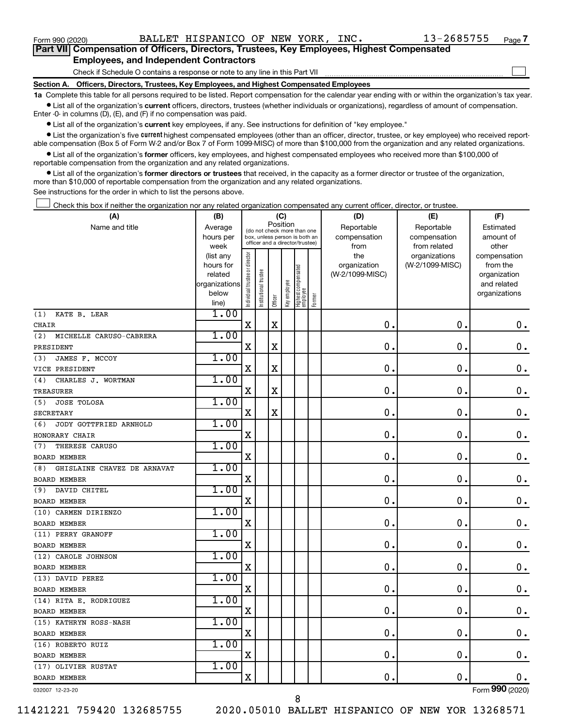Form 990 (2020) BALLET HISPANICO OF NEW YORK, INC. 13-2685755 Page 7

**Part VII Compensation of Officers, Directors, Trustees, Key Employees, Highest Compensated Employees, and Independent Contractors**

Check if Schedule O contains a response or note to any line in this Part VII ☐

**Section A. Officers, Directors, Trustees, Key Employees, and Highest Compensated Employees**

**1a** Complete this table for all persons required to be listed. Report compensation for the calendar year ending with or within the organization's tax year.

- List all of the organization's **current** officers, directors, trustees (whether individuals or organizations), regardless of amount of compensation. Enter -0- in columns (D), (E), and (F) if no compensation was paid.
- List all of the organization's **current** key employees, if any. See instructions for definition of "key employee."
- List the organization's five **current** highest compensated employees (other than an officer, director, trustee, or key employee) who received reportable compensation (Box 5 of Form W-2 and/or Box 7 of Form 1099-MISC) of more than $100,000 from the organization and any related organizations.
- List all of the organization's **former** officers, key employees, and highest compensated employees who received more than $100,000 of reportable compensation from the organization and any related organizations.
- List all of the organization's **former directors or trustees** that received, in the capacity as a former director or trustee of the organization, more than $10,000 of reportable compensation from the organization and any related organizations.

See instructions for the order in which to list the persons above.

☐ Check this box if neither the organization nor any related organization compensated any current officer, director, or trustee.

| (A) Name and title | (B) Average hours per week (list any hours for related organizations below line) | (C) Position: Individual trustee or director | Institutional trustee | Officer | Key employee | Highest compensated employee | Former | (D) Reportable compensation from the organization (W-2/1099-MISC) | (E) Reportable compensation from related organizations (W-2/1099-MISC) | (F) Estimated amount of other compensation from the organization and related organizations |
|---|---|---|---|---|---|---|---|---|---|---|
| (1) KATE B. LEAR<br>CHAIR | 1.00 | X | | X | | | | 0. | 0. | 0. |
| (2) MICHELLE CARUSO-CABRERA<br>PRESIDENT | 1.00 | X | | X | | | | 0. | 0. | 0. |
| (3) JAMES F. MCCOY<br>VICE PRESIDENT | 1.00 | X | | X | | | | 0. | 0. | 0. |
| (4) CHARLES J. WORTMAN<br>TREASURER | 1.00 | X | | X | | | | 0. | 0. | 0. |
| (5) JOSE TOLOSA<br>SECRETARY | 1.00 | X | | X | | | | 0. | 0. | 0. |
| (6) JODY GOTTFRIED ARNHOLD<br>HONORARY CHAIR | 1.00 | X | | | | | | 0. | 0. | 0. |
| (7) THERESE CARUSO<br>BOARD MEMBER | 1.00 | X | | | | | | 0. | 0. | 0. |
| (8) GHISLAINE CHAVEZ DE ARNAVAT<br>BOARD MEMBER | 1.00 | X | | | | | | 0. | 0. | 0. |
| (9) DAVID CHITEL<br>BOARD MEMBER | 1.00 | X | | | | | | 0. | 0. | 0. |
| (10) CARMEN DIRIENZO<br>BOARD MEMBER | 1.00 | X | | | | | | 0. | 0. | 0. |
| (11) PERRY GRANOFF<br>BOARD MEMBER | 1.00 | X | | | | | | 0. | 0. | 0. |
| (12) CAROLE JOHNSON<br>BOARD MEMBER | 1.00 | X | | | | | | 0. | 0. | 0. |
| (13) DAVID PEREZ<br>BOARD MEMBER | 1.00 | X | | | | | | 0. | 0. | 0. |
| (14) RITA E. RODRIGUEZ<br>BOARD MEMBER | 1.00 | X | | | | | | 0. | 0. | 0. |
| (15) KATHRYN ROSS-NASH<br>BOARD MEMBER | 1.00 | X | | | | | | 0. | 0. | 0. |
| (16) ROBERTO RUIZ<br>BOARD MEMBER | 1.00 | X | | | | | | 0. | 0. | 0. |
| (17) OLIVIER RUSTAT<br>BOARD MEMBER | 1.00 | X | | | | | | 0. | 0. | 0. |

032007 12-23-20 Form 990 (2020)

11421221 759420 132685755 2020.05010 BALLET HISPANICO OF NEW YOR 13268571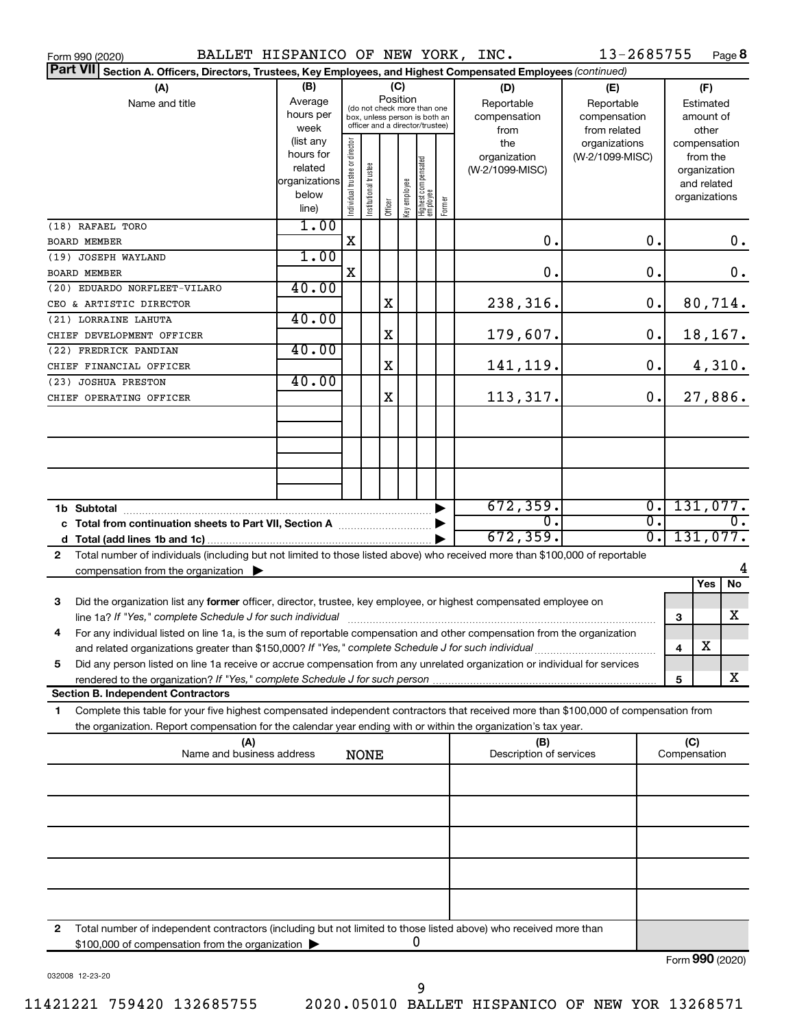Form 990 (2020) BALLET HISPANICO OF NEW YORK, INC. 13-2685755 Page **8**

**Part VII Section A. Officers, Directors, Trustees, Key Employees, and Highest Compensated Employees** *(continued)*

| (A) Name and title | (B) Average hours per week (list any hours for related organizations below line) | (C) Position: Individual trustee or director | Institutional trustee | Officer | Key employee | Highest compensated employee | Former | (D) Reportable compensation from the organization (W-2/1099-MISC) | (E) Reportable compensation from related organizations (W-2/1099-MISC) | (F) Estimated amount of other compensation from the organization and related organizations |
|---|---|---|---|---|---|---|---|---|---|---|
| (18) RAFAEL TORO<br>BOARD MEMBER | 1.00 | X | | | | | | 0. | 0. | 0. |
| (19) JOSEPH WAYLAND<br>BOARD MEMBER | 1.00 | X | | | | | | 0. | 0. | 0. |
| (20) EDUARDO NORFLEET-VILARO<br>CEO & ARTISTIC DIRECTOR | 40.00 | | | X | | | | 238,316. | 0. | 80,714. |
| (21) LORRAINE LAHUTA<br>CHIEF DEVELOPMENT OFFICER | 40.00 | | | X | | | | 179,607. | 0. | 18,167. |
| (22) FREDRICK PANDIAN<br>CHIEF FINANCIAL OFFICER | 40.00 | | | X | | | | 141,119. | 0. | 4,310. |
| (23) JOSHUA PRESTON<br>CHIEF OPERATING OFFICER | 40.00 | | | X | | | | 113,317. | 0. | 27,886. |
| **1b Subtotal** | | | | | | | | 672,359. | 0. | 131,077. |
| **c Total from continuation sheets to Part VII, Section A** | | | | | | | | 0. | 0. | 0. |
| **d Total (add lines 1b and 1c)** | | | | | | | | 672,359. | 0. | 131,077. |

**2** Total number of individuals (including but not limited to those listed above) who received more than $100,000 of reportable compensation from the organization ▶ 4

| | | Yes | No |
|---|---|---|---|
| **3** Did the organization list any **former** officer, director, trustee, key employee, or highest compensated employee on line 1a? *If "Yes," complete Schedule J for such individual* | 3 | | X |
| **4** For any individual listed on line 1a, is the sum of reportable compensation and other compensation from the organization and related organizations greater than $150,000? *If "Yes," complete Schedule J for such individual* | 4 | X | |
| **5** Did any person listed on line 1a receive or accrue compensation from any unrelated organization or individual for services rendered to the organization? *If "Yes," complete Schedule J for such person* | 5 | | X |

**Section B. Independent Contractors**

**1** Complete this table for your five highest compensated independent contractors that received more than $100,000 of compensation from the organization. Report compensation for the calendar year ending with or within the organization's tax year.

| (A) Name and business address | (B) Description of services | (C) Compensation |
|---|---|---|
| NONE | | |
| | | |
| | | |
| | | |
| | | |

**2** Total number of independent contractors (including but not limited to those listed above) who received more than $100,000 of compensation from the organization ▶ 0

Form **990** (2020)

032008 12-23-20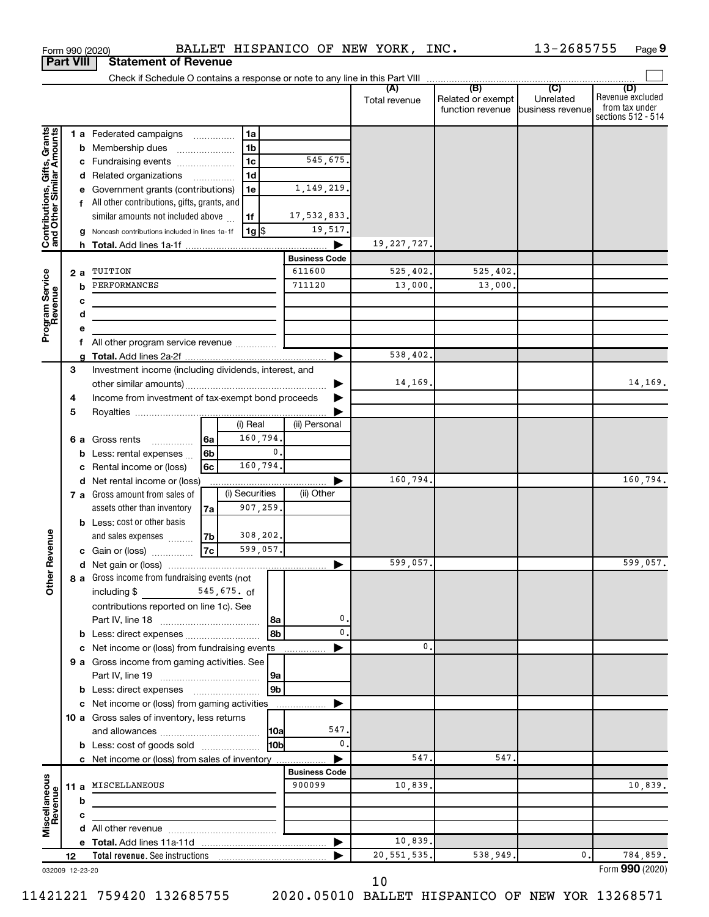Form 990 (2020) BALLET HISPANICO OF NEW YORK, INC. 13-2685755 Page 9

**Part VIII Statement of Revenue**

Check if Schedule O contains a response or note to any line in this Part VIII

| | | | (A) Total revenue | (B) Related or exempt function revenue | (C) Unrelated business revenue | (D) Revenue excluded from tax under sections 512 - 514 |
|---|---|---|---|---|---|---|
| **Contributions, Gifts, Grants and Other Similar Amounts** | 1 a Federated campaigns | 1a | | | | |
| | b Membership dues | 1b | | | | |
| | c Fundraising events | 1c 545,675. | | | | |
| | d Related organizations | 1d | | | | |
| | e Government grants (contributions) | 1e 1,149,219. | | | | |
| | f All other contributions, gifts, grants, and similar amounts not included above | 1f 17,532,833. | | | | |
| | g Noncash contributions included in lines 1a-1f | 1g $ 19,517. | | | | |
| | h **Total.** Add lines 1a-1f | ▶ | 19,227,727. | | | |
| **Program Service Revenue** | | **Business Code** | | | | |
| | 2 a TUITION | 611600 | 525,402. | 525,402. | | |
| | b PERFORMANCES | 711120 | 13,000. | 13,000. | | |
| | c | | | | | |
| | d | | | | | |
| | e | | | | | |
| | f All other program service revenue | | | | | |
| | g **Total.** Add lines 2a-2f | ▶ | 538,402. | | | |
| **Other Revenue** | 3 Investment income (including dividends, interest, and other similar amounts) | ▶ | 14,169. | | | 14,169. |
| | 4 Income from investment of tax-exempt bond proceeds | ▶ | | | | |
| | 5 Royalties | ▶ | | | | |
| | | (i) Real / (ii) Personal | | | | |
| | 6 a Gross rents | 6a 160,794. | | | | |
| | b Less: rental expenses | 6b 0. | | | | |
| | c Rental income or (loss) | 6c 160,794. | | | | |
| | d Net rental income or (loss) | ▶ | 160,794. | | | 160,794. |
| | | (i) Securities / (ii) Other | | | | |
| | 7 a Gross amount from sales of assets other than inventory | 7a 907,259. | | | | |
| | b Less: cost or other basis and sales expenses | 7b 308,202. | | | | |
| | c Gain or (loss) | 7c 599,057. | | | | |
| | d Net gain or (loss) | ▶ | 599,057. | | | 599,057. |
| | 8 a Gross income from fundraising events (not including $ 545,675. of contributions reported on line 1c). See Part IV, line 18 | 8a 0. | | | | |
| | b Less: direct expenses | 8b 0. | | | | |
| | c Net income or (loss) from fundraising events | ▶ | 0. | | | |
| | 9 a Gross income from gaming activities. See Part IV, line 19 | 9a | | | | |
| | b Less: direct expenses | 9b | | | | |
| | c Net income or (loss) from gaming activities | ▶ | | | | |
| | 10 a Gross sales of inventory, less returns and allowances | 10a 547. | | | | |
| | b Less: cost of goods sold | 10b 0. | | | | |
| | c Net income or (loss) from sales of inventory | ▶ | 547. | 547. | | |
| **Miscellaneous Revenue** | | **Business Code** | | | | |
| | 11 a MISCELLANEOUS | 900099 | 10,839. | | | 10,839. |
| | b | | | | | |
| | c | | | | | |
| | d All other revenue | | | | | |
| | e **Total.** Add lines 11a-11d | ▶ | 10,839. | | | |
| | 12 **Total revenue.** See instructions | ▶ | 20,551,535. | 538,949. | 0. | 784,859. |

032009 12-23-20

Form **990** (2020)

11421221 759420 132685755 2020.05010 BALLET HISPANICO OF NEW YOR 13268571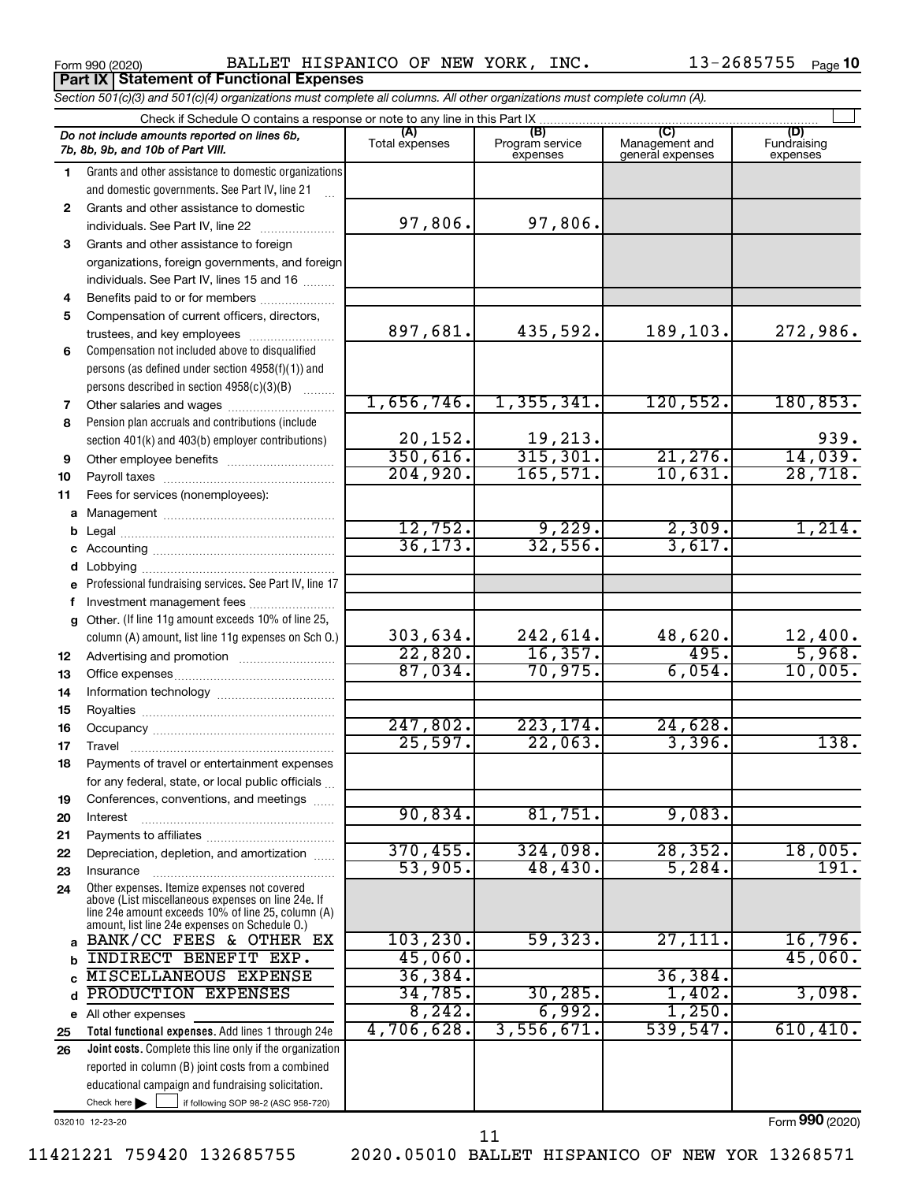Form 990 (2020) BALLET HISPANICO OF NEW YORK, INC. 13-2685755 Page 10

**Part IX | Statement of Functional Expenses**

*Section 501(c)(3) and 501(c)(4) organizations must complete all columns. All other organizations must complete column (A).*

Check if Schedule O contains a response or note to any line in this Part IX ☐

| *Do not include amounts reported on lines 6b, 7b, 8b, 9b, and 10b of Part VIII.* | (A) Total expenses | (B) Program service expenses | (C) Management and general expenses | (D) Fundraising expenses |
|---|---|---|---|---|
| **1** Grants and other assistance to domestic organizations and domestic governments. See Part IV, line 21 | | | | |
| **2** Grants and other assistance to domestic individuals. See Part IV, line 22 | 97,806. | 97,806. | | |
| **3** Grants and other assistance to foreign organizations, foreign governments, and foreign individuals. See Part IV, lines 15 and 16 | | | | |
| **4** Benefits paid to or for members | | | | |
| **5** Compensation of current officers, directors, trustees, and key employees | 897,681. | 435,592. | 189,103. | 272,986. |
| **6** Compensation not included above to disqualified persons (as defined under section 4958(f)(1)) and persons described in section 4958(c)(3)(B) | | | | |
| **7** Other salaries and wages | 1,656,746. | 1,355,341. | 120,552. | 180,853. |
| **8** Pension plan accruals and contributions (include section 401(k) and 403(b) employer contributions) | 20,152. | 19,213. | | 939. |
| **9** Other employee benefits | 350,616. | 315,301. | 21,276. | 14,039. |
| **10** Payroll taxes | 204,920. | 165,571. | 10,631. | 28,718. |
| **11** Fees for services (nonemployees): | | | | |
| **a** Management | | | | |
| **b** Legal | 12,752. | 9,229. | 2,309. | 1,214. |
| **c** Accounting | 36,173. | 32,556. | 3,617. | |
| **d** Lobbying | | | | |
| **e** Professional fundraising services. See Part IV, line 17 | | | | |
| **f** Investment management fees | | | | |
| **g** Other. (If line 11g amount exceeds 10% of line 25, column (A) amount, list line 11g expenses on Sch O.) | 303,634. | 242,614. | 48,620. | 12,400. |
| **12** Advertising and promotion | 22,820. | 16,357. | 495. | 5,968. |
| **13** Office expenses | 87,034. | 70,975. | 6,054. | 10,005. |
| **14** Information technology | | | | |
| **15** Royalties | | | | |
| **16** Occupancy | 247,802. | 223,174. | 24,628. | |
| **17** Travel | 25,597. | 22,063. | 3,396. | 138. |
| **18** Payments of travel or entertainment expenses for any federal, state, or local public officials | | | | |
| **19** Conferences, conventions, and meetings | | | | |
| **20** Interest | 90,834. | 81,751. | 9,083. | |
| **21** Payments to affiliates | | | | |
| **22** Depreciation, depletion, and amortization | 370,455. | 324,098. | 28,352. | 18,005. |
| **23** Insurance | 53,905. | 48,430. | 5,284. | 191. |
| **24** Other expenses. Itemize expenses not covered above (List miscellaneous expenses on line 24e. If line 24e amount exceeds 10% of line 25, column (A) amount, list line 24e expenses on Schedule O.) | | | | |
| **a** BANK/CC FEES & OTHER EX | 103,230. | 59,323. | 27,111. | 16,796. |
| **b** INDIRECT BENEFIT EXP. | 45,060. | | | 45,060. |
| **c** MISCELLANEOUS EXPENSE | 36,384. | | 36,384. | |
| **d** PRODUCTION EXPENSES | 34,785. | 30,285. | 1,402. | 3,098. |
| **e** All other expenses | 8,242. | 6,992. | 1,250. | |
| **25** **Total functional expenses.** Add lines 1 through 24e | 4,706,628. | 3,556,671. | 539,547. | 610,410. |
| **26** **Joint costs.** Complete this line only if the organization reported in column (B) joint costs from a combined educational campaign and fundraising solicitation. Check here ☐ if following SOP 98-2 (ASC 958-720) | | | | |

032010 12-23-20 Form **990** (2020)

11421221 759420 132685755 2020.05010 BALLET HISPANICO OF NEW YOR 13268571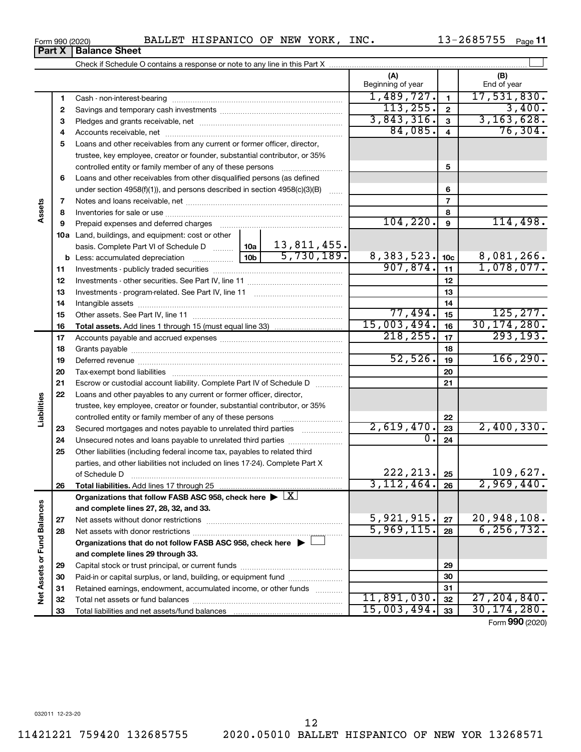Form 990 (2020) BALLET HISPANICO OF NEW YORK, INC. 13-2685755 Page 11

**Part X Balance Sheet**

Check if Schedule O contains a response or note to any line in this Part X

| | | | (A) Beginning of year | | (B) End of year |
|---|---|---|---|---|---|
| Assets | 1 | Cash - non-interest-bearing | 1,489,727. | 1 | 17,531,830. |
| | 2 | Savings and temporary cash investments | 113,255. | 2 | 3,400. |
| | 3 | Pledges and grants receivable, net | 3,843,316. | 3 | 3,163,628. |
| | 4 | Accounts receivable, net | 84,085. | 4 | 76,304. |
| | 5 | Loans and other receivables from any current or former officer, director, trustee, key employee, creator or founder, substantial contributor, or 35% controlled entity or family member of any of these persons | | 5 | |
| | 6 | Loans and other receivables from other disqualified persons (as defined under section 4958(f)(1)), and persons described in section 4958(c)(3)(B) | | 6 | |
| | 7 | Notes and loans receivable, net | | 7 | |
| | 8 | Inventories for sale or use | | 8 | |
| | 9 | Prepaid expenses and deferred charges | 104,220. | 9 | 114,498. |
| | 10a | Land, buildings, and equipment: cost or other basis. Complete Part VI of Schedule D ... 10a 13,811,455. | | | |
| | b | Less: accumulated depreciation ... 10b 5,730,189. | 8,383,523. | 10c | 8,081,266. |
| | 11 | Investments - publicly traded securities | 907,874. | 11 | 1,078,077. |
| | 12 | Investments - other securities. See Part IV, line 11 | | 12 | |
| | 13 | Investments - program-related. See Part IV, line 11 | | 13 | |
| | 14 | Intangible assets | | 14 | |
| | 15 | Other assets. See Part IV, line 11 | 77,494. | 15 | 125,277. |
| | 16 | **Total assets.** Add lines 1 through 15 (must equal line 33) | 15,003,494. | 16 | 30,174,280. |
| Liabilities | 17 | Accounts payable and accrued expenses | 218,255. | 17 | 293,193. |
| | 18 | Grants payable | | 18 | |
| | 19 | Deferred revenue | 52,526. | 19 | 166,290. |
| | 20 | Tax-exempt bond liabilities | | 20 | |
| | 21 | Escrow or custodial account liability. Complete Part IV of Schedule D | | 21 | |
| | 22 | Loans and other payables to any current or former officer, director, trustee, key employee, creator or founder, substantial contributor, or 35% controlled entity or family member of any of these persons | | 22 | |
| | 23 | Secured mortgages and notes payable to unrelated third parties | 2,619,470. | 23 | 2,400,330. |
| | 24 | Unsecured notes and loans payable to unrelated third parties | 0. | 24 | |
| | 25 | Other liabilities (including federal income tax, payables to related third parties, and other liabilities not included on lines 17-24). Complete Part X of Schedule D | 222,213. | 25 | 109,627. |
| | 26 | **Total liabilities.** Add lines 17 through 25 | 3,112,464. | 26 | 2,969,440. |
| Net Assets or Fund Balances | | **Organizations that follow FASB ASC 958, check here** ▶ [X] **and complete lines 27, 28, 32, and 33.** | | | |
| | 27 | Net assets without donor restrictions | 5,921,915. | 27 | 20,948,108. |
| | 28 | Net assets with donor restrictions | 5,969,115. | 28 | 6,256,732. |
| | | **Organizations that do not follow FASB ASC 958, check here** ▶ [ ] **and complete lines 29 through 33.** | | | |
| | 29 | Capital stock or trust principal, or current funds | | 29 | |
| | 30 | Paid-in or capital surplus, or land, building, or equipment fund | | 30 | |
| | 31 | Retained earnings, endowment, accumulated income, or other funds | | 31 | |
| | 32 | Total net assets or fund balances | 11,891,030. | 32 | 27,204,840. |
| | 33 | Total liabilities and net assets/fund balances | 15,003,494. | 33 | 30,174,280. |

Form **990** (2020)

032011 12-23-20

11421221 759420 132685755 2020.05010 BALLET HISPANICO OF NEW YOR 13268571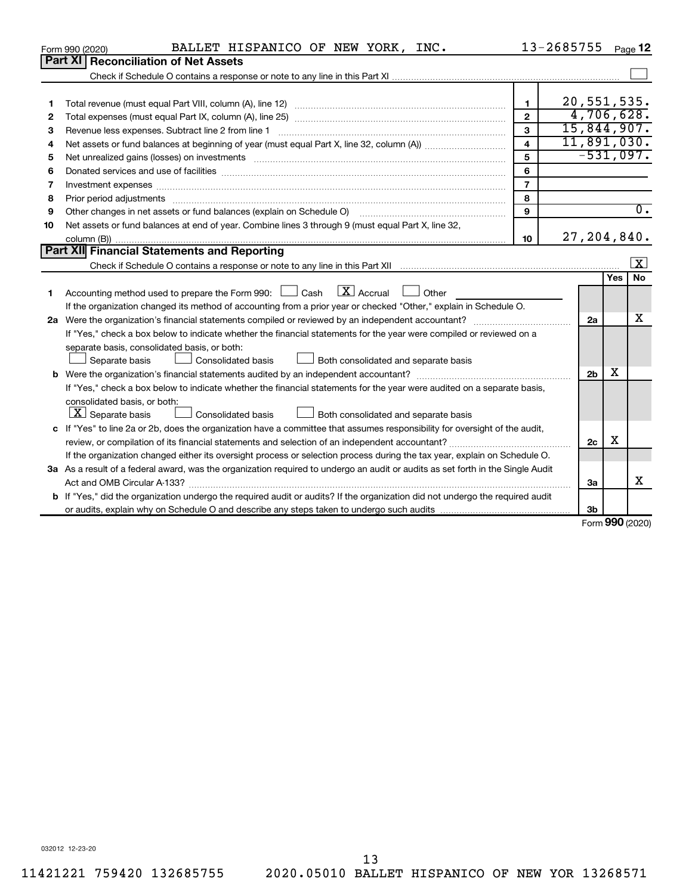Form 990 (2020) BALLET HISPANICO OF NEW YORK, INC. 13-2685755 Page 12

## Part XI Reconciliation of Net Assets

Check if Schedule O contains a response or note to any line in this Part XI ☐

| | | | |
|---|---|---|---|
| 1 | Total revenue (must equal Part VIII, column (A), line 12) | 1 | 20,551,535. |
| 2 | Total expenses (must equal Part IX, column (A), line 25) | 2 | 4,706,628. |
| 3 | Revenue less expenses. Subtract line 2 from line 1 | 3 | 15,844,907. |
| 4 | Net assets or fund balances at beginning of year (must equal Part X, line 32, column (A)) | 4 | 11,891,030. |
| 5 | Net unrealized gains (losses) on investments | 5 | -531,097. |
| 6 | Donated services and use of facilities | 6 | |
| 7 | Investment expenses | 7 | |
| 8 | Prior period adjustments | 8 | |
| 9 | Other changes in net assets or fund balances (explain on Schedule O) | 9 | 0. |
| 10 | Net assets or fund balances at end of year. Combine lines 3 through 9 (must equal Part X, line 32, column (B)) | 10 | 27,204,840. |

## Part XII Financial Statements and Reporting

Check if Schedule O contains a response or note to any line in this Part XII ☒

| | | | Yes | No |
|---|---|---|---|---|
| 1 | Accounting method used to prepare the Form 990: ☐ Cash ☒ Accrual ☐ Other<br>If the organization changed its method of accounting from a prior year or checked "Other," explain in Schedule O. | | | |
| 2a | Were the organization's financial statements compiled or reviewed by an independent accountant?<br>If "Yes," check a box below to indicate whether the financial statements for the year were compiled or reviewed on a separate basis, consolidated basis, or both:<br>☐ Separate basis ☐ Consolidated basis ☐ Both consolidated and separate basis | 2a | | X |
| b | Were the organization's financial statements audited by an independent accountant?<br>If "Yes," check a box below to indicate whether the financial statements for the year were audited on a separate basis, consolidated basis, or both:<br>☒ Separate basis ☐ Consolidated basis ☐ Both consolidated and separate basis | 2b | X | |
| c | If "Yes" to line 2a or 2b, does the organization have a committee that assumes responsibility for oversight of the audit, review, or compilation of its financial statements and selection of an independent accountant?<br>If the organization changed either its oversight process or selection process during the tax year, explain on Schedule O. | 2c | X | |
| 3a | As a result of a federal award, was the organization required to undergo an audit or audits as set forth in the Single Audit Act and OMB Circular A-133? | 3a | | X |
| b | If "Yes," did the organization undergo the required audit or audits? If the organization did not undergo the required audit or audits, explain why on Schedule O and describe any steps taken to undergo such audits | 3b | | |

Form 990 (2020)

032012 12-23-20

11421221 759420 132685755 2020.05010 BALLET HISPANICO OF NEW YOR 13268571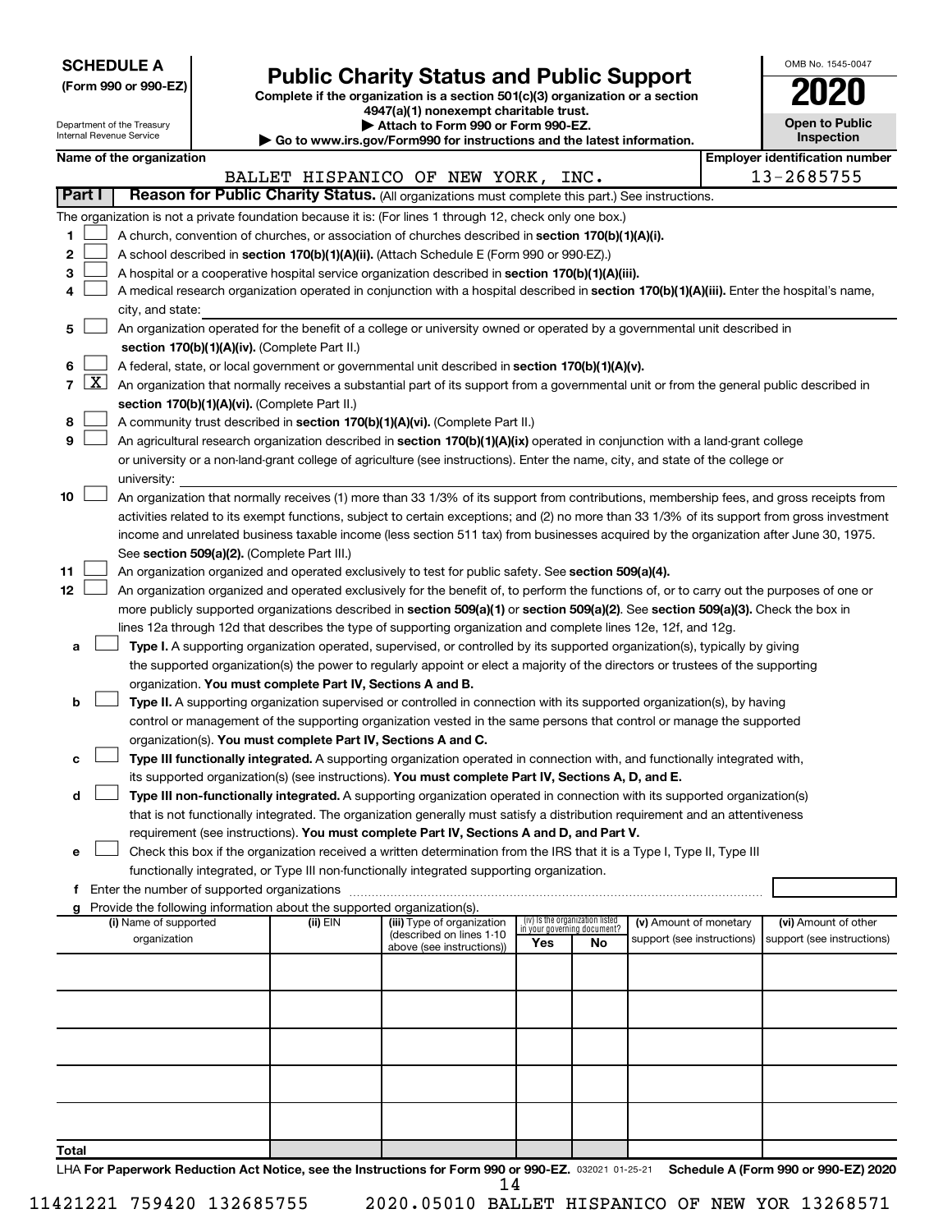**SCHEDULE A**
**(Form 990 or 990-EZ)**

Department of the Treasury
Internal Revenue Service

# Public Charity Status and Public Support

**Complete if the organization is a section 501(c)(3) organization or a section 4947(a)(1) nonexempt charitable trust.**
**▶ Attach to Form 990 or Form 990-EZ.**
**▶ Go to www.irs.gov/Form990 for instructions and the latest information.**

OMB No. 1545-0047
**2020**
**Open to Public Inspection**

**Name of the organization:** BALLET HISPANICO OF NEW YORK, INC.
**Employer identification number:** 13-2685755

## Part I — Reason for Public Charity Status. (All organizations must complete this part.) See instructions.

The organization is not a private foundation because it is: (For lines 1 through 12, check only one box.)

1. ☐ A church, convention of churches, or association of churches described in **section 170(b)(1)(A)(i).**
2. ☐ A school described in **section 170(b)(1)(A)(ii).** (Attach Schedule E (Form 990 or 990-EZ).)
3. ☐ A hospital or a cooperative hospital service organization described in **section 170(b)(1)(A)(iii).**
4. ☐ A medical research organization operated in conjunction with a hospital described in **section 170(b)(1)(A)(iii).** Enter the hospital's name, city, and state:
5. ☐ An organization operated for the benefit of a college or university owned or operated by a governmental unit described in **section 170(b)(1)(A)(iv).** (Complete Part II.)
6. ☐ A federal, state, or local government or governmental unit described in **section 170(b)(1)(A)(v).**
7. ☒ An organization that normally receives a substantial part of its support from a governmental unit or from the general public described in **section 170(b)(1)(A)(vi).** (Complete Part II.)
8. ☐ A community trust described in **section 170(b)(1)(A)(vi).** (Complete Part II.)
9. ☐ An agricultural research organization described in **section 170(b)(1)(A)(ix)** operated in conjunction with a land-grant college or university or a non-land-grant college of agriculture (see instructions). Enter the name, city, and state of the college or university:
10. ☐ An organization that normally receives (1) more than 33 1/3% of its support from contributions, membership fees, and gross receipts from activities related to its exempt functions, subject to certain exceptions; and (2) no more than 33 1/3% of its support from gross investment income and unrelated business taxable income (less section 511 tax) from businesses acquired by the organization after June 30, 1975. See **section 509(a)(2).** (Complete Part III.)
11. ☐ An organization organized and operated exclusively to test for public safety. See **section 509(a)(4).**
12. ☐ An organization organized and operated exclusively for the benefit of, to perform the functions of, or to carry out the purposes of one or more publicly supported organizations described in **section 509(a)(1)** or **section 509(a)(2)**. See **section 509(a)(3).** Check the box in lines 12a through 12d that describes the type of supporting organization and complete lines 12e, 12f, and 12g.
   - **a** ☐ **Type I.** A supporting organization operated, supervised, or controlled by its supported organization(s), typically by giving the supported organization(s) the power to regularly appoint or elect a majority of the directors or trustees of the supporting organization. **You must complete Part IV, Sections A and B.**
   - **b** ☐ **Type II.** A supporting organization supervised or controlled in connection with its supported organization(s), by having control or management of the supporting organization vested in the same persons that control or manage the supported organization(s). **You must complete Part IV, Sections A and C.**
   - **c** ☐ **Type III functionally integrated.** A supporting organization operated in connection with, and functionally integrated with, its supported organization(s) (see instructions). **You must complete Part IV, Sections A, D, and E.**
   - **d** ☐ **Type III non-functionally integrated.** A supporting organization operated in connection with its supported organization(s) that is not functionally integrated. The organization generally must satisfy a distribution requirement and an attentiveness requirement (see instructions). **You must complete Part IV, Sections A and D, and Part V.**
   - **e** ☐ Check this box if the organization received a written determination from the IRS that it is a Type I, Type II, Type III functionally integrated, or Type III non-functionally integrated supporting organization.
   - **f** Enter the number of supported organizations
   - **g** Provide the following information about the supported organization(s).

| (i) Name of supported organization | (ii) EIN | (iii) Type of organization (described on lines 1-10 above (see instructions)) | (iv) Is the organization listed in your governing document? Yes | No | (v) Amount of monetary support (see instructions) | (vi) Amount of other support (see instructions) |
|---|---|---|---|---|---|---|
| | | | | | | |
| | | | | | | |
| | | | | | | |
| | | | | | | |
| | | | | | | |
| **Total** | | | | | | |

LHA **For Paperwork Reduction Act Notice, see the Instructions for Form 990 or 990-EZ.** 032021 01-25-21 **Schedule A (Form 990 or 990-EZ) 2020**

11421221 759420 132685755 2020.05010 BALLET HISPANICO OF NEW YOR 13268571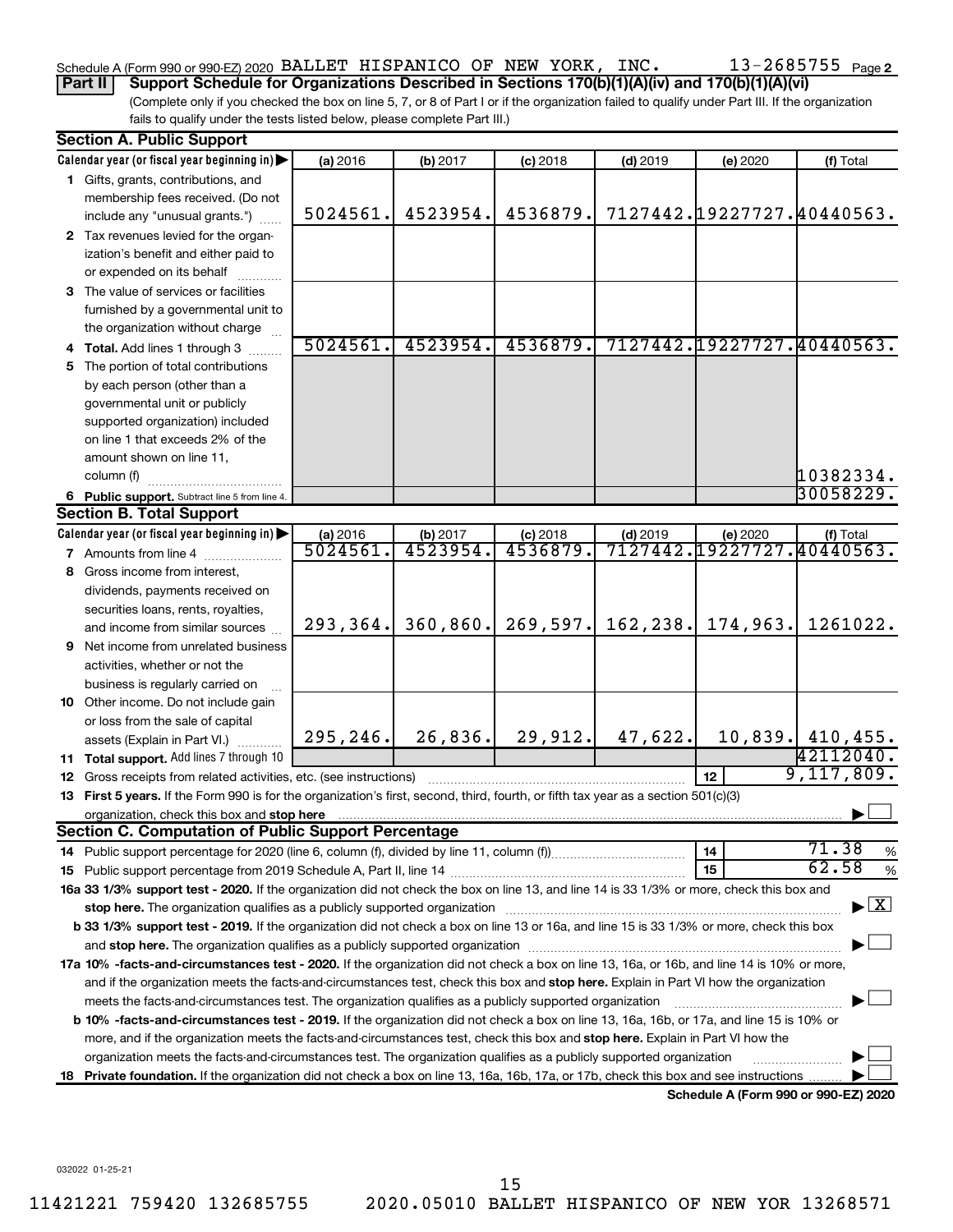Schedule A (Form 990 or 990-EZ) 2020 BALLET HISPANICO OF NEW YORK, INC. 13-2685755 Page 2

**Part II** **Support Schedule for Organizations Described in Sections 170(b)(1)(A)(iv) and 170(b)(1)(A)(vi)**

(Complete only if you checked the box on line 5, 7, or 8 of Part I or if the organization failed to qualify under Part III. If the organization fails to qualify under the tests listed below, please complete Part III.)

## Section A. Public Support

| Calendar year (or fiscal year beginning in) ▶ | (a) 2016 | (b) 2017 | (c) 2018 | (d) 2019 | (e) 2020 | (f) Total |
|---|---|---|---|---|---|---|
| 1 Gifts, grants, contributions, and membership fees received. (Do not include any "unusual grants.") | 5024561. | 4523954. | 4536879. | 7127442. | 19227727. | 40440563. |
| 2 Tax revenues levied for the organization's benefit and either paid to or expended on its behalf | | | | | | |
| 3 The value of services or facilities furnished by a governmental unit to the organization without charge | | | | | | |
| 4 Total. Add lines 1 through 3 | 5024561. | 4523954. | 4536879. | 7127442. | 19227727. | 40440563. |
| 5 The portion of total contributions by each person (other than a governmental unit or publicly supported organization) included on line 1 that exceeds 2% of the amount shown on line 11, column (f) | | | | | | 10382334. |
| 6 Public support. Subtract line 5 from line 4. | | | | | | 30058229. |

## Section B. Total Support

| Calendar year (or fiscal year beginning in) ▶ | (a) 2016 | (b) 2017 | (c) 2018 | (d) 2019 | (e) 2020 | (f) Total |
|---|---|---|---|---|---|---|
| 7 Amounts from line 4 | 5024561. | 4523954. | 4536879. | 7127442. | 19227727. | 40440563. |
| 8 Gross income from interest, dividends, payments received on securities loans, rents, royalties, and income from similar sources | 293,364. | 360,860. | 269,597. | 162,238. | 174,963. | 1261022. |
| 9 Net income from unrelated business activities, whether or not the business is regularly carried on | | | | | | |
| 10 Other income. Do not include gain or loss from the sale of capital assets (Explain in Part VI.) | 295,246. | 26,836. | 29,912. | 47,622. | 10,839. | 410,455. |
| 11 Total support. Add lines 7 through 10 | | | | | | 42112040. |
| 12 Gross receipts from related activities, etc. (see instructions) | | | | | 12 | 9,117,809. |

13 **First 5 years.** If the Form 990 is for the organization's first, second, third, fourth, or fifth tax year as a section 501(c)(3) organization, check this box and **stop here** ▶ ☐

## Section C. Computation of Public Support Percentage

| | | |
|---|---|---|
| 14 Public support percentage for 2020 (line 6, column (f), divided by line 11, column (f)) | 14 | 71.38 % |
| 15 Public support percentage from 2019 Schedule A, Part II, line 14 | 15 | 62.58 % |

**16a 33 1/3% support test - 2020.** If the organization did not check the box on line 13, and line 14 is 33 1/3% or more, check this box and **stop here.** The organization qualifies as a publicly supported organization ▶ ☒

**b 33 1/3% support test - 2019.** If the organization did not check a box on line 13 or 16a, and line 15 is 33 1/3% or more, check this box and **stop here.** The organization qualifies as a publicly supported organization ▶ ☐

**17a 10% -facts-and-circumstances test - 2020.** If the organization did not check a box on line 13, 16a, or 16b, and line 14 is 10% or more, and if the organization meets the facts-and-circumstances test, check this box and **stop here.** Explain in Part VI how the organization meets the facts-and-circumstances test. The organization qualifies as a publicly supported organization ▶ ☐

**b 10% -facts-and-circumstances test - 2019.** If the organization did not check a box on line 13, 16a, 16b, or 17a, and line 15 is 10% or more, and if the organization meets the facts-and-circumstances test, check this box and **stop here.** Explain in Part VI how the organization meets the facts-and-circumstances test. The organization qualifies as a publicly supported organization ▶ ☐

**18 Private foundation.** If the organization did not check a box on line 13, 16a, 16b, 17a, or 17b, check this box and see instructions ▶ ☐

**Schedule A (Form 990 or 990-EZ) 2020**

032022 01-25-21

11421221 759420 132685755 2020.05010 BALLET HISPANICO OF NEW YOR 13268571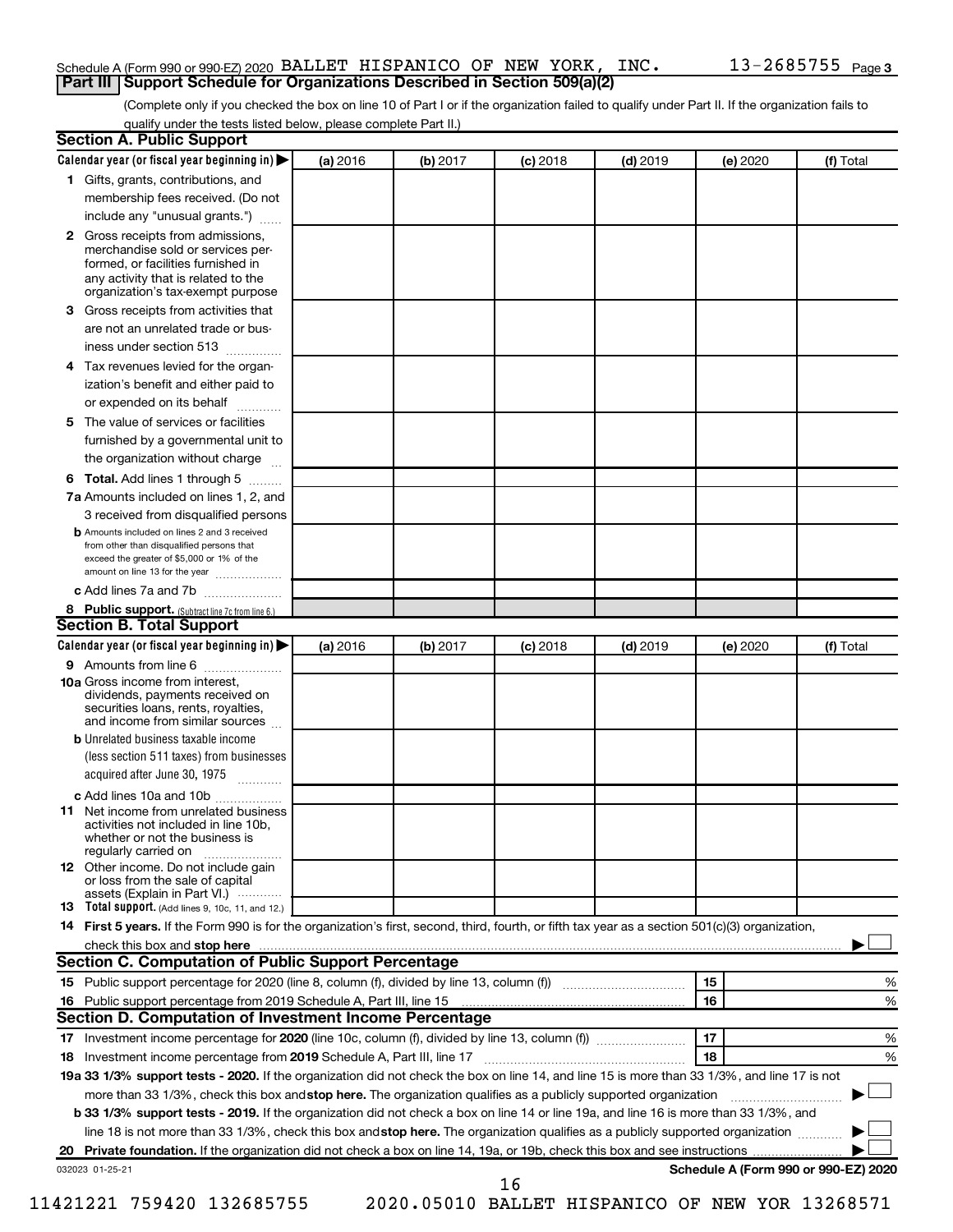Schedule A (Form 990 or 990-EZ) 2020 BALLET HISPANICO OF NEW YORK, INC. 13-2685755 Page 3

## Part III Support Schedule for Organizations Described in Section 509(a)(2)

(Complete only if you checked the box on line 10 of Part I or if the organization failed to qualify under Part II. If the organization fails to qualify under the tests listed below, please complete Part II.)

### Section A. Public Support

| Calendar year (or fiscal year beginning in) ▶ | (a) 2016 | (b) 2017 | (c) 2018 | (d) 2019 | (e) 2020 | (f) Total |
|---|---|---|---|---|---|---|
| 1 Gifts, grants, contributions, and membership fees received. (Do not include any "unusual grants.") | | | | | | |
| 2 Gross receipts from admissions, merchandise sold or services performed, or facilities furnished in any activity that is related to the organization's tax-exempt purpose | | | | | | |
| 3 Gross receipts from activities that are not an unrelated trade or business under section 513 | | | | | | |
| 4 Tax revenues levied for the organization's benefit and either paid to or expended on its behalf | | | | | | |
| 5 The value of services or facilities furnished by a governmental unit to the organization without charge | | | | | | |
| 6 **Total.** Add lines 1 through 5 | | | | | | |
| 7a Amounts included on lines 1, 2, and 3 received from disqualified persons | | | | | | |
| b Amounts included on lines 2 and 3 received from other than disqualified persons that exceed the greater of $5,000 or 1% of the amount on line 13 for the year | | | | | | |
| c Add lines 7a and 7b | | | | | | |
| 8 **Public support.** (Subtract line 7c from line 6.) | | | | | | |

### Section B. Total Support

| Calendar year (or fiscal year beginning in) ▶ | (a) 2016 | (b) 2017 | (c) 2018 | (d) 2019 | (e) 2020 | (f) Total |
|---|---|---|---|---|---|---|
| 9 Amounts from line 6 | | | | | | |
| 10a Gross income from interest, dividends, payments received on securities loans, rents, royalties, and income from similar sources | | | | | | |
| b Unrelated business taxable income (less section 511 taxes) from businesses acquired after June 30, 1975 | | | | | | |
| c Add lines 10a and 10b | | | | | | |
| 11 Net income from unrelated business activities not included in line 10b, whether or not the business is regularly carried on | | | | | | |
| 12 Other income. Do not include gain or loss from the sale of capital assets (Explain in Part VI.) | | | | | | |
| 13 **Total support.** (Add lines 9, 10c, 11, and 12.) | | | | | | |

14 **First 5 years.** If the Form 990 is for the organization's first, second, third, fourth, or fifth tax year as a section 501(c)(3) organization, check this box and **stop here** ▶ ☐

### Section C. Computation of Public Support Percentage

| | | | |
|---|---|---|---|
| 15 | Public support percentage for 2020 (line 8, column (f), divided by line 13, column (f)) | 15 | % |
| 16 | Public support percentage from 2019 Schedule A, Part III, line 15 | 16 | % |

### Section D. Computation of Investment Income Percentage

| | | | |
|---|---|---|---|
| 17 | Investment income percentage for **2020** (line 10c, column (f), divided by line 13, column (f)) | 17 | % |
| 18 | Investment income percentage from **2019** Schedule A, Part III, line 17 | 18 | % |

**19a 33 1/3% support tests - 2020.** If the organization did not check the box on line 14, and line 15 is more than 33 1/3%, and line 17 is not more than 33 1/3%, check this box and **stop here.** The organization qualifies as a publicly supported organization ▶ ☐

**b 33 1/3% support tests - 2019.** If the organization did not check a box on line 14 or line 19a, and line 16 is more than 33 1/3%, and line 18 is not more than 33 1/3%, check this box and **stop here.** The organization qualifies as a publicly supported organization ▶ ☐

**20 Private foundation.** If the organization did not check a box on line 14, 19a, or 19b, check this box and see instructions ▶ ☐

032023 01-25-21 **Schedule A (Form 990 or 990-EZ) 2020**

11421221 759420 132685755 2020.05010 BALLET HISPANICO OF NEW YOR 13268571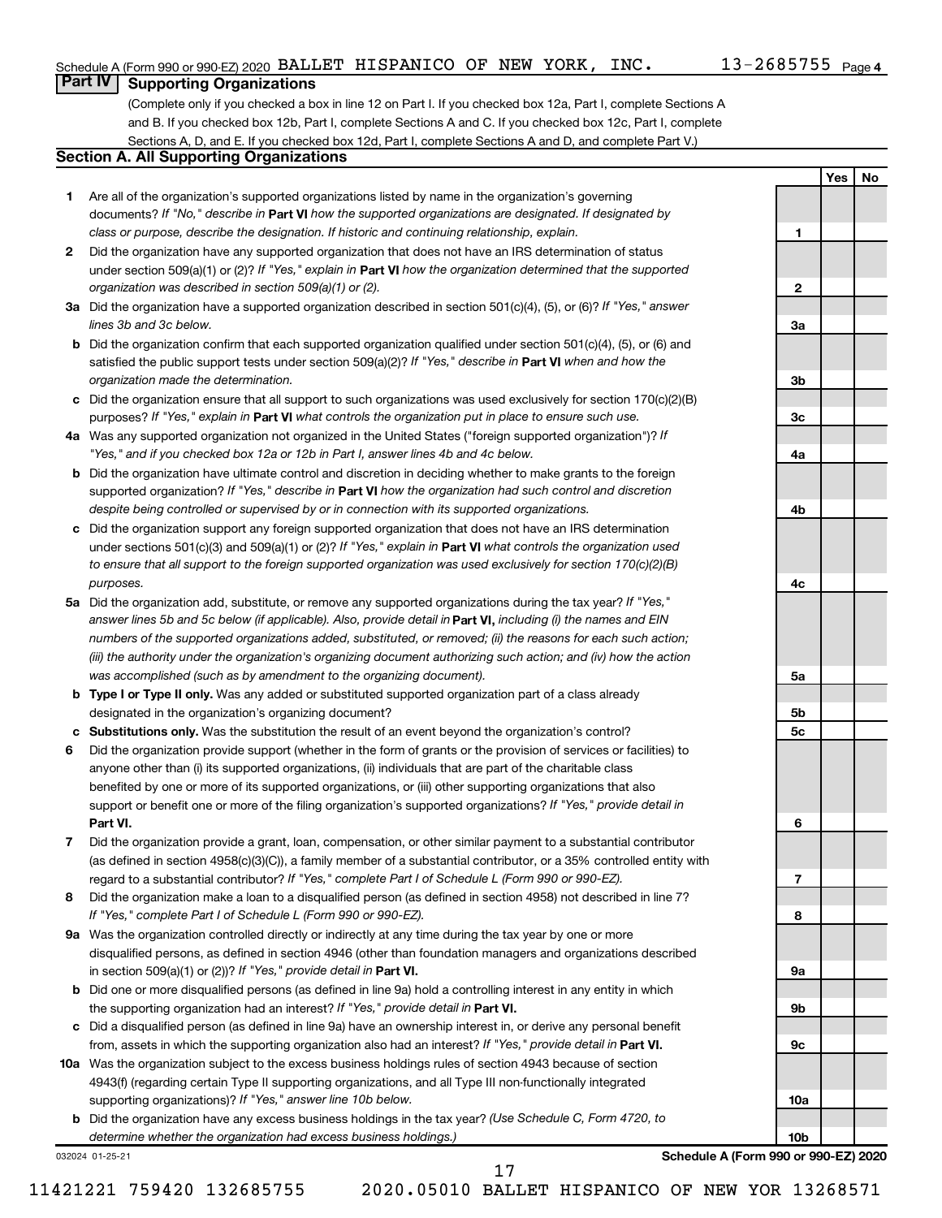Schedule A (Form 990 or 990-EZ) 2020 BALLET HISPANICO OF NEW YORK, INC. 13-2685755 Page 4

## Part IV Supporting Organizations

(Complete only if you checked a box in line 12 on Part I. If you checked box 12a, Part I, complete Sections A and B. If you checked box 12b, Part I, complete Sections A and C. If you checked box 12c, Part I, complete Sections A, D, and E. If you checked box 12d, Part I, complete Sections A and D, and complete Part V.)

### Section A. All Supporting Organizations

| | | | Yes | No |
|---|---|---|---|---|
| **1** | Are all of the organization's supported organizations listed by name in the organization's governing documents? *If "No," describe in* **Part VI** *how the supported organizations are designated. If designated by class or purpose, describe the designation. If historic and continuing relationship, explain.* | **1** | | |
| **2** | Did the organization have any supported organization that does not have an IRS determination of status under section 509(a)(1) or (2)? *If "Yes," explain in* **Part VI** *how the organization determined that the supported organization was described in section 509(a)(1) or (2).* | **2** | | |
| **3a** | Did the organization have a supported organization described in section 501(c)(4), (5), or (6)? *If "Yes," answer lines 3b and 3c below.* | **3a** | | |
| **b** | Did the organization confirm that each supported organization qualified under section 501(c)(4), (5), or (6) and satisfied the public support tests under section 509(a)(2)? *If "Yes," describe in* **Part VI** *when and how the organization made the determination.* | **3b** | | |
| **c** | Did the organization ensure that all support to such organizations was used exclusively for section 170(c)(2)(B) purposes? *If "Yes," explain in* **Part VI** *what controls the organization put in place to ensure such use.* | **3c** | | |
| **4a** | Was any supported organization not organized in the United States ("foreign supported organization")? *If "Yes," and if you checked box 12a or 12b in Part I, answer lines 4b and 4c below.* | **4a** | | |
| **b** | Did the organization have ultimate control and discretion in deciding whether to make grants to the foreign supported organization? *If "Yes," describe in* **Part VI** *how the organization had such control and discretion despite being controlled or supervised by or in connection with its supported organizations.* | **4b** | | |
| **c** | Did the organization support any foreign supported organization that does not have an IRS determination under sections 501(c)(3) and 509(a)(1) or (2)? *If "Yes," explain in* **Part VI** *what controls the organization used to ensure that all support to the foreign supported organization was used exclusively for section 170(c)(2)(B) purposes.* | **4c** | | |
| **5a** | Did the organization add, substitute, or remove any supported organizations during the tax year? *If "Yes," answer lines 5b and 5c below (if applicable). Also, provide detail in* **Part VI,** *including (i) the names and EIN numbers of the supported organizations added, substituted, or removed; (ii) the reasons for each such action; (iii) the authority under the organization's organizing document authorizing such action; and (iv) how the action was accomplished (such as by amendment to the organizing document).* | **5a** | | |
| **b** | **Type I or Type II only.** Was any added or substituted supported organization part of a class already designated in the organization's organizing document? | **5b** | | |
| **c** | **Substitutions only.** Was the substitution the result of an event beyond the organization's control? | **5c** | | |
| **6** | Did the organization provide support (whether in the form of grants or the provision of services or facilities) to anyone other than (i) its supported organizations, (ii) individuals that are part of the charitable class benefited by one or more of its supported organizations, or (iii) other supporting organizations that also support or benefit one or more of the filing organization's supported organizations? *If "Yes," provide detail in* **Part VI.** | **6** | | |
| **7** | Did the organization provide a grant, loan, compensation, or other similar payment to a substantial contributor (as defined in section 4958(c)(3)(C)), a family member of a substantial contributor, or a 35% controlled entity with regard to a substantial contributor? *If "Yes," complete Part I of Schedule L (Form 990 or 990-EZ).* | **7** | | |
| **8** | Did the organization make a loan to a disqualified person (as defined in section 4958) not described in line 7? *If "Yes," complete Part I of Schedule L (Form 990 or 990-EZ).* | **8** | | |
| **9a** | Was the organization controlled directly or indirectly at any time during the tax year by one or more disqualified persons, as defined in section 4946 (other than foundation managers and organizations described in section 509(a)(1) or (2))? *If "Yes," provide detail in* **Part VI.** | **9a** | | |
| **b** | Did one or more disqualified persons (as defined in line 9a) hold a controlling interest in any entity in which the supporting organization had an interest? *If "Yes," provide detail in* **Part VI.** | **9b** | | |
| **c** | Did a disqualified person (as defined in line 9a) have an ownership interest in, or derive any personal benefit from, assets in which the supporting organization also had an interest? *If "Yes," provide detail in* **Part VI.** | **9c** | | |
| **10a** | Was the organization subject to the excess business holdings rules of section 4943 because of section 4943(f) (regarding certain Type II supporting organizations, and all Type III non-functionally integrated supporting organizations)? *If "Yes," answer line 10b below.* | **10a** | | |
| **b** | Did the organization have any excess business holdings in the tax year? *(Use Schedule C, Form 4720, to determine whether the organization had excess business holdings.)* | **10b** | | |

032024 01-25-21 **Schedule A (Form 990 or 990-EZ) 2020**

11421221 759420 132685755 2020.05010 BALLET HISPANICO OF NEW YOR 13268571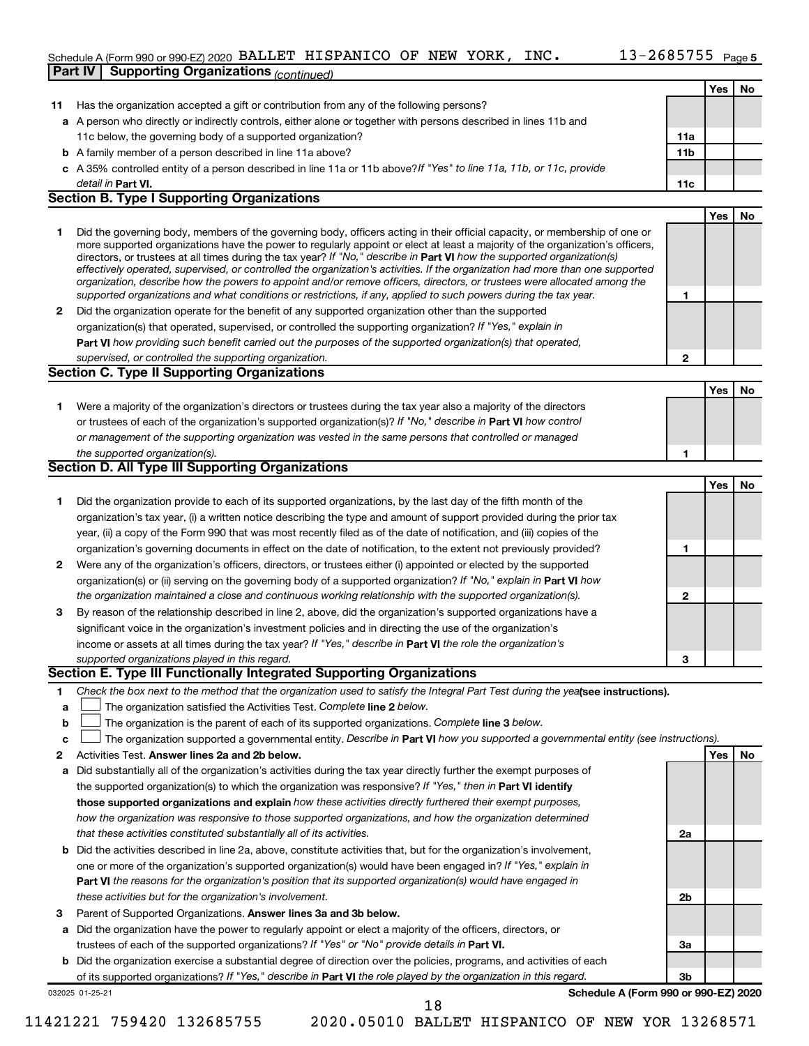Schedule A (Form 990 or 990-EZ) 2020 BALLET HISPANICO OF NEW YORK, INC. 13-2685755 Page 5

**Part IV | Supporting Organizations** *(continued)*

| | | | Yes | No |
|---|---|---|---|---|
| **11** | Has the organization accepted a gift or contribution from any of the following persons? | | | |
| **a** | A person who directly or indirectly controls, either alone or together with persons described in lines 11b and 11c below, the governing body of a supported organization? | **11a** | | |
| **b** | A family member of a person described in line 11a above? | **11b** | | |
| **c** | A 35% controlled entity of a person described in line 11a or 11b above? *If "Yes" to line 11a, 11b, or 11c, provide detail in* **Part VI.** | **11c** | | |

## Section B. Type I Supporting Organizations

| | | | Yes | No |
|---|---|---|---|---|
| **1** | Did the governing body, members of the governing body, officers acting in their official capacity, or membership of one or more supported organizations have the power to regularly appoint or elect at least a majority of the organization's officers, directors, or trustees at all times during the tax year? *If "No," describe in* **Part VI** *how the supported organization(s) effectively operated, supervised, or controlled the organization's activities. If the organization had more than one supported organization, describe how the powers to appoint and/or remove officers, directors, or trustees were allocated among the supported organizations and what conditions or restrictions, if any, applied to such powers during the tax year.* | **1** | | |
| **2** | Did the organization operate for the benefit of any supported organization other than the supported organization(s) that operated, supervised, or controlled the supporting organization? *If "Yes," explain in* **Part VI** *how providing such benefit carried out the purposes of the supported organization(s) that operated, supervised, or controlled the supporting organization.* | **2** | | |

## Section C. Type II Supporting Organizations

| | | | Yes | No |
|---|---|---|---|---|
| **1** | Were a majority of the organization's directors or trustees during the tax year also a majority of the directors or trustees of each of the organization's supported organization(s)? *If "No," describe in* **Part VI** *how control or management of the supporting organization was vested in the same persons that controlled or managed the supported organization(s).* | **1** | | |

## Section D. All Type III Supporting Organizations

| | | | Yes | No |
|---|---|---|---|---|
| **1** | Did the organization provide to each of its supported organizations, by the last day of the fifth month of the organization's tax year, (i) a written notice describing the type and amount of support provided during the prior tax year, (ii) a copy of the Form 990 that was most recently filed as of the date of notification, and (iii) copies of the organization's governing documents in effect on the date of notification, to the extent not previously provided? | **1** | | |
| **2** | Were any of the organization's officers, directors, or trustees either (i) appointed or elected by the supported organization(s) or (ii) serving on the governing body of a supported organization? *If "No," explain in* **Part VI** *how the organization maintained a close and continuous working relationship with the supported organization(s).* | **2** | | |
| **3** | By reason of the relationship described in line 2, above, did the organization's supported organizations have a significant voice in the organization's investment policies and in directing the use of the organization's income or assets at all times during the tax year? *If "Yes," describe in* **Part VI** *the role the organization's supported organizations played in this regard.* | **3** | | |

## Section E. Type III Functionally Integrated Supporting Organizations

**1** *Check the box next to the method that the organization used to satisfy the Integral Part Test during the year* **(see instructions).**

- **a** ☐ The organization satisfied the Activities Test. *Complete* **line 2** *below.*
- **b** ☐ The organization is the parent of each of its supported organizations. *Complete* **line 3** *below.*
- **c** ☐ The organization supported a governmental entity. *Describe in* **Part VI** *how you supported a governmental entity (see instructions).*

| | | | Yes | No |
|---|---|---|---|---|
| **2** | Activities Test. **Answer lines 2a and 2b below.** | | | |
| **a** | Did substantially all of the organization's activities during the tax year directly further the exempt purposes of the supported organization(s) to which the organization was responsive? *If "Yes," then in* **Part VI identify those supported organizations and explain** *how these activities directly furthered their exempt purposes, how the organization was responsive to those supported organizations, and how the organization determined that these activities constituted substantially all of its activities.* | **2a** | | |
| **b** | Did the activities described in line 2a, above, constitute activities that, but for the organization's involvement, one or more of the organization's supported organization(s) would have been engaged in? *If "Yes," explain in* **Part VI** *the reasons for the organization's position that its supported organization(s) would have engaged in these activities but for the organization's involvement.* | **2b** | | |
| **3** | Parent of Supported Organizations. **Answer lines 3a and 3b below.** | | | |
| **a** | Did the organization have the power to regularly appoint or elect a majority of the officers, directors, or trustees of each of the supported organizations? *If "Yes" or "No" provide details in* **Part VI.** | **3a** | | |
| **b** | Did the organization exercise a substantial degree of direction over the policies, programs, and activities of each of its supported organizations? *If "Yes," describe in* **Part VI** *the role played by the organization in this regard.* | **3b** | | |

032025 01-25-21 **Schedule A (Form 990 or 990-EZ) 2020**

11421221 759420 132685755 2020.05010 BALLET HISPANICO OF NEW YOR 13268571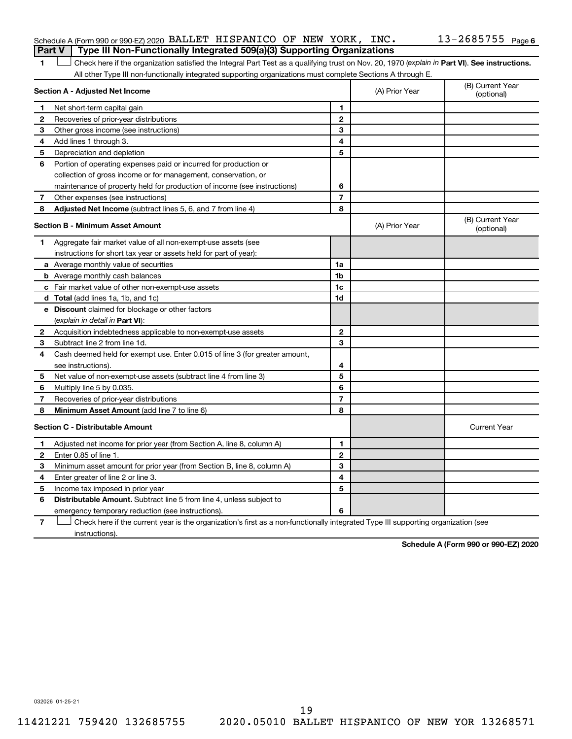Schedule A (Form 990 or 990-EZ) 2020 BALLET HISPANICO OF NEW YORK, INC. 13-2685755 Page 6

## Part V | Type III Non-Functionally Integrated 509(a)(3) Supporting Organizations

**1** ☐ Check here if the organization satisfied the Integral Part Test as a qualifying trust on Nov. 20, 1970 (*explain in* **Part VI**). **See instructions.** All other Type III non-functionally integrated supporting organizations must complete Sections A through E.

| **Section A - Adjusted Net Income** | | | (A) Prior Year | (B) Current Year (optional) |
|---|---|---|---|---|
| **1** | Net short-term capital gain | 1 | | |
| **2** | Recoveries of prior-year distributions | 2 | | |
| **3** | Other gross income (see instructions) | 3 | | |
| **4** | Add lines 1 through 3. | 4 | | |
| **5** | Depreciation and depletion | 5 | | |
| **6** | Portion of operating expenses paid or incurred for production or collection of gross income or for management, conservation, or maintenance of property held for production of income (see instructions) | 6 | | |
| **7** | Other expenses (see instructions) | 7 | | |
| **8** | **Adjusted Net Income** (subtract lines 5, 6, and 7 from line 4) | 8 | | |

| **Section B - Minimum Asset Amount** | | | (A) Prior Year | (B) Current Year (optional) |
|---|---|---|---|---|
| **1** | Aggregate fair market value of all non-exempt-use assets (see instructions for short tax year or assets held for part of year): | | | |
| **a** | Average monthly value of securities | 1a | | |
| **b** | Average monthly cash balances | 1b | | |
| **c** | Fair market value of other non-exempt-use assets | 1c | | |
| **d** | **Total** (add lines 1a, 1b, and 1c) | 1d | | |
| **e** | **Discount** claimed for blockage or other factors (*explain in detail in* **Part VI**): | | | |
| **2** | Acquisition indebtedness applicable to non-exempt-use assets | 2 | | |
| **3** | Subtract line 2 from line 1d. | 3 | | |
| **4** | Cash deemed held for exempt use. Enter 0.015 of line 3 (for greater amount, see instructions). | 4 | | |
| **5** | Net value of non-exempt-use assets (subtract line 4 from line 3) | 5 | | |
| **6** | Multiply line 5 by 0.035. | 6 | | |
| **7** | Recoveries of prior-year distributions | 7 | | |
| **8** | **Minimum Asset Amount** (add line 7 to line 6) | 8 | | |

| **Section C - Distributable Amount** | | | | Current Year |
|---|---|---|---|---|
| **1** | Adjusted net income for prior year (from Section A, line 8, column A) | 1 | | |
| **2** | Enter 0.85 of line 1. | 2 | | |
| **3** | Minimum asset amount for prior year (from Section B, line 8, column A) | 3 | | |
| **4** | Enter greater of line 2 or line 3. | 4 | | |
| **5** | Income tax imposed in prior year | 5 | | |
| **6** | **Distributable Amount.** Subtract line 5 from line 4, unless subject to emergency temporary reduction (see instructions). | 6 | | |

**7** ☐ Check here if the current year is the organization's first as a non-functionally integrated Type III supporting organization (see instructions).

**Schedule A (Form 990 or 990-EZ) 2020**

032026 01-25-21

11421221 759420 132685755 2020.05010 BALLET HISPANICO OF NEW YOR 13268571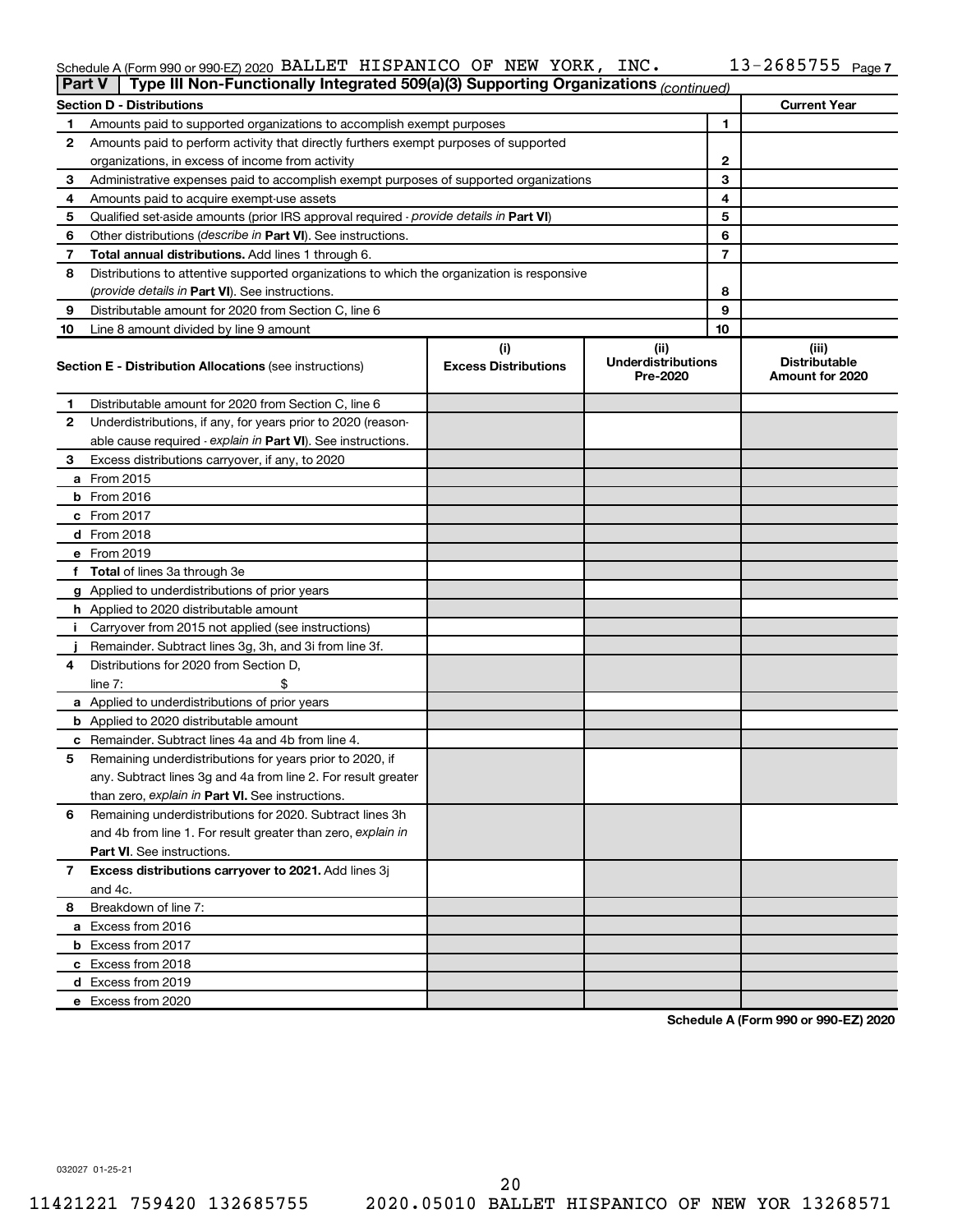Schedule A (Form 990 or 990-EZ) 2020 BALLET HISPANICO OF NEW YORK, INC. 13-2685755 Page 7

**Part V | Type III Non-Functionally Integrated 509(a)(3) Supporting Organizations** *(continued)*

| Section D - Distributions | | | Current Year |
|---|---|---|---|
| 1 | Amounts paid to supported organizations to accomplish exempt purposes | 1 | |
| 2 | Amounts paid to perform activity that directly furthers exempt purposes of supported organizations, in excess of income from activity | 2 | |
| 3 | Administrative expenses paid to accomplish exempt purposes of supported organizations | 3 | |
| 4 | Amounts paid to acquire exempt-use assets | 4 | |
| 5 | Qualified set-aside amounts (prior IRS approval required - *provide details in* **Part VI**) | 5 | |
| 6 | Other distributions (*describe in* **Part VI**). See instructions. | 6 | |
| 7 | **Total annual distributions.** Add lines 1 through 6. | 7 | |
| 8 | Distributions to attentive supported organizations to which the organization is responsive (*provide details in* **Part VI**). See instructions. | 8 | |
| 9 | Distributable amount for 2020 from Section C, line 6 | 9 | |
| 10 | Line 8 amount divided by line 9 amount | 10 | |

| **Section E - Distribution Allocations** (see instructions) | (i) Excess Distributions | (ii) Underdistributions Pre-2020 | (iii) Distributable Amount for 2020 |
|---|---|---|---|
| **1** Distributable amount for 2020 from Section C, line 6 | | | |
| **2** Underdistributions, if any, for years prior to 2020 (reasonable cause required - *explain in* **Part VI**). See instructions. | | | |
| **3** Excess distributions carryover, if any, to 2020 | | | |
| **a** From 2015 | | | |
| **b** From 2016 | | | |
| **c** From 2017 | | | |
| **d** From 2018 | | | |
| **e** From 2019 | | | |
| **f** **Total** of lines 3a through 3e | | | |
| **g** Applied to underdistributions of prior years | | | |
| **h** Applied to 2020 distributable amount | | | |
| **i** Carryover from 2015 not applied (see instructions) | | | |
| **j** Remainder. Subtract lines 3g, 3h, and 3i from line 3f. | | | |
| **4** Distributions for 2020 from Section D, line 7: $ | | | |
| **a** Applied to underdistributions of prior years | | | |
| **b** Applied to 2020 distributable amount | | | |
| **c** Remainder. Subtract lines 4a and 4b from line 4. | | | |
| **5** Remaining underdistributions for years prior to 2020, if any. Subtract lines 3g and 4a from line 2. For result greater than zero, *explain in* **Part VI**. See instructions. | | | |
| **6** Remaining underdistributions for 2020. Subtract lines 3h and 4b from line 1. For result greater than zero, *explain in* **Part VI**. See instructions. | | | |
| **7** **Excess distributions carryover to 2021.** Add lines 3j and 4c. | | | |
| **8** Breakdown of line 7: | | | |
| **a** Excess from 2016 | | | |
| **b** Excess from 2017 | | | |
| **c** Excess from 2018 | | | |
| **d** Excess from 2019 | | | |
| **e** Excess from 2020 | | | |

**Schedule A (Form 990 or 990-EZ) 2020**

032027 01-25-21

11421221 759420 132685755 2020.05010 BALLET HISPANICO OF NEW YOR 13268571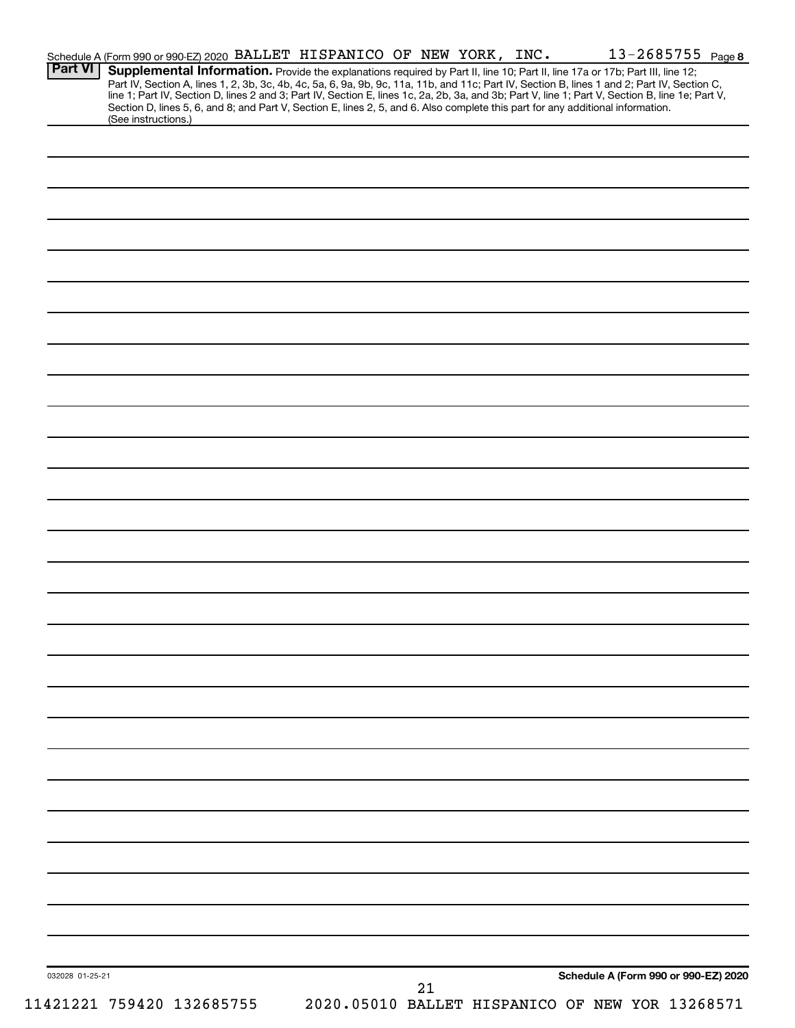Schedule A (Form 990 or 990-EZ) 2020 BALLET HISPANICO OF NEW YORK, INC. 13-2685755 Page 8

**Part VI** **Supplemental Information.** Provide the explanations required by Part II, line 10; Part II, line 17a or 17b; Part III, line 12; Part IV, Section A, lines 1, 2, 3b, 3c, 4b, 4c, 5a, 6, 9a, 9b, 9c, 11a, 11b, and 11c; Part IV, Section B, lines 1 and 2; Part IV, Section C, line 1; Part IV, Section D, lines 2 and 3; Part IV, Section E, lines 1c, 2a, 2b, 3a, and 3b; Part V, line 1; Part V, Section B, line 1e; Part V, Section D, lines 5, 6, and 8; and Part V, Section E, lines 2, 5, and 6. Also complete this part for any additional information. (See instructions.)

032028 01-25-21

**Schedule A (Form 990 or 990-EZ) 2020**

11421221 759420 132685755 2020.05010 BALLET HISPANICO OF NEW YOR 13268571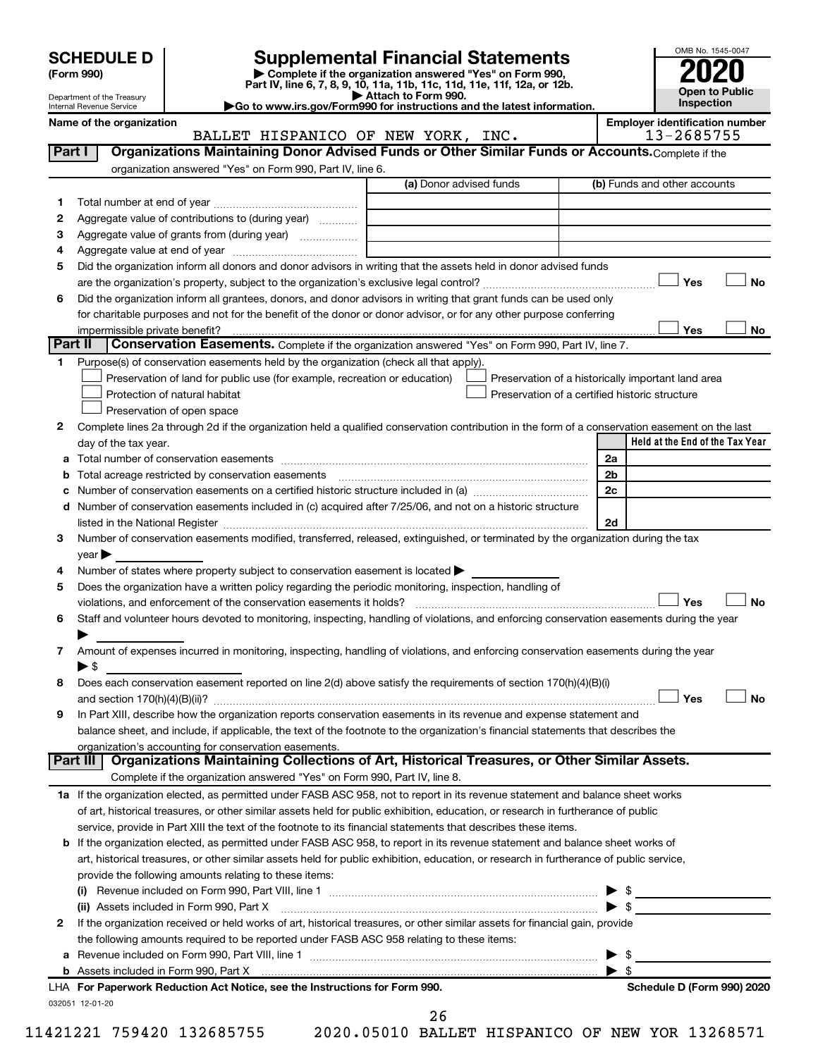**SCHEDULE D**
**(Form 990)**

Department of the Treasury
Internal Revenue Service

# Supplemental Financial Statements

▶ Complete if the organization answered "Yes" on Form 990, Part IV, line 6, 7, 8, 9, 10, 11a, 11b, 11c, 11d, 11e, 11f, 12a, or 12b.
▶ Attach to Form 990.
▶Go to www.irs.gov/Form990 for instructions and the latest information.

OMB No. 1545-0047
**2020**
**Open to Public Inspection**

**Name of the organization**
BALLET HISPANICO OF NEW YORK, INC.

**Employer identification number**
13-2685755

## Part I — Organizations Maintaining Donor Advised Funds or Other Similar Funds or Accounts.

Complete if the organization answered "Yes" on Form 990, Part IV, line 6.

| | | (a) Donor advised funds | (b) Funds and other accounts |
|---|---|---|---|
| 1 | Total number at end of year | | |
| 2 | Aggregate value of contributions to (during year) | | |
| 3 | Aggregate value of grants from (during year) | | |
| 4 | Aggregate value at end of year | | |

5 Did the organization inform all donors and donor advisors in writing that the assets held in donor advised funds are the organization's property, subject to the organization's exclusive legal control? ☐ Yes ☐ No

6 Did the organization inform all grantees, donors, and donor advisors in writing that grant funds can be used only for charitable purposes and not for the benefit of the donor or donor advisor, or for any other purpose conferring impermissible private benefit? ☐ Yes ☐ No

## Part II — Conservation Easements.

Complete if the organization answered "Yes" on Form 990, Part IV, line 7.

1 Purpose(s) of conservation easements held by the organization (check all that apply).

☐ Preservation of land for public use (for example, recreation or education)
☐ Protection of natural habitat
☐ Preservation of open space
☐ Preservation of a historically important land area
☐ Preservation of a certified historic structure

2 Complete lines 2a through 2d if the organization held a qualified conservation contribution in the form of a conservation easement on the last day of the tax year.

| | | | Held at the End of the Tax Year |
|---|---|---|---|
| a | Total number of conservation easements | 2a | |
| b | Total acreage restricted by conservation easements | 2b | |
| c | Number of conservation easements on a certified historic structure included in (a) | 2c | |
| d | Number of conservation easements included in (c) acquired after 7/25/06, and not on a historic structure listed in the National Register | 2d | |

3 Number of conservation easements modified, transferred, released, extinguished, or terminated by the organization during the tax year ▶

4 Number of states where property subject to conservation easement is located ▶

5 Does the organization have a written policy regarding the periodic monitoring, inspection, handling of violations, and enforcement of the conservation easements it holds? ☐ Yes ☐ No

6 Staff and volunteer hours devoted to monitoring, inspecting, handling of violations, and enforcing conservation easements during the year ▶

7 Amount of expenses incurred in monitoring, inspecting, handling of violations, and enforcing conservation easements during the year ▶ $

8 Does each conservation easement reported on line 2(d) above satisfy the requirements of section 170(h)(4)(B)(i) and section 170(h)(4)(B)(ii)? ☐ Yes ☐ No

9 In Part XIII, describe how the organization reports conservation easements in its revenue and expense statement and balance sheet, and include, if applicable, the text of the footnote to the organization's financial statements that describes the organization's accounting for conservation easements.

## Part III — Organizations Maintaining Collections of Art, Historical Treasures, or Other Similar Assets.

Complete if the organization answered "Yes" on Form 990, Part IV, line 8.

1a If the organization elected, as permitted under FASB ASC 958, not to report in its revenue statement and balance sheet works of art, historical treasures, or other similar assets held for public exhibition, education, or research in furtherance of public service, provide in Part XIII the text of the footnote to its financial statements that describes these items.

b If the organization elected, as permitted under FASB ASC 958, to report in its revenue statement and balance sheet works of art, historical treasures, or other similar assets held for public exhibition, education, or research in furtherance of public service, provide the following amounts relating to these items:

(i) Revenue included on Form 990, Part VIII, line 1 ▶ $

(ii) Assets included in Form 990, Part X ▶ $

2 If the organization received or held works of art, historical treasures, or other similar assets for financial gain, provide the following amounts required to be reported under FASB ASC 958 relating to these items:

a Revenue included on Form 990, Part VIII, line 1 ▶ $

b Assets included in Form 990, Part X ▶ $

LHA **For Paperwork Reduction Act Notice, see the Instructions for Form 990.** **Schedule D (Form 990) 2020**

032051 12-01-20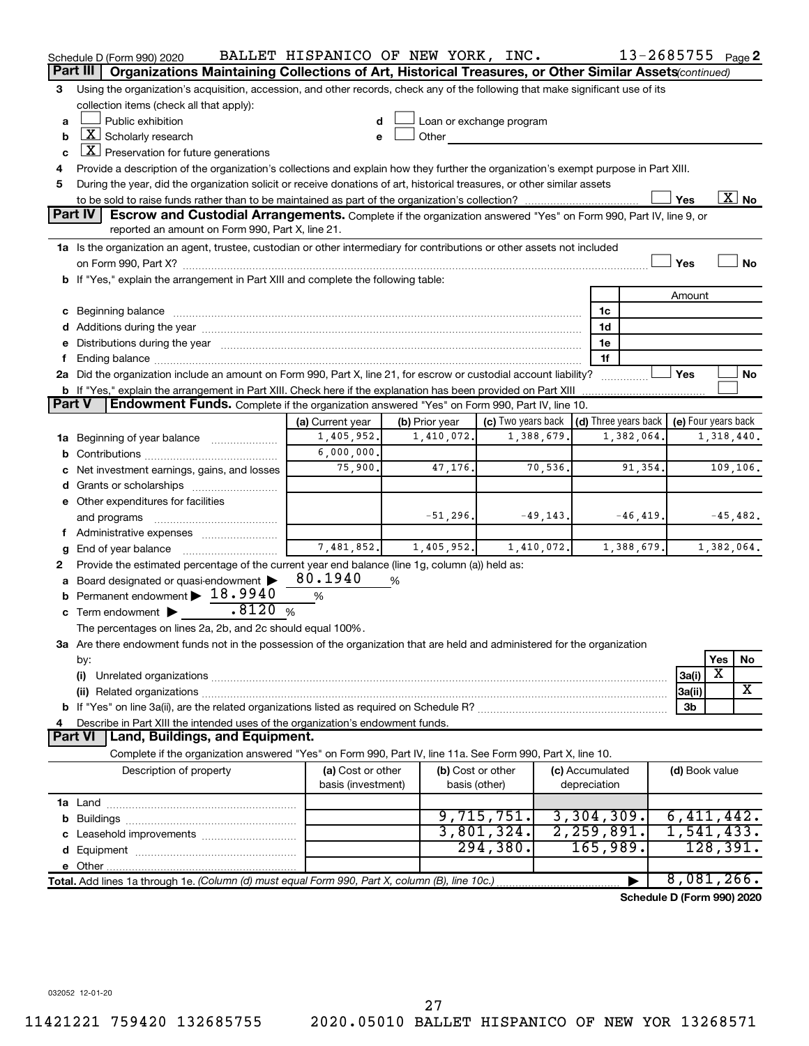Schedule D (Form 990) 2020 BALLET HISPANICO OF NEW YORK, INC. 13-2685755 Page **2**

## Part III Organizations Maintaining Collections of Art, Historical Treasures, or Other Similar Assets *(continued)*

3 Using the organization's acquisition, accession, and other records, check any of the following that make significant use of its collection items (check all that apply):

- a [ ] Public exhibition
- b [X] Scholarly research
- c [X] Preservation for future generations
- d [ ] Loan or exchange program
- e [ ] Other

4 Provide a description of the organization's collections and explain how they further the organization's exempt purpose in Part XIII.

5 During the year, did the organization solicit or receive donations of art, historical treasures, or other similar assets to be sold to raise funds rather than to be maintained as part of the organization's collection? [ ] Yes [X] No

## Part IV Escrow and Custodial Arrangements.

Complete if the organization answered "Yes" on Form 990, Part IV, line 9, or reported an amount on Form 990, Part X, line 21.

1a Is the organization an agent, trustee, custodian or other intermediary for contributions or other assets not included on Form 990, Part X? [ ] Yes [ ] No

b If "Yes," explain the arrangement in Part XIII and complete the following table:

| | | Amount |
|---|---|---|
| c Beginning balance | 1c | |
| d Additions during the year | 1d | |
| e Distributions during the year | 1e | |
| f Ending balance | 1f | |

2a Did the organization include an amount on Form 990, Part X, line 21, for escrow or custodial account liability? [ ] Yes [ ] No

b If "Yes," explain the arrangement in Part XIII. Check here if the explanation has been provided on Part XIII [ ]

## Part V Endowment Funds.

Complete if the organization answered "Yes" on Form 990, Part IV, line 10.

| | (a) Current year | (b) Prior year | (c) Two years back | (d) Three years back | (e) Four years back |
|---|---|---|---|---|---|
| 1a Beginning of year balance | 1,405,952. | 1,410,072. | 1,388,679. | 1,382,064. | 1,318,440. |
| b Contributions | 6,000,000. | | | | |
| c Net investment earnings, gains, and losses | 75,900. | 47,176. | 70,536. | 91,354. | 109,106. |
| d Grants or scholarships | | | | | |
| e Other expenditures for facilities and programs | | -51,296. | -49,143. | -46,419. | -45,482. |
| f Administrative expenses | | | | | |
| g End of year balance | 7,481,852. | 1,405,952. | 1,410,072. | 1,388,679. | 1,382,064. |

2 Provide the estimated percentage of the current year end balance (line 1g, column (a)) held as:

- a Board designated or quasi-endowment ▶ 80.1940 %
- b Permanent endowment ▶ 18.9940 %
- c Term endowment ▶ .8120 %

The percentages on lines 2a, 2b, and 2c should equal 100%.

3a Are there endowment funds not in the possession of the organization that are held and administered for the organization by:

| | | Yes | No |
|---|---|---|---|
| (i) Unrelated organizations | 3a(i) | X | |
| (ii) Related organizations | 3a(ii) | | X |
| b If "Yes" on line 3a(ii), are the related organizations listed as required on Schedule R? | 3b | | |

4 Describe in Part XIII the intended uses of the organization's endowment funds.

## Part VI Land, Buildings, and Equipment.

Complete if the organization answered "Yes" on Form 990, Part IV, line 11a. See Form 990, Part X, line 10.

| Description of property | (a) Cost or other basis (investment) | (b) Cost or other basis (other) | (c) Accumulated depreciation | (d) Book value |
|---|---|---|---|---|
| 1a Land | | | | |
| b Buildings | | 9,715,751. | 3,304,309. | 6,411,442. |
| c Leasehold improvements | | 3,801,324. | 2,259,891. | 1,541,433. |
| d Equipment | | 294,380. | 165,989. | 128,391. |
| e Other | | | | |
| **Total.** Add lines 1a through 1e. *(Column (d) must equal Form 990, Part X, column (B), line 10c.)* | | | ▶ | 8,081,266. |

**Schedule D (Form 990) 2020**

032052 12-01-20

11421221 759420 132685755 2020.05010 BALLET HISPANICO OF NEW YOR 13268571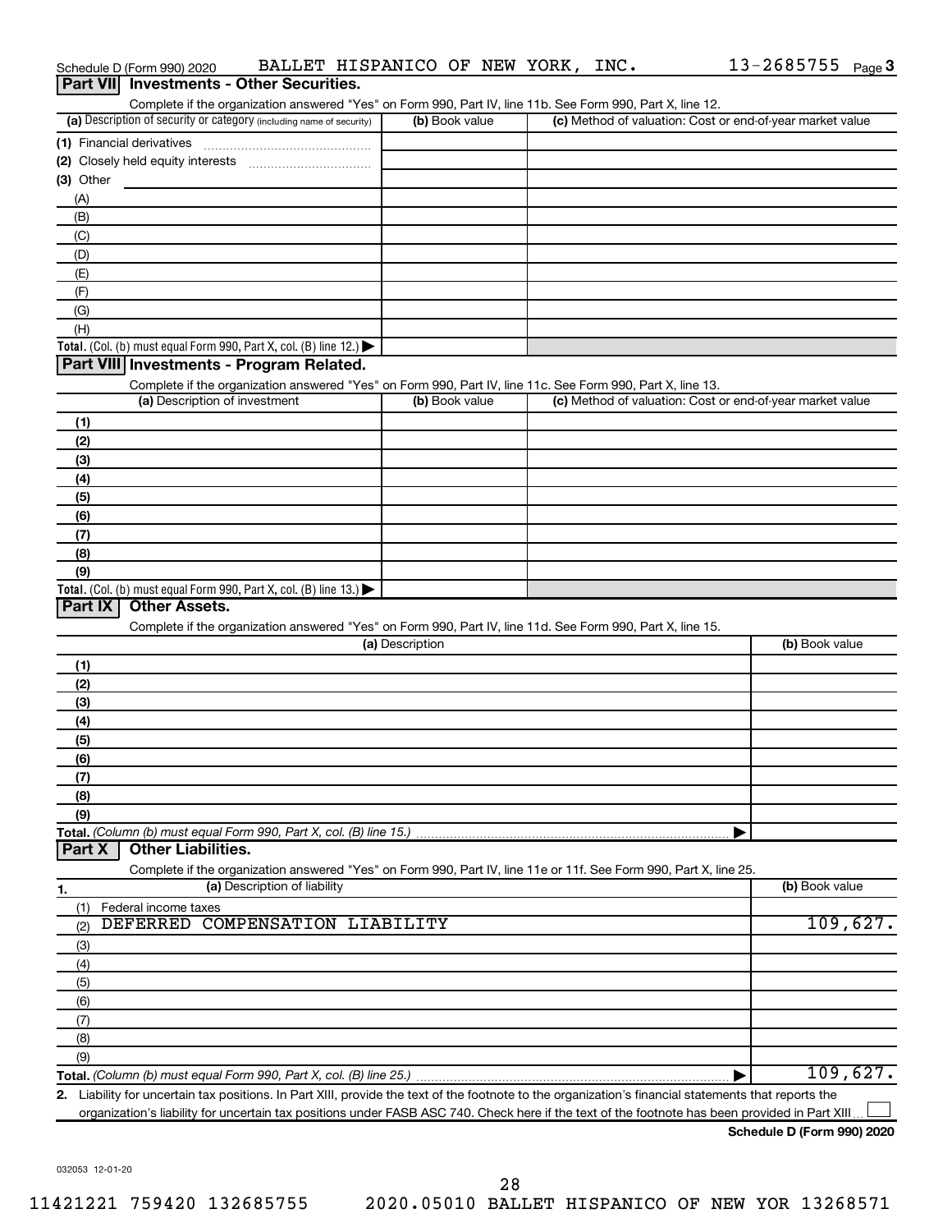Schedule D (Form 990) 2020 BALLET HISPANICO OF NEW YORK, INC. 13-2685755 Page 3

## Part VII Investments - Other Securities.

Complete if the organization answered "Yes" on Form 990, Part IV, line 11b. See Form 990, Part X, line 12.

| (a) Description of security or category (including name of security) | (b) Book value | (c) Method of valuation: Cost or end-of-year market value |
|---|---|---|
| (1) Financial derivatives | | |
| (2) Closely held equity interests | | |
| (3) Other | | |
| (A) | | |
| (B) | | |
| (C) | | |
| (D) | | |
| (E) | | |
| (F) | | |
| (G) | | |
| (H) | | |
| Total. (Col. (b) must equal Form 990, Part X, col. (B) line 12.) | | |

## Part VIII Investments - Program Related.

Complete if the organization answered "Yes" on Form 990, Part IV, line 11c. See Form 990, Part X, line 13.

| (a) Description of investment | (b) Book value | (c) Method of valuation: Cost or end-of-year market value |
|---|---|---|
| (1) | | |
| (2) | | |
| (3) | | |
| (4) | | |
| (5) | | |
| (6) | | |
| (7) | | |
| (8) | | |
| (9) | | |
| Total. (Col. (b) must equal Form 990, Part X, col. (B) line 13.) | | |

## Part IX Other Assets.

Complete if the organization answered "Yes" on Form 990, Part IV, line 11d. See Form 990, Part X, line 15.

| (a) Description | (b) Book value |
|---|---|
| (1) | |
| (2) | |
| (3) | |
| (4) | |
| (5) | |
| (6) | |
| (7) | |
| (8) | |
| (9) | |
| Total. (Column (b) must equal Form 990, Part X, col. (B) line 15.) | |

## Part X Other Liabilities.

Complete if the organization answered "Yes" on Form 990, Part IV, line 11e or 11f. See Form 990, Part X, line 25.

| 1. (a) Description of liability | (b) Book value |
|---|---|
| (1) Federal income taxes | |
| (2) DEFERRED COMPENSATION LIABILITY | 109,627. |
| (3) | |
| (4) | |
| (5) | |
| (6) | |
| (7) | |
| (8) | |
| (9) | |
| Total. (Column (b) must equal Form 990, Part X, col. (B) line 25.) | 109,627. |

2. Liability for uncertain tax positions. In Part XIII, provide the text of the footnote to the organization's financial statements that reports the organization's liability for uncertain tax positions under FASB ASC 740. Check here if the text of the footnote has been provided in Part XIII ☐

Schedule D (Form 990) 2020

032053 12-01-20

11421221 759420 132685755 2020.05010 BALLET HISPANICO OF NEW YOR 13268571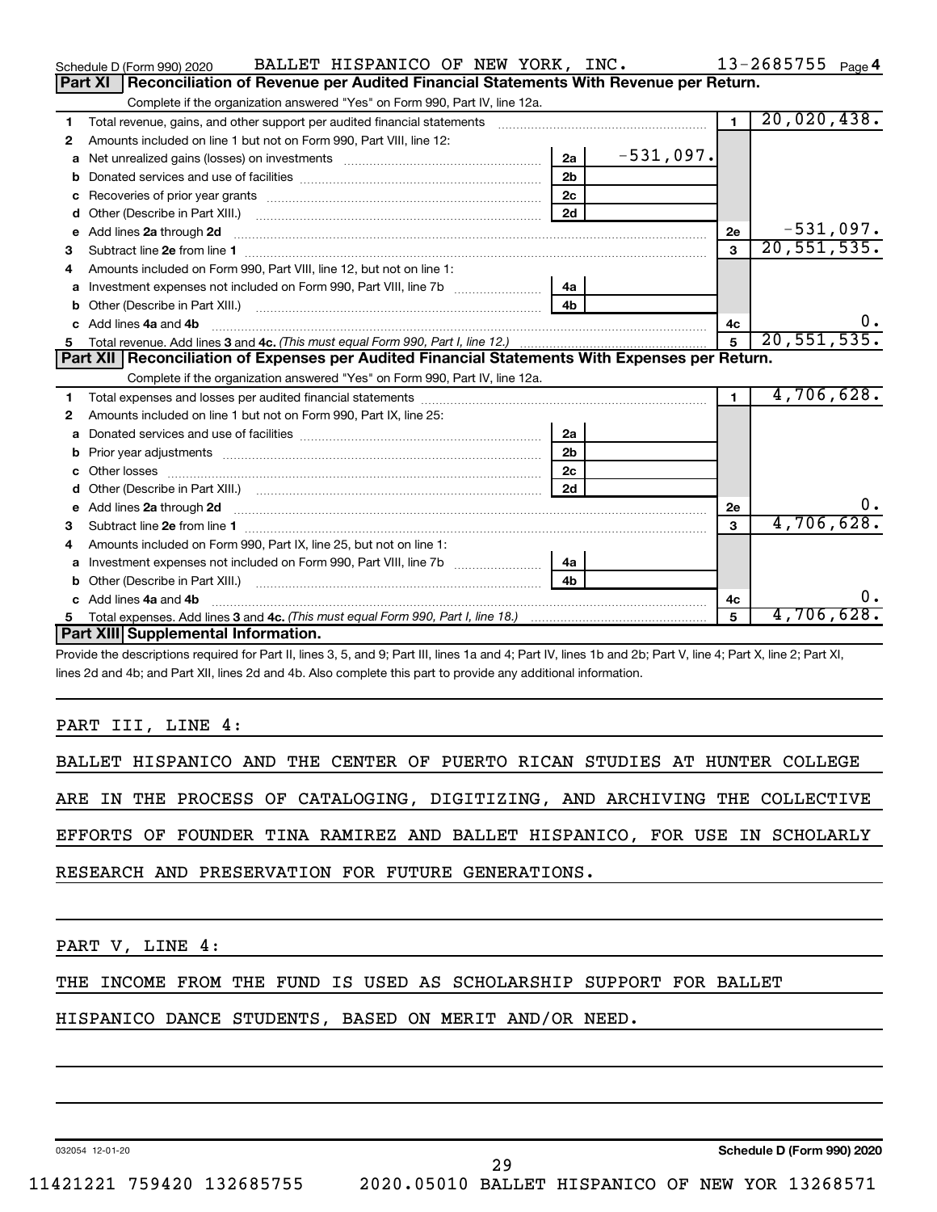Schedule D (Form 990) 2020 BALLET HISPANICO OF NEW YORK, INC. 13-2685755 Page 4

## Part XI Reconciliation of Revenue per Audited Financial Statements With Revenue per Return.

Complete if the organization answered "Yes" on Form 990, Part IV, line 12a.

| | | | | | |
|---|---|---|---|---|---|
| 1 | Total revenue, gains, and other support per audited financial statements | | | 1 | 20,020,438. |
| 2 | Amounts included on line 1 but not on Form 990, Part VIII, line 12: | | | | |
| a | Net unrealized gains (losses) on investments | 2a | -531,097. | | |
| b | Donated services and use of facilities | 2b | | | |
| c | Recoveries of prior year grants | 2c | | | |
| d | Other (Describe in Part XIII.) | 2d | | | |
| e | Add lines 2a through 2d | | | 2e | -531,097. |
| 3 | Subtract line 2e from line 1 | | | 3 | 20,551,535. |
| 4 | Amounts included on Form 990, Part VIII, line 12, but not on line 1: | | | | |
| a | Investment expenses not included on Form 990, Part VIII, line 7b | 4a | | | |
| b | Other (Describe in Part XIII.) | 4b | | | |
| c | Add lines 4a and 4b | | | 4c | 0. |
| 5 | Total revenue. Add lines 3 and 4c. *(This must equal Form 990, Part I, line 12.)* | | | 5 | 20,551,535. |

## Part XII Reconciliation of Expenses per Audited Financial Statements With Expenses per Return.

Complete if the organization answered "Yes" on Form 990, Part IV, line 12a.

| | | | | | |
|---|---|---|---|---|---|
| 1 | Total expenses and losses per audited financial statements | | | 1 | 4,706,628. |
| 2 | Amounts included on line 1 but not on Form 990, Part IX, line 25: | | | | |
| a | Donated services and use of facilities | 2a | | | |
| b | Prior year adjustments | 2b | | | |
| c | Other losses | 2c | | | |
| d | Other (Describe in Part XIII.) | 2d | | | |
| e | Add lines 2a through 2d | | | 2e | 0. |
| 3 | Subtract line 2e from line 1 | | | 3 | 4,706,628. |
| 4 | Amounts included on Form 990, Part IX, line 25, but not on line 1: | | | | |
| a | Investment expenses not included on Form 990, Part VIII, line 7b | 4a | | | |
| b | Other (Describe in Part XIII.) | 4b | | | |
| c | Add lines 4a and 4b | | | 4c | 0. |
| 5 | Total expenses. Add lines 3 and 4c. *(This must equal Form 990, Part I, line 18.)* | | | 5 | 4,706,628. |

## Part XIII Supplemental Information.

Provide the descriptions required for Part II, lines 3, 5, and 9; Part III, lines 1a and 4; Part IV, lines 1b and 2b; Part V, line 4; Part X, line 2; Part XI, lines 2d and 4b; and Part XII, lines 2d and 4b. Also complete this part to provide any additional information.

PART III, LINE 4:

BALLET HISPANICO AND THE CENTER OF PUERTO RICAN STUDIES AT HUNTER COLLEGE ARE IN THE PROCESS OF CATALOGING, DIGITIZING, AND ARCHIVING THE COLLECTIVE EFFORTS OF FOUNDER TINA RAMIREZ AND BALLET HISPANICO, FOR USE IN SCHOLARLY RESEARCH AND PRESERVATION FOR FUTURE GENERATIONS.

PART V, LINE 4:

THE INCOME FROM THE FUND IS USED AS SCHOLARSHIP SUPPORT FOR BALLET HISPANICO DANCE STUDENTS, BASED ON MERIT AND/OR NEED.

032054 12-01-20 Schedule D (Form 990) 2020

11421221 759420 132685755 2020.05010 BALLET HISPANICO OF NEW YOR 13268571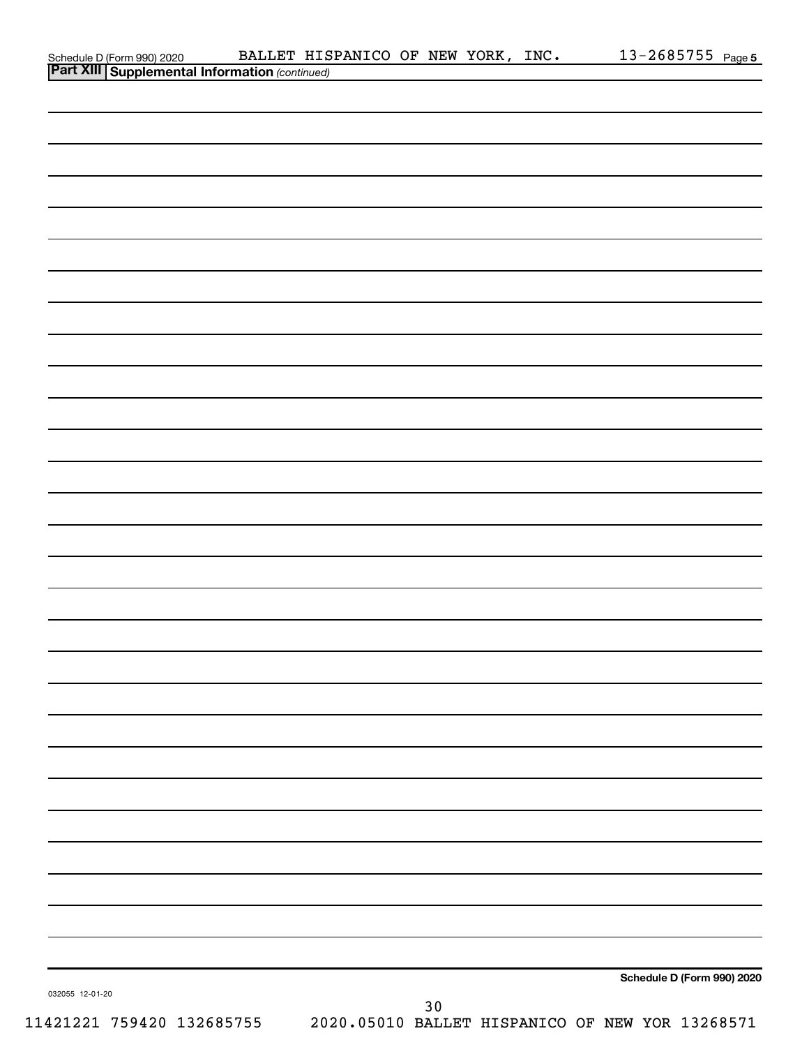**Part XIII Supplemental Information** *(continued)*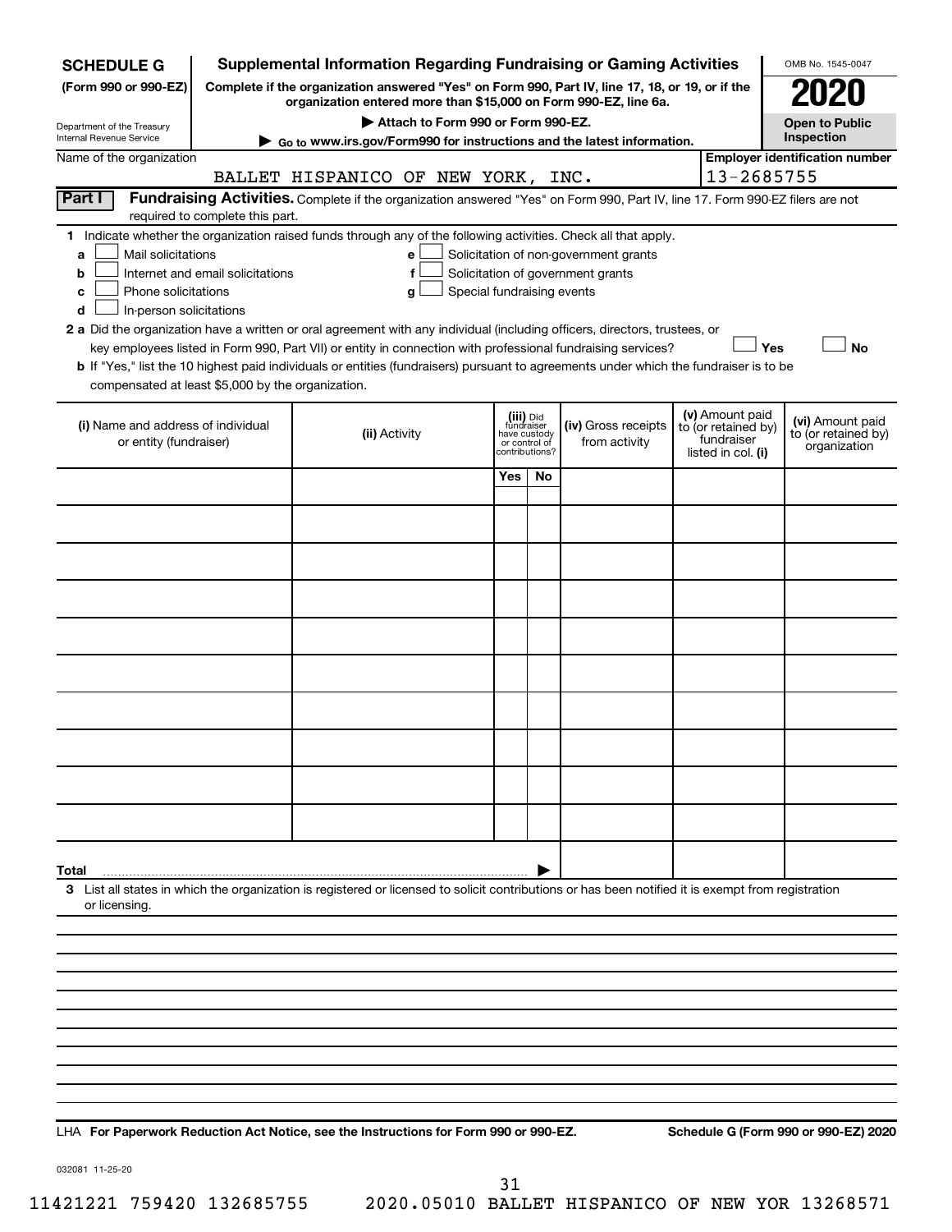**SCHEDULE G** (Form 990 or 990-EZ)

Department of the Treasury
Internal Revenue Service

# Supplemental Information Regarding Fundraising or Gaming Activities

**Complete if the organization answered "Yes" on Form 990, Part IV, line 17, 18, or 19, or if the organization entered more than $15,000 on Form 990-EZ, line 6a.**

**▶ Attach to Form 990 or Form 990-EZ.**

**▶ Go to www.irs.gov/Form990 for instructions and the latest information.**

OMB No. 1545-0047

**2020**

**Open to Public Inspection**

Name of the organization: BALLET HISPANICO OF NEW YORK, INC.

**Employer identification number:** 13-2685755

**Part I** **Fundraising Activities.** Complete if the organization answered "Yes" on Form 990, Part IV, line 17. Form 990-EZ filers are not required to complete this part.

**1** Indicate whether the organization raised funds through any of the following activities. Check all that apply.

- **a** ☐ Mail solicitations
- **b** ☐ Internet and email solicitations
- **c** ☐ Phone solicitations
- **d** ☐ In-person solicitations
- **e** ☐ Solicitation of non-government grants
- **f** ☐ Solicitation of government grants
- **g** ☐ Special fundraising events

**2 a** Did the organization have a written or oral agreement with any individual (including officers, directors, trustees, or key employees listed in Form 990, Part VII) or entity in connection with professional fundraising services? ☐ **Yes** ☐ **No**

**b** If "Yes," list the 10 highest paid individuals or entities (fundraisers) pursuant to agreements under which the fundraiser is to be compensated at least $5,000 by the organization.

| (i) Name and address of individual or entity (fundraiser) | (ii) Activity | (iii) Did fundraiser have custody or control of contributions? | | (iv) Gross receipts from activity | (v) Amount paid to (or retained by) fundraiser listed in col. (i) | (vi) Amount paid to (or retained by) organization |
|---|---|---|---|---|---|---|
| | | Yes | No | | | |
| | | | | | | |
| | | | | | | |
| | | | | | | |
| | | | | | | |
| | | | | | | |
| | | | | | | |
| | | | | | | |
| | | | | | | |
| | | | | | | |
| | | | | | | |
| **Total** ▶ | | | | | | |

**3** List all states in which the organization is registered or licensed to solicit contributions or has been notified it is exempt from registration or licensing.

LHA **For Paperwork Reduction Act Notice, see the Instructions for Form 990 or 990-EZ.** **Schedule G (Form 990 or 990-EZ) 2020**

032081 11-25-20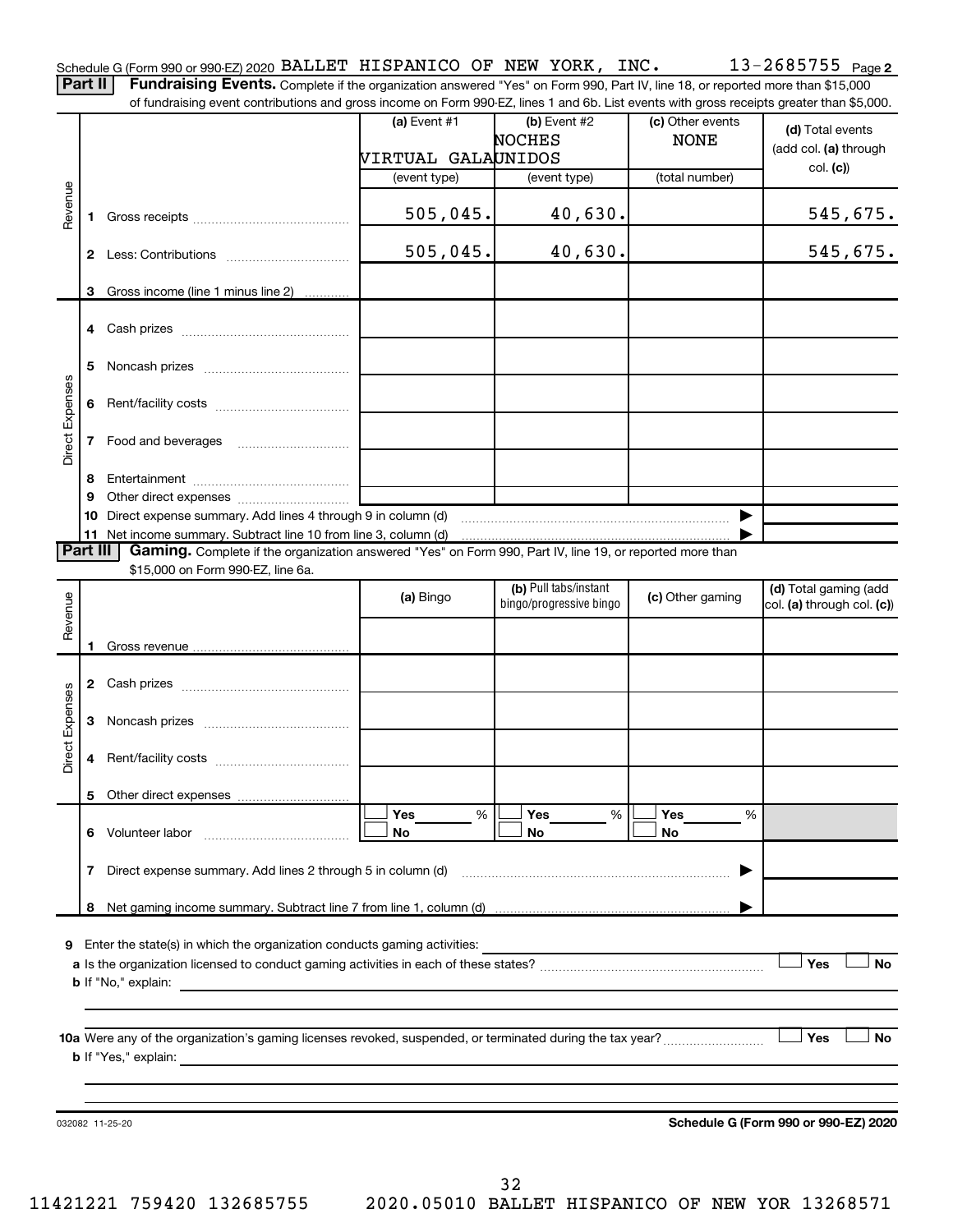Schedule G (Form 990 or 990-EZ) 2020 BALLET HISPANICO OF NEW YORK, INC. 13-2685755 Page 2

**Part II** **Fundraising Events.** Complete if the organization answered "Yes" on Form 990, Part IV, line 18, or reported more than $15,000 of fundraising event contributions and gross income on Form 990-EZ, lines 1 and 6b. List events with gross receipts greater than $5,000.

| | | (a) Event #1 | (b) Event #2 | (c) Other events | (d) Total events (add col. (a) through col. (c)) |
|---|---|---|---|---|---|
| | | VIRTUAL GALA | NOCHES UNIDOS | NONE | |
| | | (event type) | (event type) | (total number) | |
| Revenue | 1 Gross receipts | 505,045. | 40,630. | | 545,675. |
| | 2 Less: Contributions | 505,045. | 40,630. | | 545,675. |
| | 3 Gross income (line 1 minus line 2) | | | | |
| Direct Expenses | 4 Cash prizes | | | | |
| | 5 Noncash prizes | | | | |
| | 6 Rent/facility costs | | | | |
| | 7 Food and beverages | | | | |
| | 8 Entertainment | | | | |
| | 9 Other direct expenses | | | | |
| | 10 Direct expense summary. Add lines 4 through 9 in column (d) | | | ▶ | |
| | 11 Net income summary. Subtract line 10 from line 3, column (d) | | | ▶ | |

**Part III** **Gaming.** Complete if the organization answered "Yes" on Form 990, Part IV, line 19, or reported more than $15,000 on Form 990-EZ, line 6a.

| | | (a) Bingo | (b) Pull tabs/instant bingo/progressive bingo | (c) Other gaming | (d) Total gaming (add col. (a) through col. (c)) |
|---|---|---|---|---|---|
| Revenue | 1 Gross revenue | | | | |
| Direct Expenses | 2 Cash prizes | | | | |
| | 3 Noncash prizes | | | | |
| | 4 Rent/facility costs | | | | |
| | 5 Other direct expenses | | | | |
| | 6 Volunteer labor | ☐ Yes ___% ☐ No | ☐ Yes ___% ☐ No | ☐ Yes ___% ☐ No | |
| | 7 Direct expense summary. Add lines 2 through 5 in column (d) | | | ▶ | |
| | 8 Net gaming income summary. Subtract line 7 from line 1, column (d) | | | ▶ | |

9 Enter the state(s) in which the organization conducts gaming activities: ____________

a Is the organization licensed to conduct gaming activities in each of these states? ☐ Yes ☐ No

b If "No," explain: ____________

10a Were any of the organization's gaming licenses revoked, suspended, or terminated during the tax year? ☐ Yes ☐ No

b If "Yes," explain: ____________

032082 11-25-20 **Schedule G (Form 990 or 990-EZ) 2020**

11421221 759420 132685755 2020.05010 BALLET HISPANICO OF NEW YOR 13268571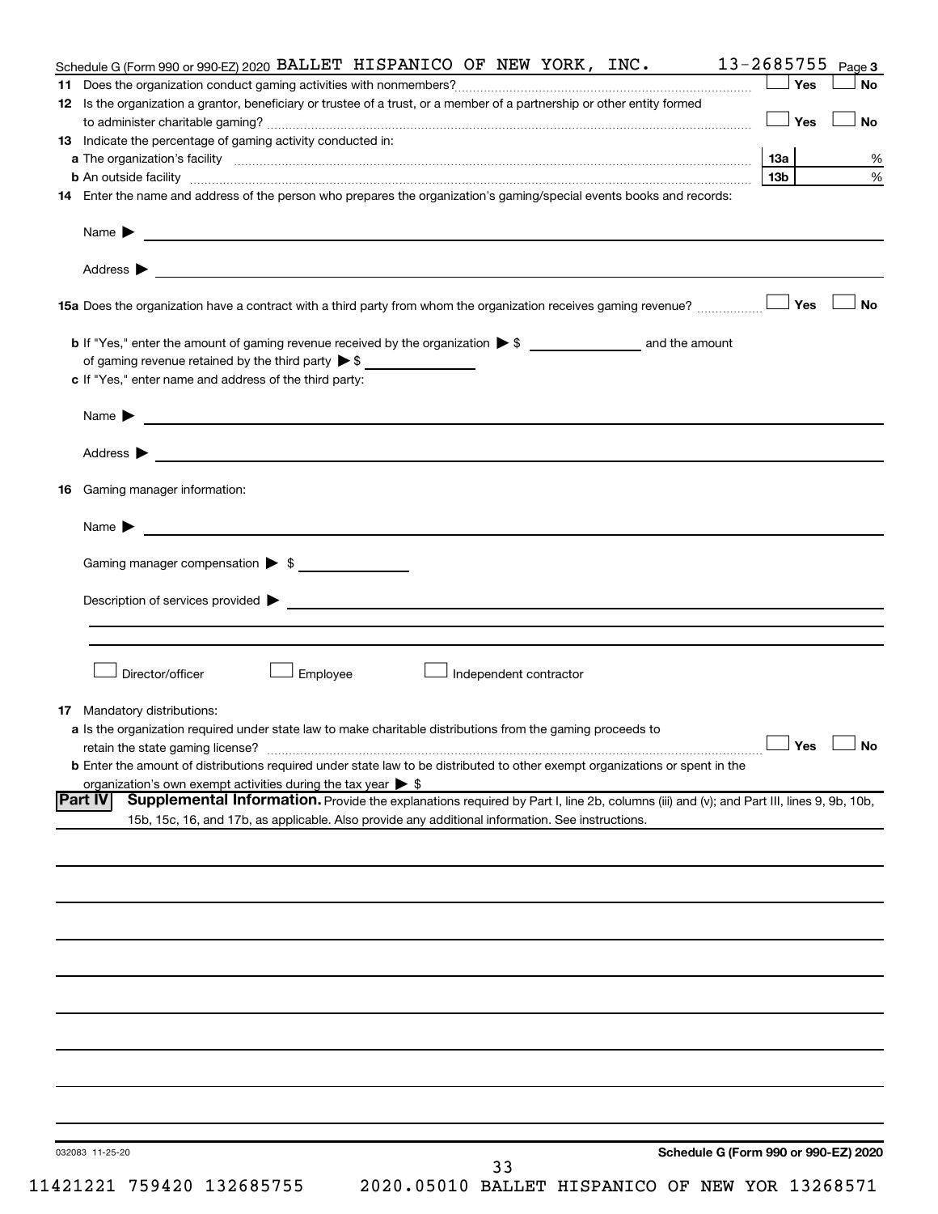Schedule G (Form 990 or 990-EZ) 2020 BALLET HISPANICO OF NEW YORK, INC. 13-2685755 Page 3

**11** Does the organization conduct gaming activities with nonmembers? ☐ Yes ☐ No

**12** Is the organization a grantor, beneficiary or trustee of a trust, or a member of a partnership or other entity formed to administer charitable gaming? ☐ Yes ☐ No

**13** Indicate the percentage of gaming activity conducted in:

**a** The organization's facility **13a** %

**b** An outside facility **13b** %

**14** Enter the name and address of the person who prepares the organization's gaming/special events books and records:

Name ▶

Address ▶

**15a** Does the organization have a contract with a third party from whom the organization receives gaming revenue? ☐ Yes ☐ No

**b** If "Yes," enter the amount of gaming revenue received by the organization ▶ $ and the amount of gaming revenue retained by the third party ▶ $

**c** If "Yes," enter name and address of the third party:

Name ▶

Address ▶

**16** Gaming manager information:

Name ▶

Gaming manager compensation ▶ $

Description of services provided ▶

☐ Director/officer ☐ Employee ☐ Independent contractor

**17** Mandatory distributions:

**a** Is the organization required under state law to make charitable distributions from the gaming proceeds to retain the state gaming license? ☐ Yes ☐ No

**b** Enter the amount of distributions required under state law to be distributed to other exempt organizations or spent in the organization's own exempt activities during the tax year ▶ $

**Part IV** **Supplemental Information.** Provide the explanations required by Part I, line 2b, columns (iii) and (v); and Part III, lines 9, 9b, 10b, 15b, 15c, 16, and 17b, as applicable. Also provide any additional information. See instructions.

032083 11-25-20

**Schedule G (Form 990 or 990-EZ) 2020**

11421221 759420 132685755 2020.05010 BALLET HISPANICO OF NEW YOR 13268571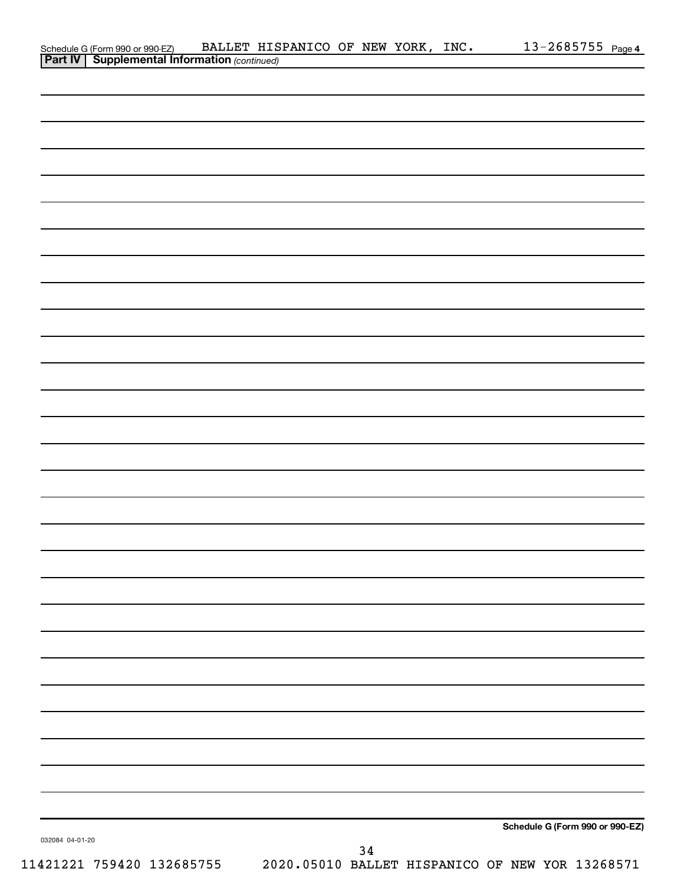Schedule G (Form 990 or 990-EZ) BALLET HISPANICO OF NEW YORK, INC. 13-2685755 Page 4

**Part IV | Supplemental Information** *(continued)*

**Schedule G (Form 990 or 990-EZ)**

032084 04-01-20

11421221 759420 132685755 2020.05010 BALLET HISPANICO OF NEW YOR 13268571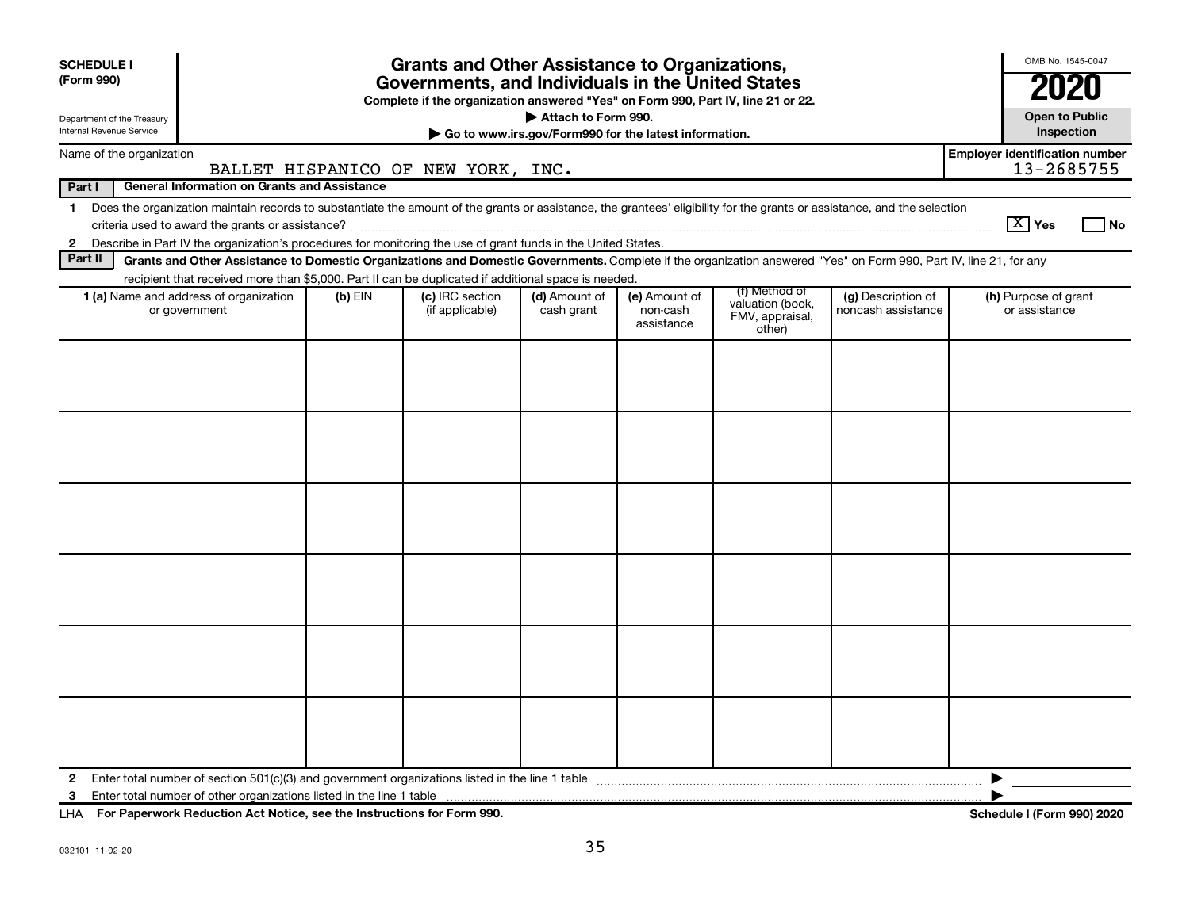**SCHEDULE I**
**(Form 990)**

Department of the Treasury
Internal Revenue Service

# Grants and Other Assistance to Organizations, Governments, and Individuals in the United States

**Complete if the organization answered "Yes" on Form 990, Part IV, line 21 or 22.**

**▶ Attach to Form 990.**

**▶ Go to www.irs.gov/Form990 for the latest information.**

OMB No. 1545-0047

**2020**

**Open to Public Inspection**

Name of the organization: BALLET HISPANICO OF NEW YORK, INC.

**Employer identification number:** 13-2685755

**Part I — General Information on Grants and Assistance**

1 Does the organization maintain records to substantiate the amount of the grants or assistance, the grantees' eligibility for the grants or assistance, and the selection criteria used to award the grants or assistance? [X] Yes [ ] No

2 Describe in Part IV the organization's procedures for monitoring the use of grant funds in the United States.

**Part II — Grants and Other Assistance to Domestic Organizations and Domestic Governments.** Complete if the organization answered "Yes" on Form 990, Part IV, line 21, for any recipient that received more than $5,000. Part II can be duplicated if additional space is needed.

| 1 (a) Name and address of organization or government | (b) EIN | (c) IRC section (if applicable) | (d) Amount of cash grant | (e) Amount of non-cash assistance | (f) Method of valuation (book, FMV, appraisal, other) | (g) Description of noncash assistance | (h) Purpose of grant or assistance |
|---|---|---|---|---|---|---|---|
| | | | | | | | |
| | | | | | | | |
| | | | | | | | |
| | | | | | | | |
| | | | | | | | |
| | | | | | | | |

2 Enter total number of section 501(c)(3) and government organizations listed in the line 1 table ▶

3 Enter total number of other organizations listed in the line 1 table ▶

LHA **For Paperwork Reduction Act Notice, see the Instructions for Form 990.** **Schedule I (Form 990) 2020**

032101 11-02-20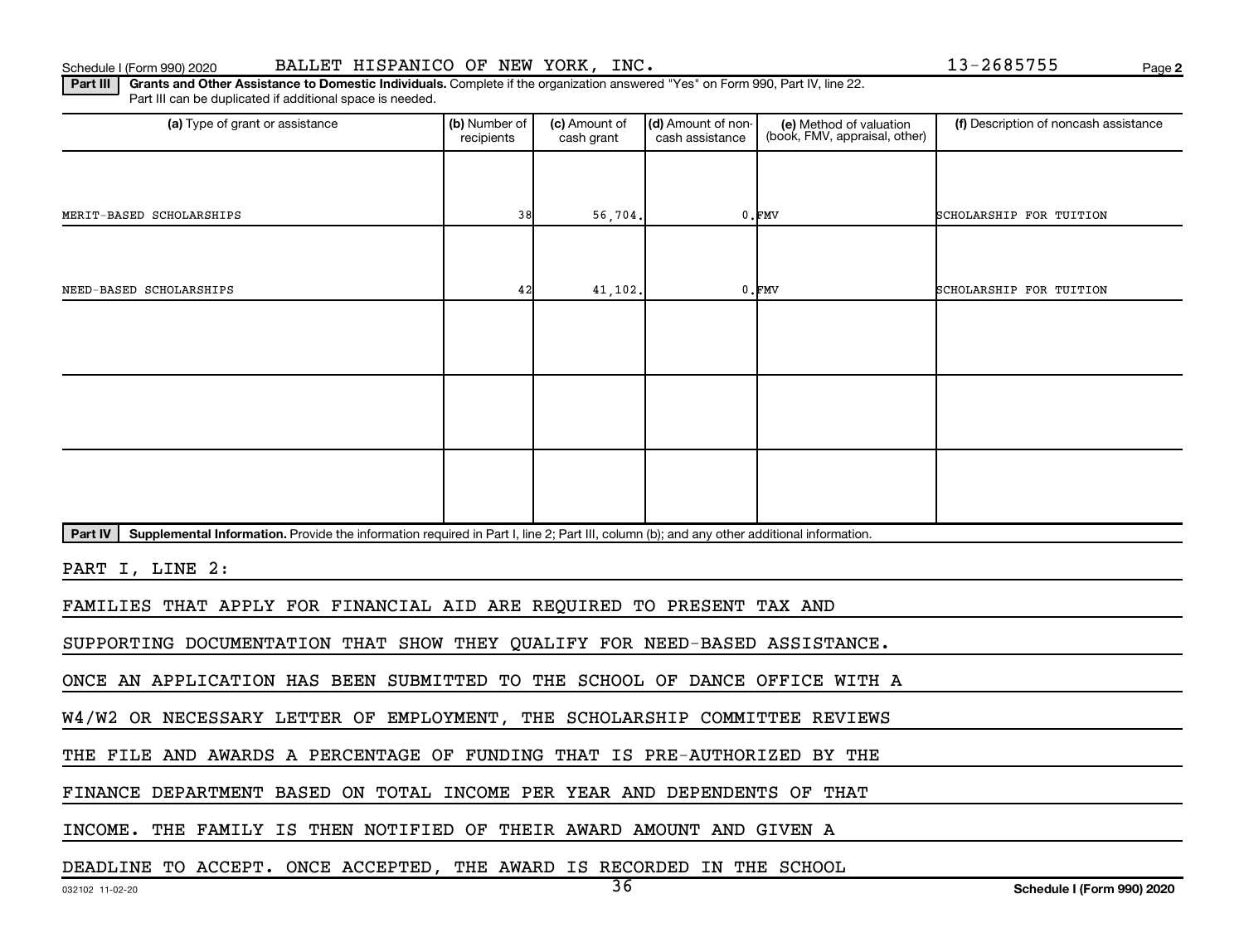Schedule I (Form 990) 2020 BALLET HISPANICO OF NEW YORK, INC. 13-2685755 Page 2

**Part III** **Grants and Other Assistance to Domestic Individuals.** Complete if the organization answered "Yes" on Form 990, Part IV, line 22. Part III can be duplicated if additional space is needed.

| (a) Type of grant or assistance | (b) Number of recipients | (c) Amount of cash grant | (d) Amount of non-cash assistance | (e) Method of valuation (book, FMV, appraisal, other) | (f) Description of noncash assistance |
|---|---|---|---|---|---|
| MERIT-BASED SCHOLARSHIPS | 38 | 56,704. | 0. | FMV | SCHOLARSHIP FOR TUITION |
| NEED-BASED SCHOLARSHIPS | 42 | 41,102. | 0. | FMV | SCHOLARSHIP FOR TUITION |
| | | | | | |
| | | | | | |
| | | | | | |

**Part IV** **Supplemental Information.** Provide the information required in Part I, line 2; Part III, column (b); and any other additional information.

PART I, LINE 2:

FAMILIES THAT APPLY FOR FINANCIAL AID ARE REQUIRED TO PRESENT TAX AND SUPPORTING DOCUMENTATION THAT SHOW THEY QUALIFY FOR NEED-BASED ASSISTANCE. ONCE AN APPLICATION HAS BEEN SUBMITTED TO THE SCHOOL OF DANCE OFFICE WITH A W4/W2 OR NECESSARY LETTER OF EMPLOYMENT, THE SCHOLARSHIP COMMITTEE REVIEWS THE FILE AND AWARDS A PERCENTAGE OF FUNDING THAT IS PRE-AUTHORIZED BY THE FINANCE DEPARTMENT BASED ON TOTAL INCOME PER YEAR AND DEPENDENTS OF THAT INCOME. THE FAMILY IS THEN NOTIFIED OF THEIR AWARD AMOUNT AND GIVEN A DEADLINE TO ACCEPT. ONCE ACCEPTED, THE AWARD IS RECORDED IN THE SCHOOL

032102 11-02-20 Schedule I (Form 990) 2020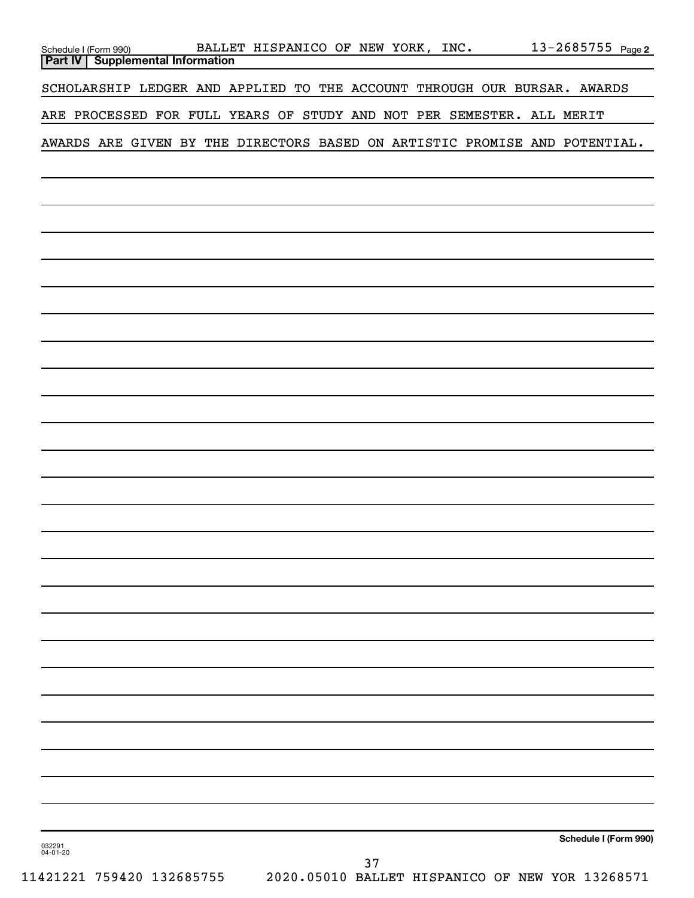Schedule I (Form 990) BALLET HISPANICO OF NEW YORK, INC. 13-2685755 Page 2

**Part IV | Supplemental Information**

SCHOLARSHIP LEDGER AND APPLIED TO THE ACCOUNT THROUGH OUR BURSAR. AWARDS ARE PROCESSED FOR FULL YEARS OF STUDY AND NOT PER SEMESTER. ALL MERIT AWARDS ARE GIVEN BY THE DIRECTORS BASED ON ARTISTIC PROMISE AND POTENTIAL.

032291
04-01-20

**Schedule I (Form 990)**

11421221 759420 132685755 2020.05010 BALLET HISPANICO OF NEW YOR 13268571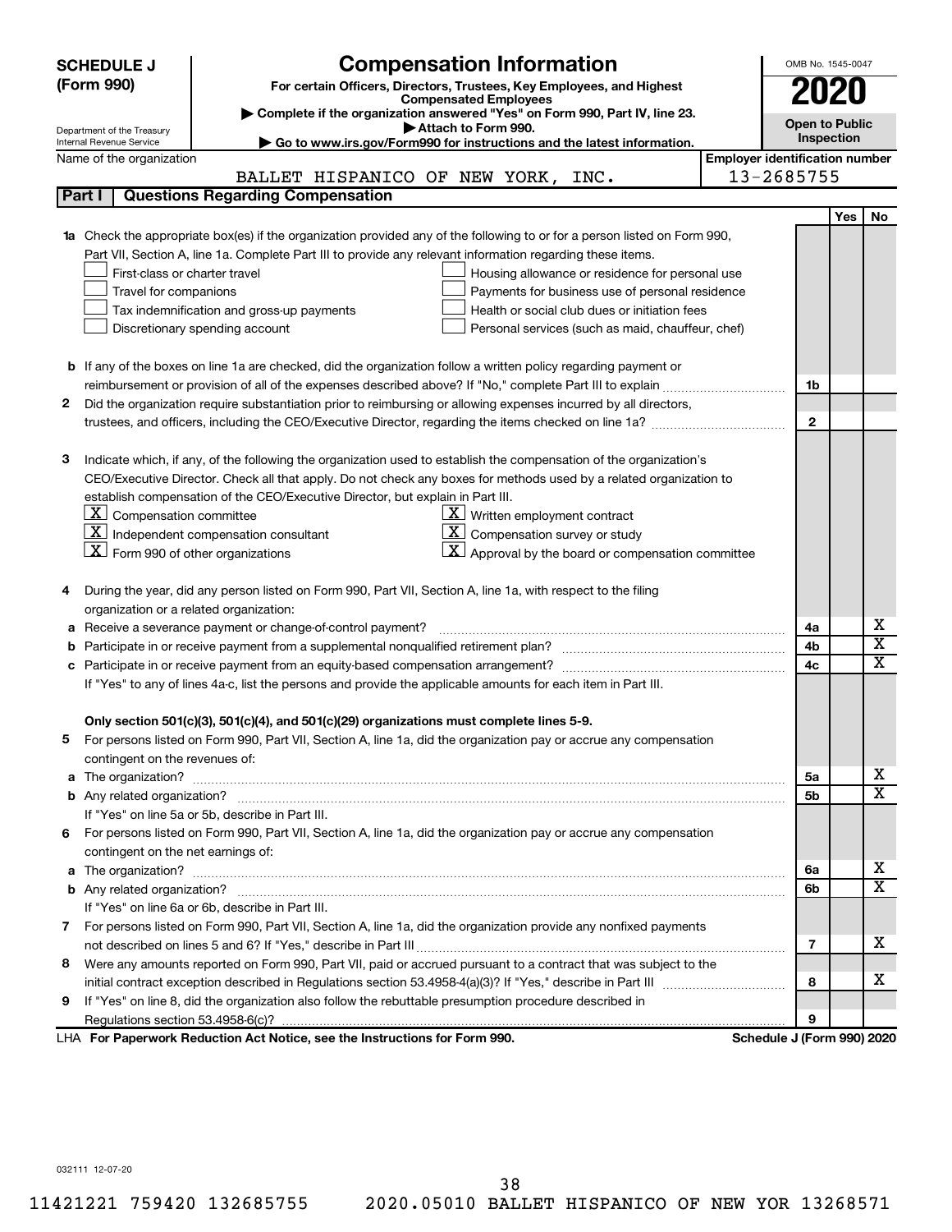**SCHEDULE J (Form 990)**

Department of the Treasury
Internal Revenue Service

# Compensation Information

**For certain Officers, Directors, Trustees, Key Employees, and Highest Compensated Employees**

▶ Complete if the organization answered "Yes" on Form 990, Part IV, line 23.
▶ Attach to Form 990.
▶ Go to www.irs.gov/Form990 for instructions and the latest information.

OMB No. 1545-0047

**2020**

**Open to Public Inspection**

Name of the organization: BALLET HISPANICO OF NEW YORK, INC.

Employer identification number: 13-2685755

## Part I Questions Regarding Compensation

| | | | Yes | No |
|---|---|---|---|---|
| **1a** | Check the appropriate box(es) if the organization provided any of the following to or for a person listed on Form 990, Part VII, Section A, line 1a. Complete Part III to provide any relevant information regarding these items.<br>☐ First-class or charter travel ☐ Housing allowance or residence for personal use<br>☐ Travel for companions ☐ Payments for business use of personal residence<br>☐ Tax indemnification and gross-up payments ☐ Health or social club dues or initiation fees<br>☐ Discretionary spending account ☐ Personal services (such as maid, chauffeur, chef) | | | |
| **b** | If any of the boxes on line 1a are checked, did the organization follow a written policy regarding payment or reimbursement or provision of all of the expenses described above? If "No," complete Part III to explain | 1b | | |
| **2** | Did the organization require substantiation prior to reimbursing or allowing expenses incurred by all directors, trustees, and officers, including the CEO/Executive Director, regarding the items checked on line 1a? | 2 | | |
| **3** | Indicate which, if any, of the following the organization used to establish the compensation of the organization's CEO/Executive Director. Check all that apply. Do not check any boxes for methods used by a related organization to establish compensation of the CEO/Executive Director, but explain in Part III.<br>☒ Compensation committee ☒ Written employment contract<br>☒ Independent compensation consultant ☒ Compensation survey or study<br>☒ Form 990 of other organizations ☒ Approval by the board or compensation committee | | | |
| **4** | During the year, did any person listed on Form 990, Part VII, Section A, line 1a, with respect to the filing organization or a related organization: | | | |
| **a** | Receive a severance payment or change-of-control payment? | 4a | | X |
| **b** | Participate in or receive payment from a supplemental nonqualified retirement plan? | 4b | | X |
| **c** | Participate in or receive payment from an equity-based compensation arrangement? | 4c | | X |
| | If "Yes" to any of lines 4a-c, list the persons and provide the applicable amounts for each item in Part III. | | | |
| | **Only section 501(c)(3), 501(c)(4), and 501(c)(29) organizations must complete lines 5-9.** | | | |
| **5** | For persons listed on Form 990, Part VII, Section A, line 1a, did the organization pay or accrue any compensation contingent on the revenues of: | | | |
| **a** | The organization? | 5a | | X |
| **b** | Any related organization? | 5b | | X |
| | If "Yes" on line 5a or 5b, describe in Part III. | | | |
| **6** | For persons listed on Form 990, Part VII, Section A, line 1a, did the organization pay or accrue any compensation contingent on the net earnings of: | | | |
| **a** | The organization? | 6a | | X |
| **b** | Any related organization? | 6b | | X |
| | If "Yes" on line 6a or 6b, describe in Part III. | | | |
| **7** | For persons listed on Form 990, Part VII, Section A, line 1a, did the organization provide any nonfixed payments not described on lines 5 and 6? If "Yes," describe in Part III | 7 | | X |
| **8** | Were any amounts reported on Form 990, Part VII, paid or accrued pursuant to a contract that was subject to the initial contract exception described in Regulations section 53.4958-4(a)(3)? If "Yes," describe in Part III | 8 | | X |
| **9** | If "Yes" on line 8, did the organization also follow the rebuttable presumption procedure described in Regulations section 53.4958-6(c)? | 9 | | |

LHA **For Paperwork Reduction Act Notice, see the Instructions for Form 990.** **Schedule J (Form 990) 2020**

032111 12-07-20

11421221 759420 132685755 2020.05010 BALLET HISPANICO OF NEW YOR 13268571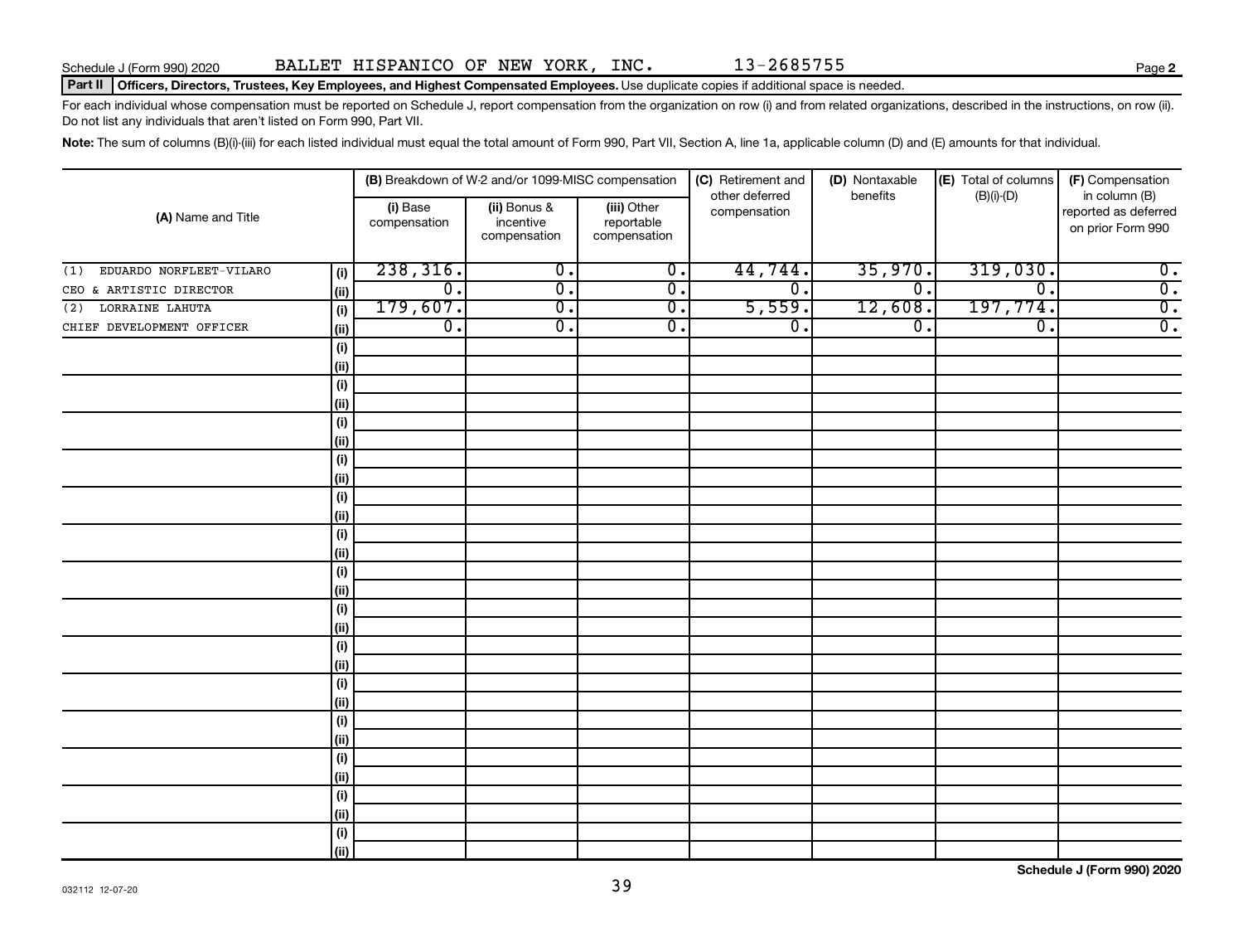Schedule J (Form 990) 2020 BALLET HISPANICO OF NEW YORK, INC. 13-2685755

**Part II** **Officers, Directors, Trustees, Key Employees, and Highest Compensated Employees.** Use duplicate copies if additional space is needed.

For each individual whose compensation must be reported on Schedule J, report compensation from the organization on row (i) and from related organizations, described in the instructions, on row (ii). Do not list any individuals that aren't listed on Form 990, Part VII.

**Note:** The sum of columns (B)(i)-(iii) for each listed individual must equal the total amount of Form 990, Part VII, Section A, line 1a, applicable column (D) and (E) amounts for that individual.

| (A) Name and Title | | (B) Breakdown of W-2 and/or 1099-MISC compensation | | | (C) Retirement and other deferred compensation | (D) Nontaxable benefits | (E) Total of columns (B)(i)-(D) | (F) Compensation in column (B) reported as deferred on prior Form 990 |
|---|---|---|---|---|---|---|---|---|
| | | (i) Base compensation | (ii) Bonus & incentive compensation | (iii) Other reportable compensation | | | | |
| (1) EDUARDO NORFLEET-VILARO | (i) | 238,316. | 0. | 0. | 44,744. | 35,970. | 319,030. | 0. |
| CEO & ARTISTIC DIRECTOR | (ii) | 0. | 0. | 0. | 0. | 0. | 0. | 0. |
| (2) LORRAINE LAHUTA | (i) | 179,607. | 0. | 0. | 5,559. | 12,608. | 197,774. | 0. |
| CHIEF DEVELOPMENT OFFICER | (ii) | 0. | 0. | 0. | 0. | 0. | 0. | 0. |
| | (i) | | | | | | | |
| | (ii) | | | | | | | |
| | (i) | | | | | | | |
| | (ii) | | | | | | | |
| | (i) | | | | | | | |
| | (ii) | | | | | | | |
| | (i) | | | | | | | |
| | (ii) | | | | | | | |
| | (i) | | | | | | | |
| | (ii) | | | | | | | |
| | (i) | | | | | | | |
| | (ii) | | | | | | | |
| | (i) | | | | | | | |
| | (ii) | | | | | | | |
| | (i) | | | | | | | |
| | (ii) | | | | | | | |
| | (i) | | | | | | | |
| | (ii) | | | | | | | |
| | (i) | | | | | | | |
| | (ii) | | | | | | | |
| | (i) | | | | | | | |
| | (ii) | | | | | | | |
| | (i) | | | | | | | |
| | (ii) | | | | | | | |
| | (i) | | | | | | | |
| | (ii) | | | | | | | |
| | (i) | | | | | | | |
| | (ii) | | | | | | | |

**Schedule J (Form 990) 2020**

032112 12-07-20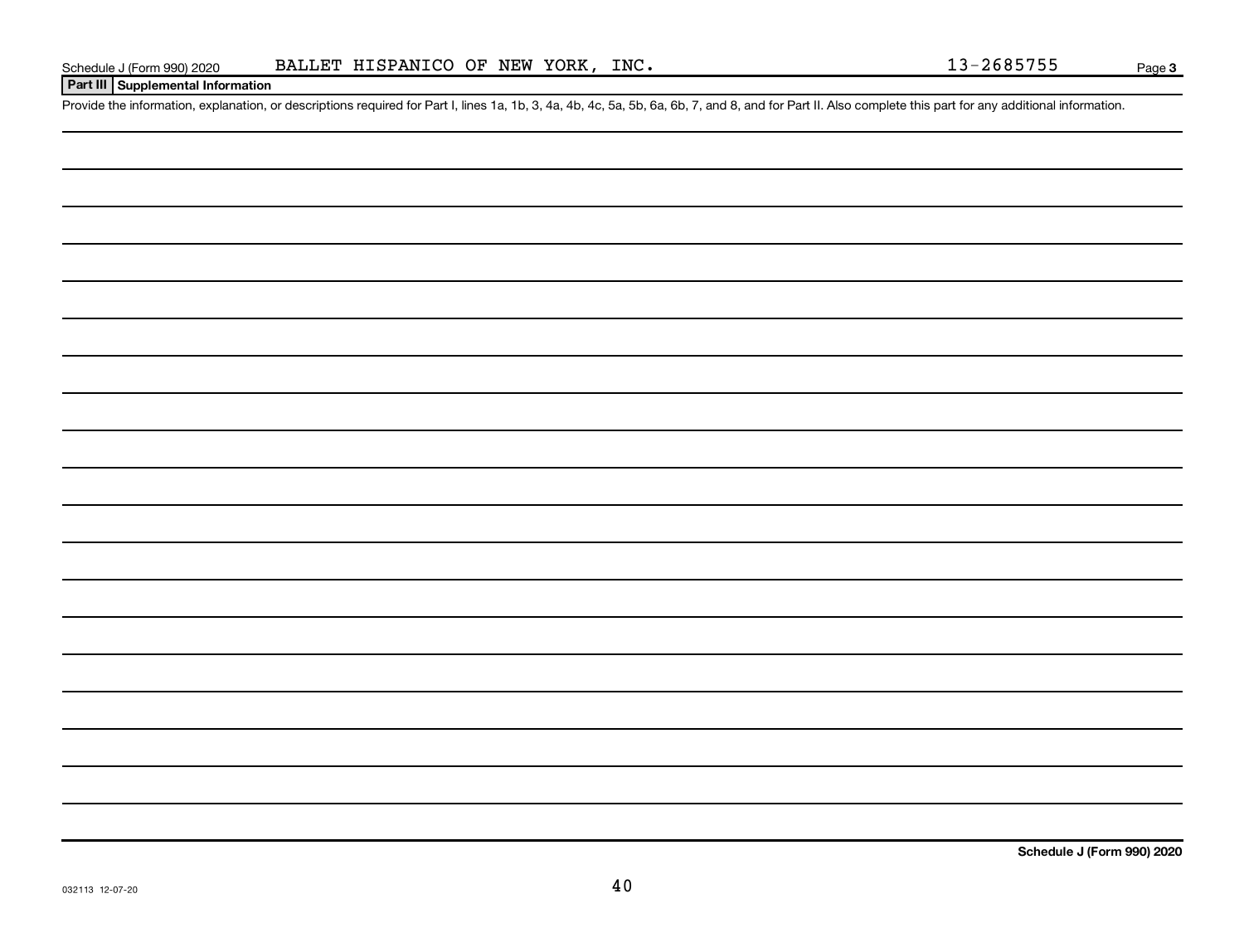Schedule J (Form 990) 2020 BALLET HISPANICO OF NEW YORK, INC. 13-2685755

**Part III | Supplemental Information**

Provide the information, explanation, or descriptions required for Part I, lines 1a, 1b, 3, 4a, 4b, 4c, 5a, 5b, 6a, 6b, 7, and 8, and for Part II. Also complete this part for any additional information.

**Schedule J (Form 990) 2020**

032113 12-07-20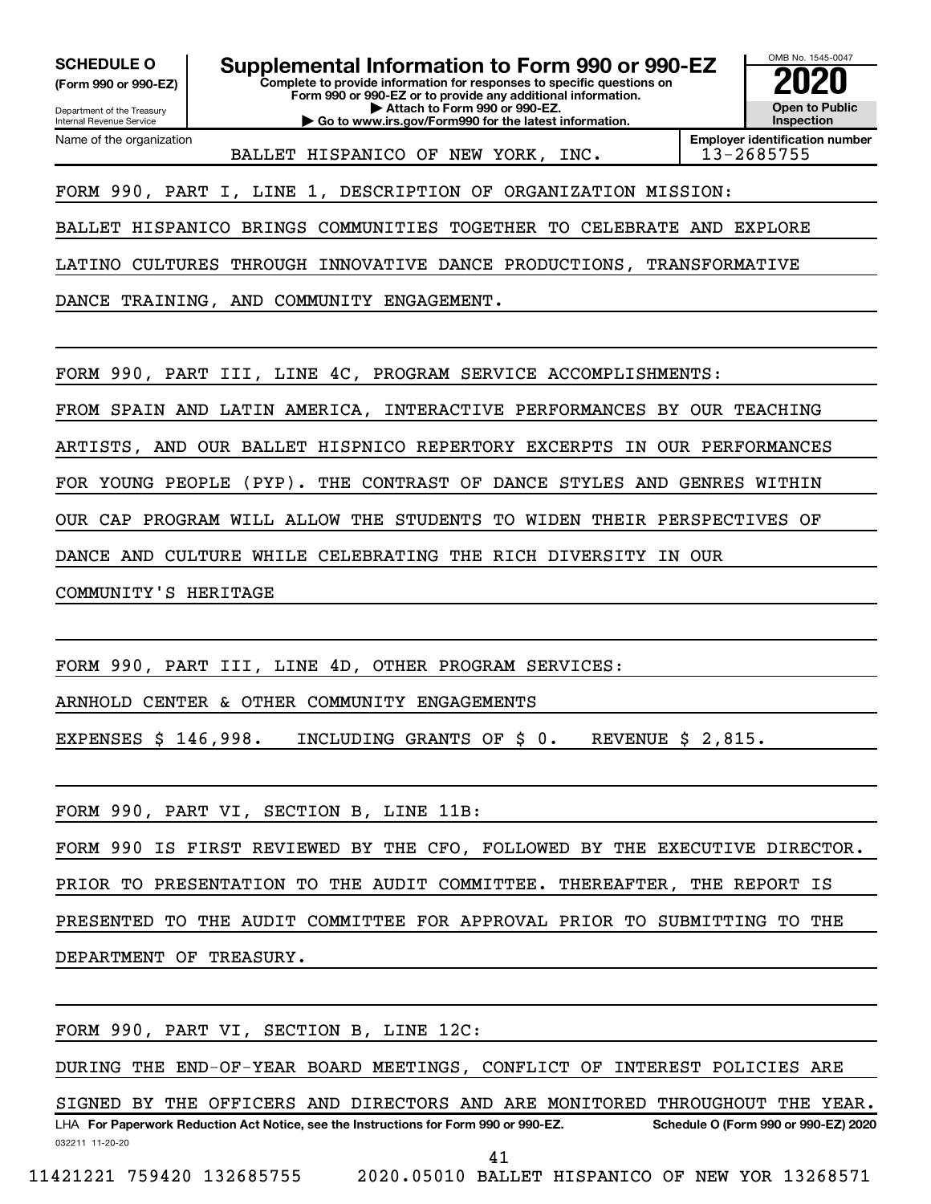**SCHEDULE O**
**(Form 990 or 990-EZ)**

Department of the Treasury
Internal Revenue Service

# Supplemental Information to Form 990 or 990-EZ

**Complete to provide information for responses to specific questions on Form 990 or 990-EZ or to provide any additional information.**
**▶ Attach to Form 990 or 990-EZ.**
**▶ Go to www.irs.gov/Form990 for the latest information.**

OMB No. 1545-0047
**2020**
**Open to Public Inspection**

Name of the organization: BALLET HISPANICO OF NEW YORK, INC.
**Employer identification number**: 13-2685755

FORM 990, PART I, LINE 1, DESCRIPTION OF ORGANIZATION MISSION:

BALLET HISPANICO BRINGS COMMUNITIES TOGETHER TO CELEBRATE AND EXPLORE LATINO CULTURES THROUGH INNOVATIVE DANCE PRODUCTIONS, TRANSFORMATIVE DANCE TRAINING, AND COMMUNITY ENGAGEMENT.

FORM 990, PART III, LINE 4C, PROGRAM SERVICE ACCOMPLISHMENTS:

FROM SPAIN AND LATIN AMERICA, INTERACTIVE PERFORMANCES BY OUR TEACHING ARTISTS, AND OUR BALLET HISPNICO REPERTORY EXCERPTS IN OUR PERFORMANCES FOR YOUNG PEOPLE (PYP). THE CONTRAST OF DANCE STYLES AND GENRES WITHIN OUR CAP PROGRAM WILL ALLOW THE STUDENTS TO WIDEN THEIR PERSPECTIVES OF DANCE AND CULTURE WHILE CELEBRATING THE RICH DIVERSITY IN OUR COMMUNITY'S HERITAGE

FORM 990, PART III, LINE 4D, OTHER PROGRAM SERVICES:

ARNHOLD CENTER & OTHER COMMUNITY ENGAGEMENTS

EXPENSES $ 146,998. INCLUDING GRANTS OF $ 0. REVENUE $ 2,815.

FORM 990, PART VI, SECTION B, LINE 11B:

FORM 990 IS FIRST REVIEWED BY THE CFO, FOLLOWED BY THE EXECUTIVE DIRECTOR. PRIOR TO PRESENTATION TO THE AUDIT COMMITTEE. THEREAFTER, THE REPORT IS PRESENTED TO THE AUDIT COMMITTEE FOR APPROVAL PRIOR TO SUBMITTING TO THE DEPARTMENT OF TREASURY.

FORM 990, PART VI, SECTION B, LINE 12C:

DURING THE END-OF-YEAR BOARD MEETINGS, CONFLICT OF INTEREST POLICIES ARE SIGNED BY THE OFFICERS AND DIRECTORS AND ARE MONITORED THROUGHOUT THE YEAR.

LHA **For Paperwork Reduction Act Notice, see the Instructions for Form 990 or 990-EZ.** **Schedule O (Form 990 or 990-EZ) 2020**

032211 11-20-20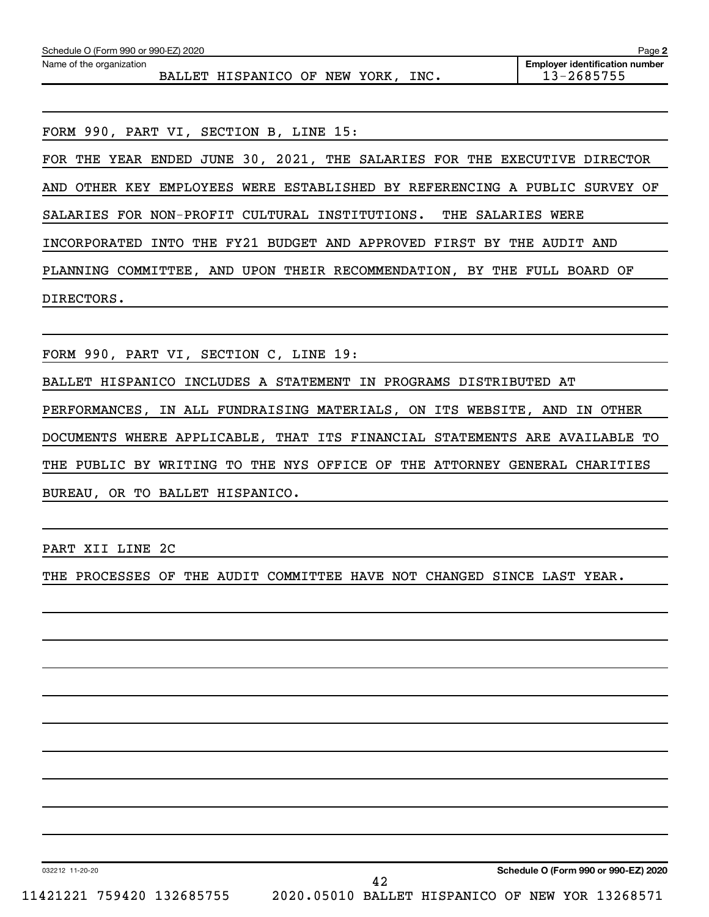Schedule O (Form 990 or 990-EZ) 2020

Name of the organization: BALLET HISPANICO OF NEW YORK, INC.

Employer identification number: 13-2685755

FORM 990, PART VI, SECTION B, LINE 15:

FOR THE YEAR ENDED JUNE 30, 2021, THE SALARIES FOR THE EXECUTIVE DIRECTOR AND OTHER KEY EMPLOYEES WERE ESTABLISHED BY REFERENCING A PUBLIC SURVEY OF SALARIES FOR NON-PROFIT CULTURAL INSTITUTIONS. THE SALARIES WERE INCORPORATED INTO THE FY21 BUDGET AND APPROVED FIRST BY THE AUDIT AND PLANNING COMMITTEE, AND UPON THEIR RECOMMENDATION, BY THE FULL BOARD OF DIRECTORS.

FORM 990, PART VI, SECTION C, LINE 19:

BALLET HISPANICO INCLUDES A STATEMENT IN PROGRAMS DISTRIBUTED AT PERFORMANCES, IN ALL FUNDRAISING MATERIALS, ON ITS WEBSITE, AND IN OTHER DOCUMENTS WHERE APPLICABLE, THAT ITS FINANCIAL STATEMENTS ARE AVAILABLE TO THE PUBLIC BY WRITING TO THE NYS OFFICE OF THE ATTORNEY GENERAL CHARITIES BUREAU, OR TO BALLET HISPANICO.

PART XII LINE 2C

THE PROCESSES OF THE AUDIT COMMITTEE HAVE NOT CHANGED SINCE LAST YEAR.

032212 11-20-20

Schedule O (Form 990 or 990-EZ) 2020

11421221 759420 132685755 2020.05010 BALLET HISPANICO OF NEW YOR 13268571